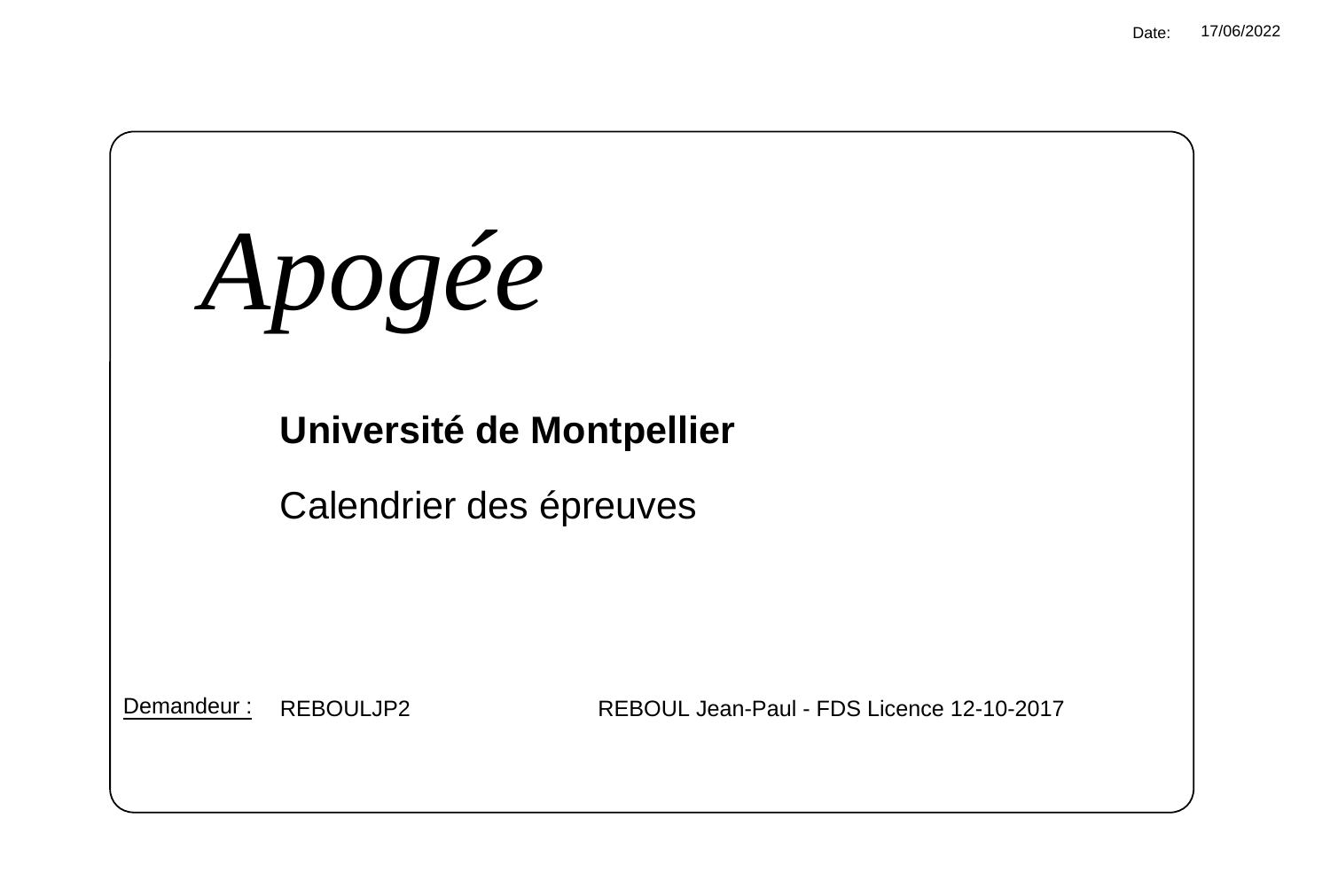Date: 17/06/2022

# *Apogée*

**Université de Montpellier**

Calendrier des épreuves

Demandeur : REBOULJP2 REBOUL Jean-Paul - FDS Licence 12-10-2017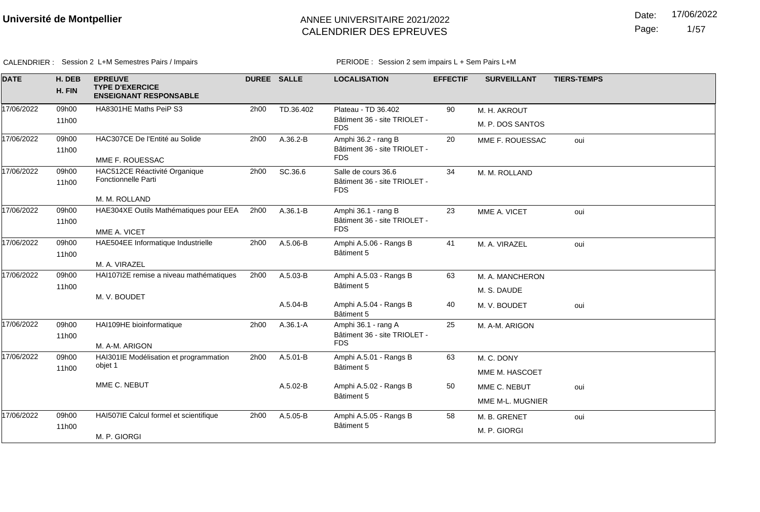**Université de Montpellier**

ANNEE UNIVERSITAIRE 2021/2022
CALENDRIER DES EPREUVES

Date: 17/06/2022

CALENDRIER : Session 2 L+M Semestres Pairs / Impairs

PERIODE : Session 2 sem impairs L + Sem Pairs L+M

| DATE | H. DEB H. FIN | EPREUVE TYPE D'EXERCICE ENSEIGNANT RESPONSABLE | DUREE | SALLE | LOCALISATION | EFFECTIF | SURVEILLANT | TIERS-TEMPS |
|---|---|---|---|---|---|---|---|---|
| 17/06/2022 | 09h00 11h00 | HA8301HE Maths PeiP S3 | 2h00 | TD.36.402 | Plateau - TD 36.402 Bâtiment 36 - site TRIOLET - FDS | 90 | M. H. AKROUT | |
| | | | | | | | M. P. DOS SANTOS | |
| 17/06/2022 | 09h00 11h00 | HAC307CE De l'Entité au Solide MME F. ROUESSAC | 2h00 | A.36.2-B | Amphi 36.2 - rang B Bâtiment 36 - site TRIOLET - FDS | 20 | MME F. ROUESSAC | oui |
| 17/06/2022 | 09h00 11h00 | HAC512CE Réactivité Organique Fonctionnelle Parti M. M. ROLLAND | 2h00 | SC.36.6 | Salle de cours 36.6 Bâtiment 36 - site TRIOLET - FDS | 34 | M. M. ROLLAND | |
| 17/06/2022 | 09h00 11h00 | HAE304XE Outils Mathématiques pour EEA MME A. VICET | 2h00 | A.36.1-B | Amphi 36.1 - rang B Bâtiment 36 - site TRIOLET - FDS | 23 | MME A. VICET | oui |
| 17/06/2022 | 09h00 11h00 | HAE504EE Informatique Industrielle M. A. VIRAZEL | 2h00 | A.5.06-B | Amphi A.5.06 - Rangs B Bâtiment 5 | 41 | M. A. VIRAZEL | oui |
| 17/06/2022 | 09h00 11h00 | HAI107I2E remise a niveau mathématiques M. V. BOUDET | 2h00 | A.5.03-B | Amphi A.5.03 - Rangs B Bâtiment 5 | 63 | M. A. MANCHERON | |
| | | | | | | | M. S. DAUDE | |
| | | | | A.5.04-B | Amphi A.5.04 - Rangs B Bâtiment 5 | 40 | M. V. BOUDET | oui |
| 17/06/2022 | 09h00 11h00 | HAI109HE bioinformatique M. A-M. ARIGON | 2h00 | A.36.1-A | Amphi 36.1 - rang A Bâtiment 36 - site TRIOLET - FDS | 25 | M. A-M. ARIGON | |
| 17/06/2022 | 09h00 11h00 | HAI301IE Modélisation et programmation objet 1 MME C. NEBUT | 2h00 | A.5.01-B | Amphi A.5.01 - Rangs B Bâtiment 5 | 63 | M. C. DONY | |
| | | | | | | | MME M. HASCOET | |
| | | | | A.5.02-B | Amphi A.5.02 - Rangs B Bâtiment 5 | 50 | MME C. NEBUT | oui |
| | | | | | | | MME M-L. MUGNIER | |
| 17/06/2022 | 09h00 11h00 | HAI507IE Calcul formel et scientifique M. P. GIORGI | 2h00 | A.5.05-B | Amphi A.5.05 - Rangs B Bâtiment 5 | 58 | M. B. GRENET | oui |
| | | | | | | | M. P. GIORGI | |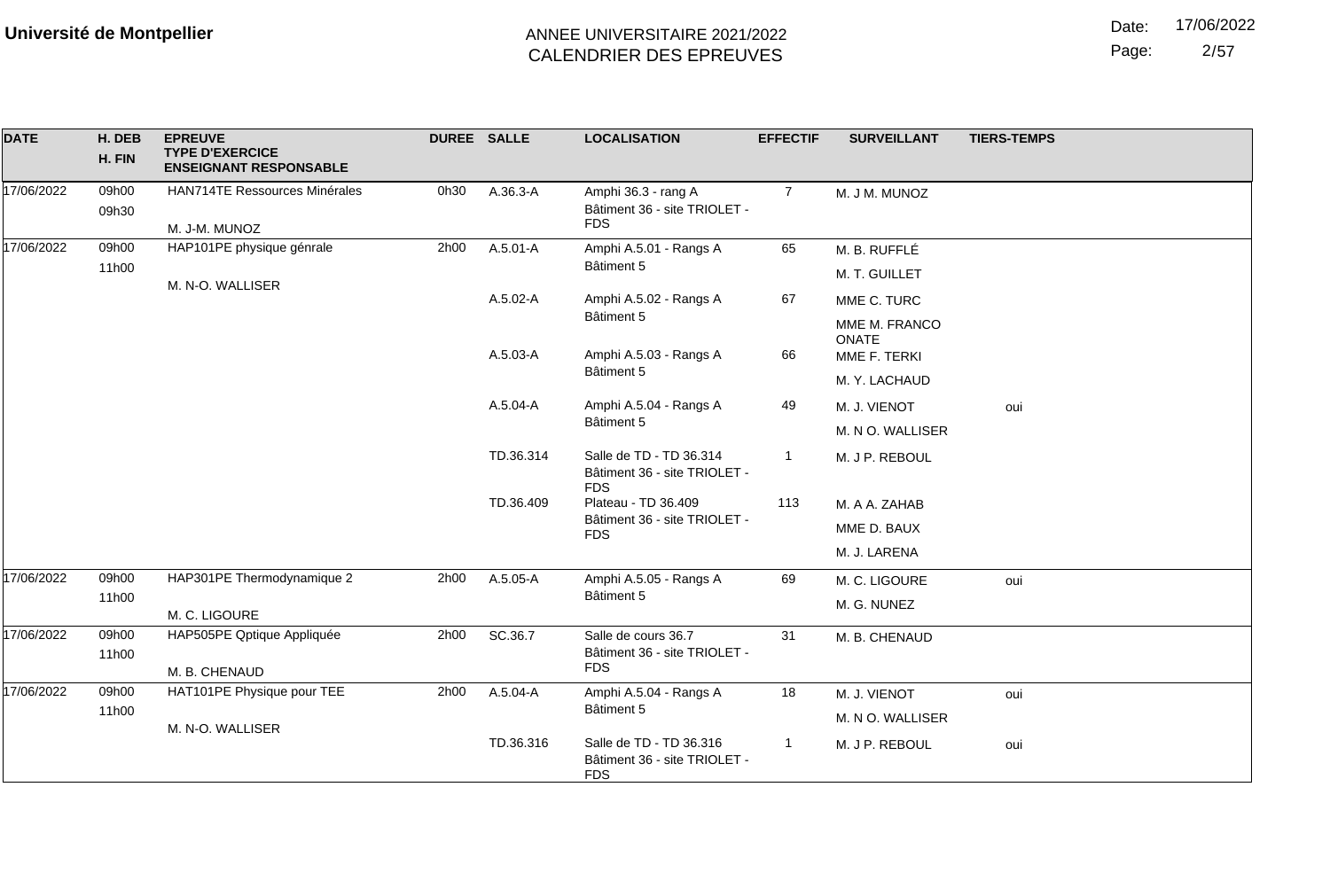**Université de Montpellier**

ANNEE UNIVERSITAIRE 2021/2022
CALENDRIER DES EPREUVES

Date: 17/06/2022

| DATE | H. DEB / H. FIN | EPREUVE / TYPE D'EXERCICE / ENSEIGNANT RESPONSABLE | DUREE | SALLE | LOCALISATION | EFFECTIF | SURVEILLANT | TIERS-TEMPS |
|---|---|---|---|---|---|---|---|---|
| 17/06/2022 | 09h00 09h30 | HAN714TE Ressources Minérales M. J-M. MUNOZ | 0h30 | A.36.3-A | Amphi 36.3 - rang A Bâtiment 36 - site TRIOLET - FDS | 7 | M. J M. MUNOZ | |
| 17/06/2022 | 09h00 11h00 | HAP101PE physique génrale M. N-O. WALLISER | 2h00 | A.5.01-A | Amphi A.5.01 - Rangs A Bâtiment 5 | 65 | M. B. RUFFLÉ | |
| | | | | | | | M. T. GUILLET | |
| | | | | A.5.02-A | Amphi A.5.02 - Rangs A Bâtiment 5 | 67 | MME C. TURC | |
| | | | | | | | MME M. FRANCO ONATE | |
| | | | | A.5.03-A | Amphi A.5.03 - Rangs A Bâtiment 5 | 66 | MME F. TERKI | |
| | | | | | | | M. Y. LACHAUD | |
| | | | | A.5.04-A | Amphi A.5.04 - Rangs A Bâtiment 5 | 49 | M. J. VIENOT | oui |
| | | | | | | | M. N O. WALLISER | |
| | | | | TD.36.314 | Salle de TD - TD 36.314 Bâtiment 36 - site TRIOLET - FDS | 1 | M. J P. REBOUL | |
| | | | | TD.36.409 | Plateau - TD 36.409 Bâtiment 36 - site TRIOLET - FDS | 113 | M. A A. ZAHAB | |
| | | | | | | | MME D. BAUX | |
| | | | | | | | M. J. LARENA | |
| 17/06/2022 | 09h00 11h00 | HAP301PE Thermodynamique 2 M. C. LIGOURE | 2h00 | A.5.05-A | Amphi A.5.05 - Rangs A Bâtiment 5 | 69 | M. C. LIGOURE | oui |
| | | | | | | | M. G. NUNEZ | |
| 17/06/2022 | 09h00 11h00 | HAP505PE Qptique Appliquée M. B. CHENAUD | 2h00 | SC.36.7 | Salle de cours 36.7 Bâtiment 36 - site TRIOLET - FDS | 31 | M. B. CHENAUD | |
| 17/06/2022 | 09h00 11h00 | HAT101PE Physique pour TEE M. N-O. WALLISER | 2h00 | A.5.04-A | Amphi A.5.04 - Rangs A Bâtiment 5 | 18 | M. J. VIENOT | oui |
| | | | | | | | M. N O. WALLISER | |
| | | | | TD.36.316 | Salle de TD - TD 36.316 Bâtiment 36 - site TRIOLET - FDS | 1 | M. J P. REBOUL | oui |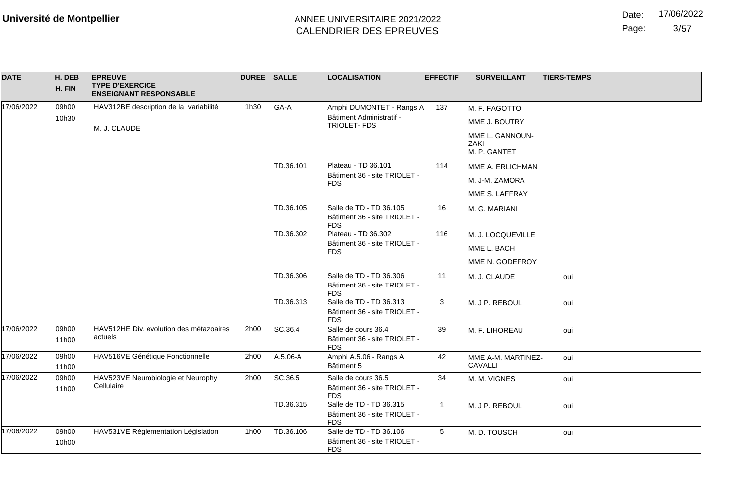**Université de Montpellier**

ANNEE UNIVERSITAIRE 2021/2022
CALENDRIER DES EPREUVES

Date: 17/06/2022

| DATE | H. DEB / H. FIN | EPREUVE / TYPE D'EXERCICE / ENSEIGNANT RESPONSABLE | DUREE | SALLE | LOCALISATION | EFFECTIF | SURVEILLANT | TIERS-TEMPS |
|---|---|---|---|---|---|---|---|---|
| 17/06/2022 | 09h00 / 10h30 | HAV312BE description de la variabilité / M. J. CLAUDE | 1h30 | GA-A | Amphi DUMONTET - Rangs A / Bâtiment Administratif - TRIOLET- FDS | 137 | M. F. FAGOTTO / MME J. BOUTRY / MME L. GANNOUN-ZAKI / M. P. GANTET | |
| | | | | TD.36.101 | Plateau - TD 36.101 / Bâtiment 36 - site TRIOLET - FDS | 114 | MME A. ERLICHMAN / M. J-M. ZAMORA / MME S. LAFFRAY | |
| | | | | TD.36.105 | Salle de TD - TD 36.105 / Bâtiment 36 - site TRIOLET - FDS | 16 | M. G. MARIANI | |
| | | | | TD.36.302 | Plateau - TD 36.302 / Bâtiment 36 - site TRIOLET - FDS | 116 | M. J. LOCQUEVILLE / MME L. BACH / MME N. GODEFROY | |
| | | | | TD.36.306 | Salle de TD - TD 36.306 / Bâtiment 36 - site TRIOLET - FDS | 11 | M. J. CLAUDE | oui |
| | | | | TD.36.313 | Salle de TD - TD 36.313 / Bâtiment 36 - site TRIOLET - FDS | 3 | M. J P. REBOUL | oui |
| 17/06/2022 | 09h00 / 11h00 | HAV512HE Div. evolution des métazoaires actuels | 2h00 | SC.36.4 | Salle de cours 36.4 / Bâtiment 36 - site TRIOLET - FDS | 39 | M. F. LIHOREAU | oui |
| 17/06/2022 | 09h00 / 11h00 | HAV516VE Génétique Fonctionnelle | 2h00 | A.5.06-A | Amphi A.5.06 - Rangs A / Bâtiment 5 | 42 | MME A-M. MARTINEZ-CAVALLI | oui |
| 17/06/2022 | 09h00 / 11h00 | HAV523VE Neurobiologie et Neurophy Cellulaire | 2h00 | SC.36.5 | Salle de cours 36.5 / Bâtiment 36 - site TRIOLET - FDS | 34 | M. M. VIGNES | oui |
| | | | | TD.36.315 | Salle de TD - TD 36.315 / Bâtiment 36 - site TRIOLET - FDS | 1 | M. J P. REBOUL | oui |
| 17/06/2022 | 09h00 / 10h00 | HAV531VE Réglementation Législation | 1h00 | TD.36.106 | Salle de TD - TD 36.106 / Bâtiment 36 - site TRIOLET - FDS | 5 | M. D. TOUSCH | oui |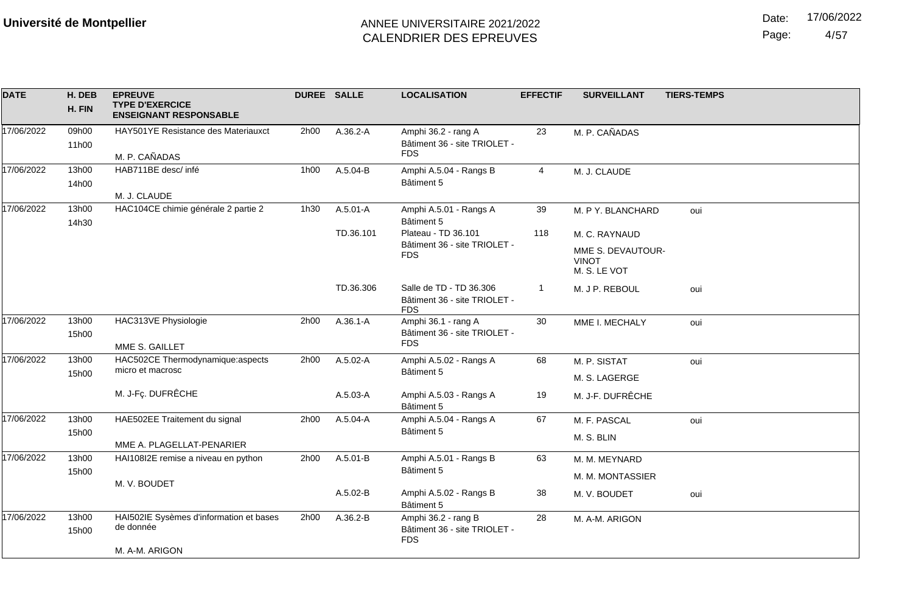**Université de Montpellier**

ANNEE UNIVERSITAIRE 2021/2022
CALENDRIER DES EPREUVES

Date: 17/06/2022

| DATE | H. DEB<br>H. FIN | EPREUVE<br>TYPE D'EXERCICE<br>ENSEIGNANT RESPONSABLE | DUREE | SALLE | LOCALISATION | EFFECTIF | SURVEILLANT | TIERS-TEMPS |
|---|---|---|---|---|---|---|---|---|
| 17/06/2022 | 09h00<br>11h00 | HAY501YE Resistance des Materiauxct<br>M. P. CAÑADAS | 2h00 | A.36.2-A | Amphi 36.2 - rang A<br>Bâtiment 36 - site TRIOLET - FDS | 23 | M. P. CAÑADAS | |
| 17/06/2022 | 13h00<br>14h00 | HAB711BE desc/ infé<br>M. J. CLAUDE | 1h00 | A.5.04-B | Amphi A.5.04 - Rangs B<br>Bâtiment 5 | 4 | M. J. CLAUDE | |
| 17/06/2022 | 13h00<br>14h30 | HAC104CE chimie générale 2 partie 2 | 1h30 | A.5.01-A | Amphi A.5.01 - Rangs A<br>Bâtiment 5 | 39 | M. P Y. BLANCHARD | oui |
| | | | | TD.36.101 | Plateau - TD 36.101<br>Bâtiment 36 - site TRIOLET - FDS | 118 | M. C. RAYNAUD<br>MME S. DEVAUTOUR-VINOT<br>M. S. LE VOT | |
| | | | | TD.36.306 | Salle de TD - TD 36.306<br>Bâtiment 36 - site TRIOLET - FDS | 1 | M. J P. REBOUL | oui |
| 17/06/2022 | 13h00<br>15h00 | HAC313VE Physiologie<br>MME S. GAILLET | 2h00 | A.36.1-A | Amphi 36.1 - rang A<br>Bâtiment 36 - site TRIOLET - FDS | 30 | MME I. MECHALY | oui |
| 17/06/2022 | 13h00<br>15h00 | HAC502CE Thermodynamique:aspects micro et macrosc<br>M. J-Fç. DUFRÊCHE | 2h00 | A.5.02-A | Amphi A.5.02 - Rangs A<br>Bâtiment 5 | 68 | M. P. SISTAT<br>M. S. LAGERGE | oui |
| | | | | A.5.03-A | Amphi A.5.03 - Rangs A<br>Bâtiment 5 | 19 | M. J-F. DUFRÊCHE | |
| 17/06/2022 | 13h00<br>15h00 | HAE502EE Traitement du signal<br>MME A. PLAGELLAT-PENARIER | 2h00 | A.5.04-A | Amphi A.5.04 - Rangs A<br>Bâtiment 5 | 67 | M. F. PASCAL<br>M. S. BLIN | oui |
| 17/06/2022 | 13h00<br>15h00 | HAI108I2E remise a niveau en python<br>M. V. BOUDET | 2h00 | A.5.01-B | Amphi A.5.01 - Rangs B<br>Bâtiment 5 | 63 | M. M. MEYNARD<br>M. M. MONTASSIER | |
| | | | | A.5.02-B | Amphi A.5.02 - Rangs B<br>Bâtiment 5 | 38 | M. V. BOUDET | oui |
| 17/06/2022 | 13h00<br>15h00 | HAI502IE Sysèmes d'information et bases de donnée<br>M. A-M. ARIGON | 2h00 | A.36.2-B | Amphi 36.2 - rang B<br>Bâtiment 36 - site TRIOLET - FDS | 28 | M. A-M. ARIGON | |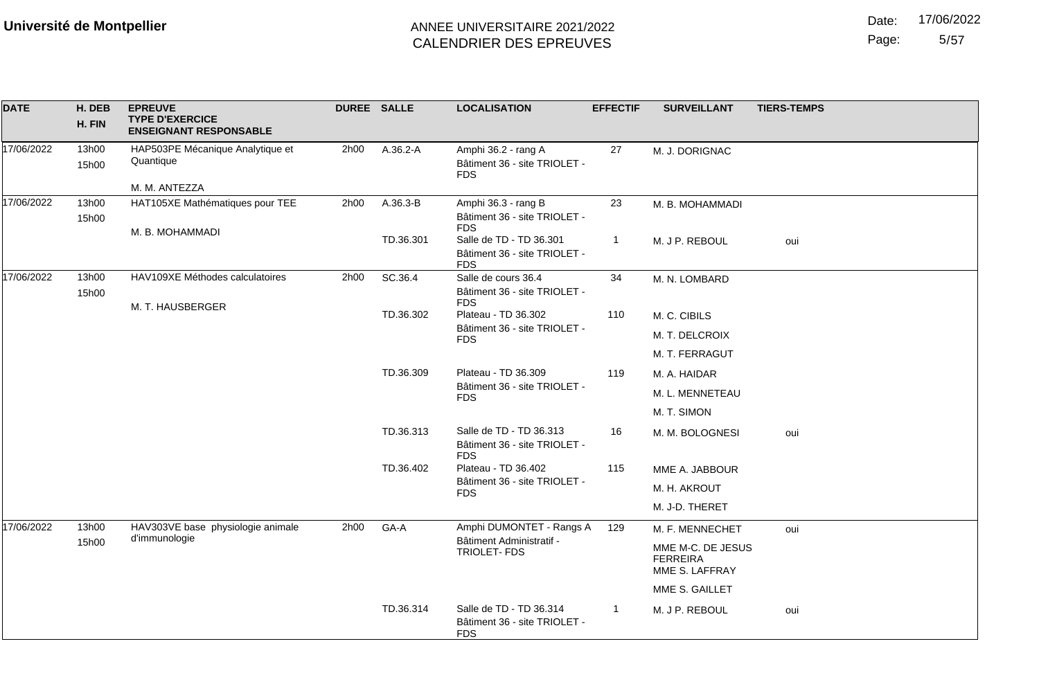**Université de Montpellier**

ANNEE UNIVERSITAIRE 2021/2022
CALENDRIER DES EPREUVES

Date: 17/06/2022

| DATE | H. DEB / H. FIN | EPREUVE / TYPE D'EXERCICE / ENSEIGNANT RESPONSABLE | DUREE | SALLE | LOCALISATION | EFFECTIF | SURVEILLANT | TIERS-TEMPS |
|---|---|---|---|---|---|---|---|---|
| 17/06/2022 | 13h00 15h00 | HAP503PE Mécanique Analytique et Quantique M. M. ANTEZZA | 2h00 | A.36.2-A | Amphi 36.2 - rang A Bâtiment 36 - site TRIOLET - FDS | 27 | M. J. DORIGNAC | |
| 17/06/2022 | 13h00 15h00 | HAT105XE Mathématiques pour TEE M. B. MOHAMMADI | 2h00 | A.36.3-B | Amphi 36.3 - rang B Bâtiment 36 - site TRIOLET - FDS | 23 | M. B. MOHAMMADI | |
| | | | | TD.36.301 | Salle de TD - TD 36.301 Bâtiment 36 - site TRIOLET - FDS | 1 | M. J P. REBOUL | oui |
| 17/06/2022 | 13h00 15h00 | HAV109XE Méthodes calculatoires M. T. HAUSBERGER | 2h00 | SC.36.4 | Salle de cours 36.4 Bâtiment 36 - site TRIOLET - FDS | 34 | M. N. LOMBARD | |
| | | | | TD.36.302 | Plateau - TD 36.302 Bâtiment 36 - site TRIOLET - FDS | 110 | M. C. CIBILS | |
| | | | | | | | M. T. DELCROIX | |
| | | | | | | | M. T. FERRAGUT | |
| | | | | TD.36.309 | Plateau - TD 36.309 Bâtiment 36 - site TRIOLET - FDS | 119 | M. A. HAIDAR | |
| | | | | | | | M. L. MENNETEAU | |
| | | | | | | | M. T. SIMON | |
| | | | | TD.36.313 | Salle de TD - TD 36.313 Bâtiment 36 - site TRIOLET - FDS | 16 | M. M. BOLOGNESI | oui |
| | | | | TD.36.402 | Plateau - TD 36.402 Bâtiment 36 - site TRIOLET - FDS | 115 | MME A. JABBOUR | |
| | | | | | | | M. H. AKROUT | |
| | | | | | | | M. J-D. THERET | |
| 17/06/2022 | 13h00 15h00 | HAV303VE base physiologie animale d'immunologie | 2h00 | GA-A | Amphi DUMONTET - Rangs A Bâtiment Administratif - TRIOLET- FDS | 129 | M. F. MENNECHET | oui |
| | | | | | | | MME M-C. DE JESUS FERREIRA | |
| | | | | | | | MME S. LAFFRAY | |
| | | | | | | | MME S. GAILLET | |
| | | | | TD.36.314 | Salle de TD - TD 36.314 Bâtiment 36 - site TRIOLET - FDS | 1 | M. J P. REBOUL | oui |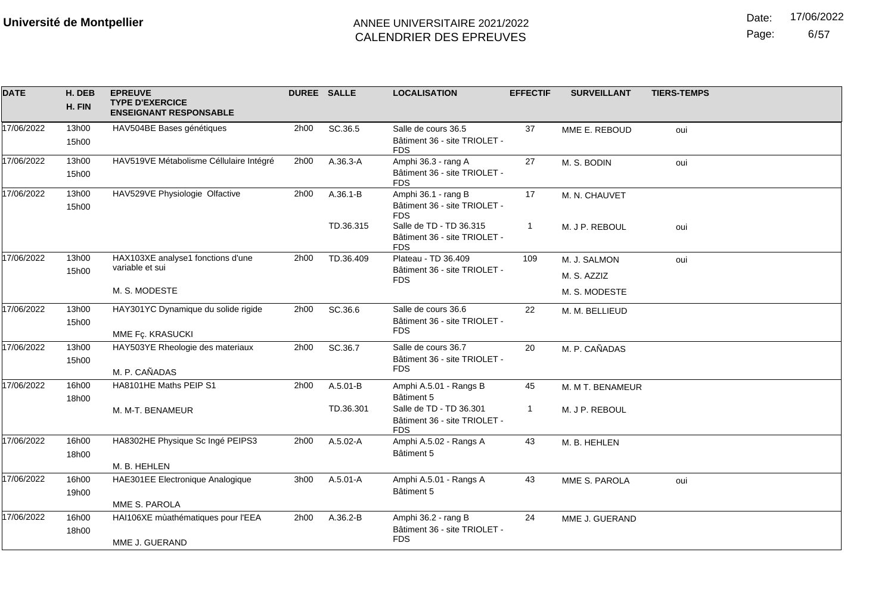**Université de Montpellier**

ANNEE UNIVERSITAIRE 2021/2022
CALENDRIER DES EPREUVES

Date: 17/06/2022

| DATE | H. DEB H. FIN | EPREUVE TYPE D'EXERCICE ENSEIGNANT RESPONSABLE | DUREE | SALLE | LOCALISATION | EFFECTIF | SURVEILLANT | TIERS-TEMPS |
|---|---|---|---|---|---|---|---|---|
| 17/06/2022 | 13h00 15h00 | HAV504BE Bases génétiques | 2h00 | SC.36.5 | Salle de cours 36.5 Bâtiment 36 - site TRIOLET - FDS | 37 | MME E. REBOUD | oui |
| 17/06/2022 | 13h00 15h00 | HAV519VE Métabolisme Céllulaire Intégré | 2h00 | A.36.3-A | Amphi 36.3 - rang A Bâtiment 36 - site TRIOLET - FDS | 27 | M. S. BODIN | oui |
| 17/06/2022 | 13h00 15h00 | HAV529VE Physiologie Olfactive | 2h00 | A.36.1-B | Amphi 36.1 - rang B Bâtiment 36 - site TRIOLET - FDS | 17 | M. N. CHAUVET | |
| | | | | TD.36.315 | Salle de TD - TD 36.315 Bâtiment 36 - site TRIOLET - FDS | 1 | M. J P. REBOUL | oui |
| 17/06/2022 | 13h00 15h00 | HAX103XE analyse1 fonctions d'une variable et sui<br>M. S. MODESTE | 2h00 | TD.36.409 | Plateau - TD 36.409 Bâtiment 36 - site TRIOLET - FDS | 109 | M. J. SALMON<br>M. S. AZZIZ<br>M. S. MODESTE | oui |
| 17/06/2022 | 13h00 15h00 | HAY301YC Dynamique du solide rigide<br>MME Fç. KRASUCKI | 2h00 | SC.36.6 | Salle de cours 36.6 Bâtiment 36 - site TRIOLET - FDS | 22 | M. M. BELLIEUD | |
| 17/06/2022 | 13h00 15h00 | HAY503YE Rheologie des materiaux<br>M. P. CAÑADAS | 2h00 | SC.36.7 | Salle de cours 36.7 Bâtiment 36 - site TRIOLET - FDS | 20 | M. P. CAÑADAS | |
| 17/06/2022 | 16h00 18h00 | HA8101HE Maths PEIP S1<br>M. M-T. BENAMEUR | 2h00 | A.5.01-B | Amphi A.5.01 - Rangs B Bâtiment 5 | 45 | M. M T. BENAMEUR | |
| | | | | TD.36.301 | Salle de TD - TD 36.301 Bâtiment 36 - site TRIOLET - FDS | 1 | M. J P. REBOUL | |
| 17/06/2022 | 16h00 18h00 | HA8302HE Physique Sc Ingé PEIPS3<br>M. B. HEHLEN | 2h00 | A.5.02-A | Amphi A.5.02 - Rangs A Bâtiment 5 | 43 | M. B. HEHLEN | |
| 17/06/2022 | 16h00 19h00 | HAE301EE Electronique Analogique<br>MME S. PAROLA | 3h00 | A.5.01-A | Amphi A.5.01 - Rangs A Bâtiment 5 | 43 | MME S. PAROLA | oui |
| 17/06/2022 | 16h00 18h00 | HAI106XE mùathématiques pour l'EEA<br>MME J. GUERAND | 2h00 | A.36.2-B | Amphi 36.2 - rang B Bâtiment 36 - site TRIOLET - FDS | 24 | MME J. GUERAND | |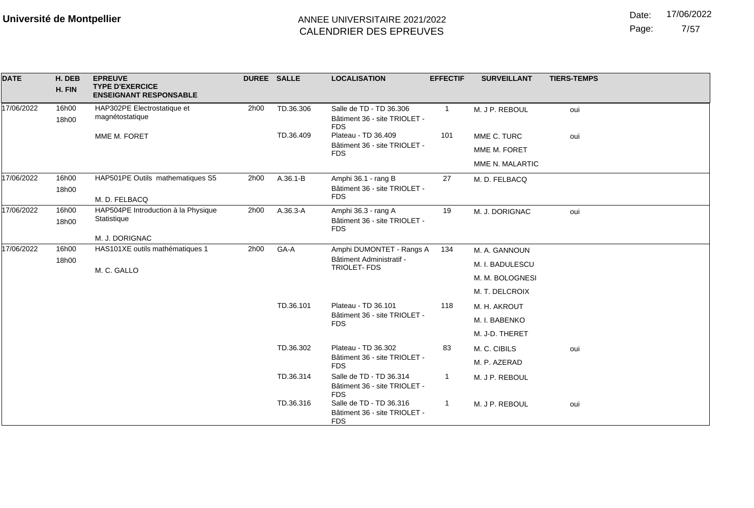**Université de Montpellier**

ANNEE UNIVERSITAIRE 2021/2022
CALENDRIER DES EPREUVES

Date: 17/06/2022

| DATE | H. DEB / H. FIN | EPREUVE / TYPE D'EXERCICE / ENSEIGNANT RESPONSABLE | DUREE | SALLE | LOCALISATION | EFFECTIF | SURVEILLANT | TIERS-TEMPS |
|---|---|---|---|---|---|---|---|---|
| 17/06/2022 | 16h00 / 18h00 | HAP302PE Electrostatique et magnétostatique | 2h00 | TD.36.306 | Salle de TD - TD 36.306 Bâtiment 36 - site TRIOLET - FDS | 1 | M. J P. REBOUL | oui |
| | | MME M. FORET | | TD.36.409 | Plateau - TD 36.409 Bâtiment 36 - site TRIOLET - FDS | 101 | MME C. TURC | oui |
| | | | | | | | MME M. FORET | |
| | | | | | | | MME N. MALARTIC | |
| 17/06/2022 | 16h00 / 18h00 | HAP501PE Outils mathematiques S5 | 2h00 | A.36.1-B | Amphi 36.1 - rang B Bâtiment 36 - site TRIOLET - FDS | 27 | M. D. FELBACQ | |
| | | M. D. FELBACQ | | | | | | |
| 17/06/2022 | 16h00 / 18h00 | HAP504PE Introduction à la Physique Statistique | 2h00 | A.36.3-A | Amphi 36.3 - rang A Bâtiment 36 - site TRIOLET - FDS | 19 | M. J. DORIGNAC | oui |
| | | M. J. DORIGNAC | | | | | | |
| 17/06/2022 | 16h00 / 18h00 | HAS101XE outils mathématiques 1 | 2h00 | GA-A | Amphi DUMONTET - Rangs A Bâtiment Administratif - TRIOLET- FDS | 134 | M. A. GANNOUN | |
| | | M. C. GALLO | | | | | M. I. BADULESCU | |
| | | | | | | | M. M. BOLOGNESI | |
| | | | | | | | M. T. DELCROIX | |
| | | | | TD.36.101 | Plateau - TD 36.101 Bâtiment 36 - site TRIOLET - FDS | 118 | M. H. AKROUT | |
| | | | | | | | M. I. BABENKO | |
| | | | | | | | M. J-D. THERET | |
| | | | | TD.36.302 | Plateau - TD 36.302 Bâtiment 36 - site TRIOLET - FDS | 83 | M. C. CIBILS | oui |
| | | | | | | | M. P. AZERAD | |
| | | | | TD.36.314 | Salle de TD - TD 36.314 Bâtiment 36 - site TRIOLET - FDS | 1 | M. J P. REBOUL | |
| | | | | TD.36.316 | Salle de TD - TD 36.316 Bâtiment 36 - site TRIOLET - FDS | 1 | M. J P. REBOUL | oui |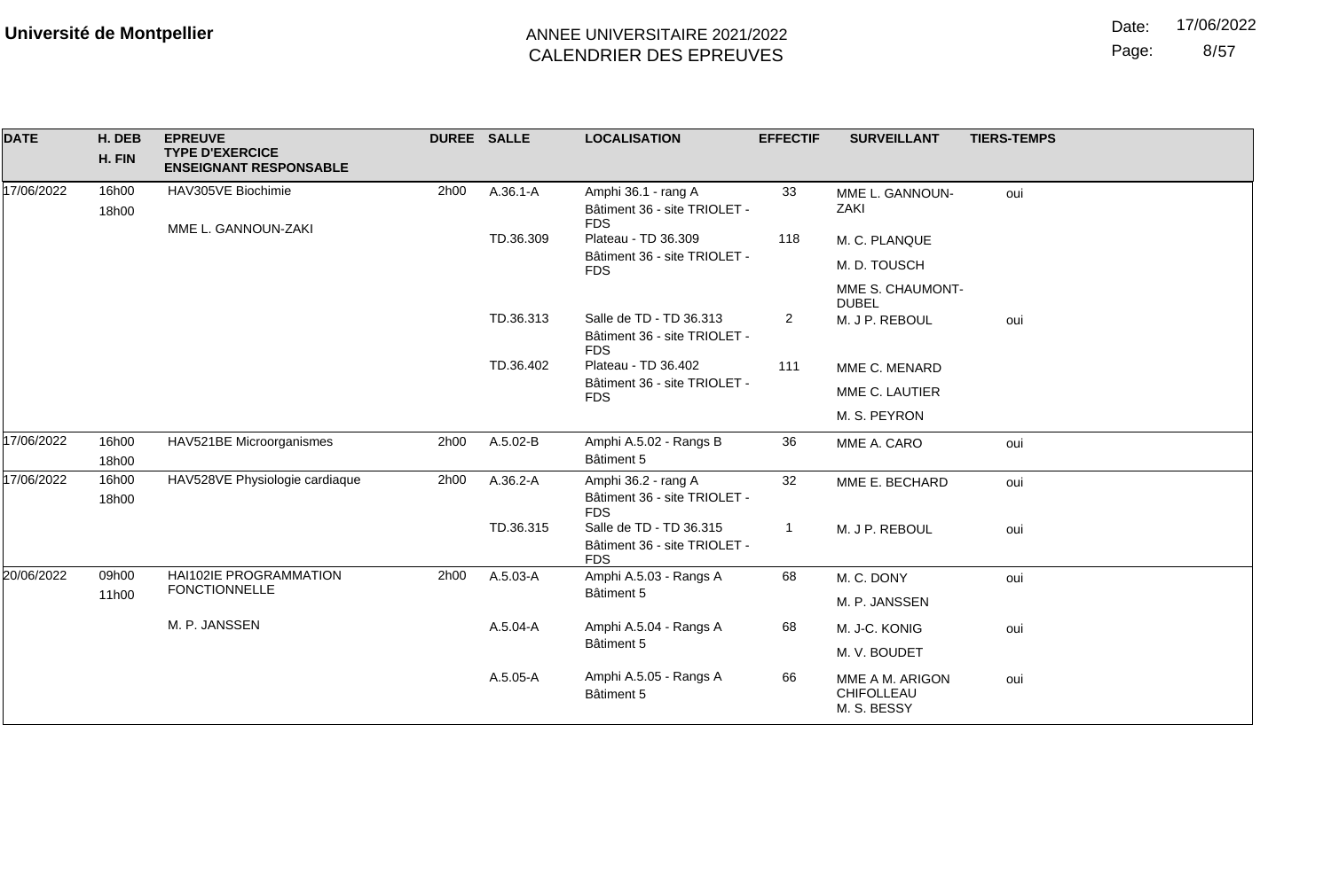**Université de Montpellier**

ANNEE UNIVERSITAIRE 2021/2022
CALENDRIER DES EPREUVES

Date: 17/06/2022

| DATE | H. DEB / H. FIN | EPREUVE / TYPE D'EXERCICE / ENSEIGNANT RESPONSABLE | DUREE | SALLE | LOCALISATION | EFFECTIF | SURVEILLANT | TIERS-TEMPS |
|---|---|---|---|---|---|---|---|---|
| 17/06/2022 | 16h00 / 18h00 | HAV305VE Biochimie / MME L. GANNOUN-ZAKI | 2h00 | A.36.1-A | Amphi 36.1 - rang A / Bâtiment 36 - site TRIOLET - FDS | 33 | MME L. GANNOUN-ZAKI | oui |
| | | | | TD.36.309 | Plateau - TD 36.309 / Bâtiment 36 - site TRIOLET - FDS | 118 | M. C. PLANQUE / M. D. TOUSCH / MME S. CHAUMONT-DUBEL | |
| | | | | TD.36.313 | Salle de TD - TD 36.313 / Bâtiment 36 - site TRIOLET - FDS | 2 | M. J P. REBOUL | oui |
| | | | | TD.36.402 | Plateau - TD 36.402 / Bâtiment 36 - site TRIOLET - FDS | 111 | MME C. MENARD / MME C. LAUTIER / M. S. PEYRON | |
| 17/06/2022 | 16h00 / 18h00 | HAV521BE Microorganismes | 2h00 | A.5.02-B | Amphi A.5.02 - Rangs B / Bâtiment 5 | 36 | MME A. CARO | oui |
| 17/06/2022 | 16h00 / 18h00 | HAV528VE Physiologie cardiaque | 2h00 | A.36.2-A | Amphi 36.2 - rang A / Bâtiment 36 - site TRIOLET - FDS | 32 | MME E. BECHARD | oui |
| | | | | TD.36.315 | Salle de TD - TD 36.315 / Bâtiment 36 - site TRIOLET - FDS | 1 | M. J P. REBOUL | oui |
| 20/06/2022 | 09h00 / 11h00 | HAI102IE PROGRAMMATION FONCTIONNELLE / M. P. JANSSEN | 2h00 | A.5.03-A | Amphi A.5.03 - Rangs A / Bâtiment 5 | 68 | M. C. DONY / M. P. JANSSEN | oui |
| | | | | A.5.04-A | Amphi A.5.04 - Rangs A / Bâtiment 5 | 68 | M. J-C. KONIG / M. V. BOUDET | oui |
| | | | | A.5.05-A | Amphi A.5.05 - Rangs A / Bâtiment 5 | 66 | MME A M. ARIGON CHIFOLLEAU / M. S. BESSY | oui |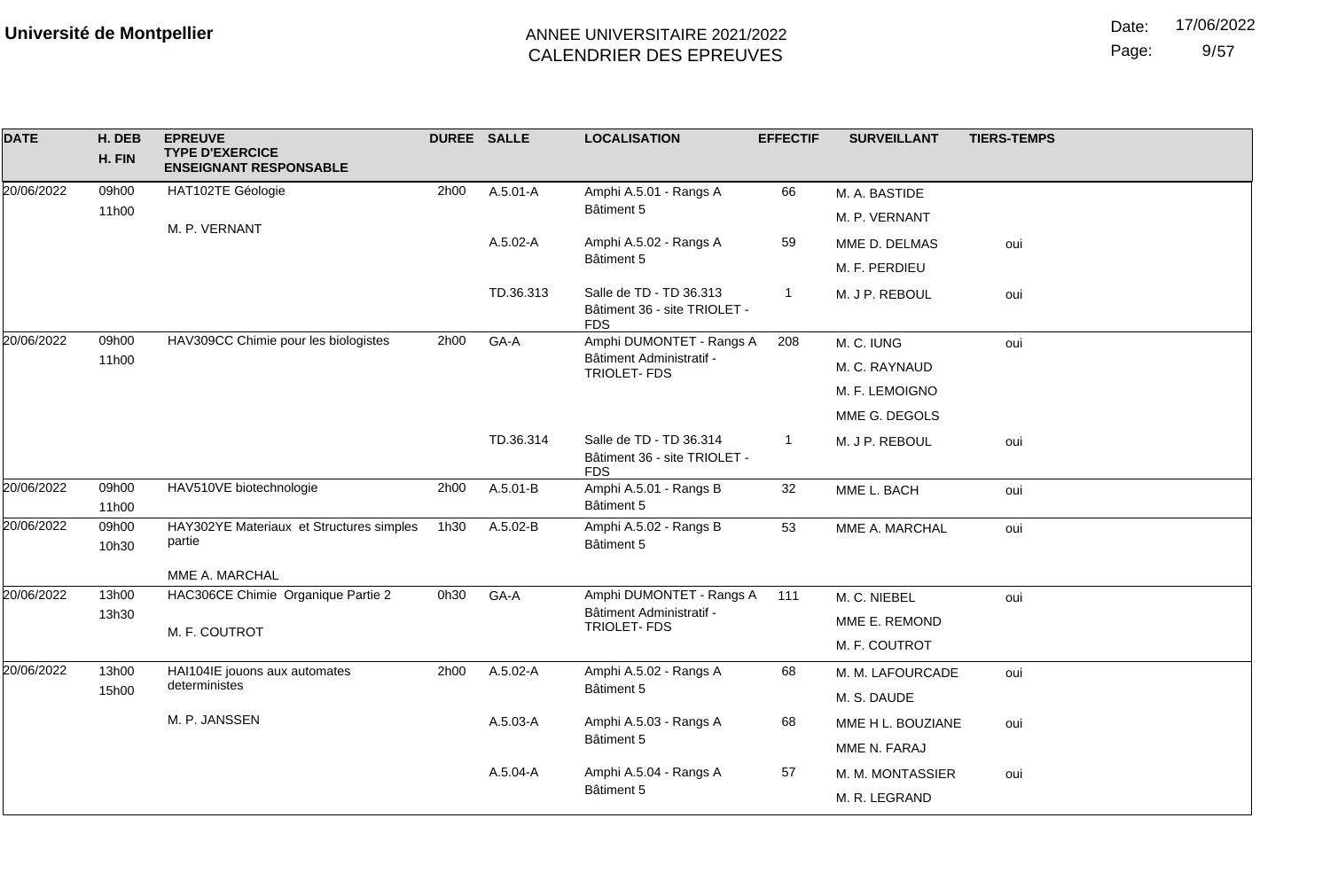**Université de Montpellier**

ANNEE UNIVERSITAIRE 2021/2022
CALENDRIER DES EPREUVES

Date: 17/06/2022

| DATE | H. DEB / H. FIN | EPREUVE / TYPE D'EXERCICE / ENSEIGNANT RESPONSABLE | DUREE | SALLE | LOCALISATION | EFFECTIF | SURVEILLANT | TIERS-TEMPS |
|---|---|---|---|---|---|---|---|---|
| 20/06/2022 | 09h00 / 11h00 | HAT102TE Géologie / M. P. VERNANT | 2h00 | A.5.01-A | Amphi A.5.01 - Rangs A Bâtiment 5 | 66 | M. A. BASTIDE | |
| | | | | | | | M. P. VERNANT | |
| | | | | A.5.02-A | Amphi A.5.02 - Rangs A Bâtiment 5 | 59 | MME D. DELMAS | oui |
| | | | | | | | M. F. PERDIEU | |
| | | | | TD.36.313 | Salle de TD - TD 36.313 Bâtiment 36 - site TRIOLET - FDS | 1 | M. J P. REBOUL | oui |
| 20/06/2022 | 09h00 / 11h00 | HAV309CC Chimie pour les biologistes | 2h00 | GA-A | Amphi DUMONTET - Rangs A Bâtiment Administratif - TRIOLET- FDS | 208 | M. C. IUNG | oui |
| | | | | | | | M. C. RAYNAUD | |
| | | | | | | | M. F. LEMOIGNO | |
| | | | | | | | MME G. DEGOLS | |
| | | | | TD.36.314 | Salle de TD - TD 36.314 Bâtiment 36 - site TRIOLET - FDS | 1 | M. J P. REBOUL | oui |
| 20/06/2022 | 09h00 / 11h00 | HAV510VE biotechnologie | 2h00 | A.5.01-B | Amphi A.5.01 - Rangs B Bâtiment 5 | 32 | MME L. BACH | oui |
| 20/06/2022 | 09h00 / 10h30 | HAY302YE Materiaux et Structures simples partie / MME A. MARCHAL | 1h30 | A.5.02-B | Amphi A.5.02 - Rangs B Bâtiment 5 | 53 | MME A. MARCHAL | oui |
| 20/06/2022 | 13h00 / 13h30 | HAC306CE Chimie Organique Partie 2 / M. F. COUTROT | 0h30 | GA-A | Amphi DUMONTET - Rangs A Bâtiment Administratif - TRIOLET- FDS | 111 | M. C. NIEBEL | oui |
| | | | | | | | MME E. REMOND | |
| | | | | | | | M. F. COUTROT | |
| 20/06/2022 | 13h00 / 15h00 | HAI104IE jouons aux automates deterministes / M. P. JANSSEN | 2h00 | A.5.02-A | Amphi A.5.02 - Rangs A Bâtiment 5 | 68 | M. M. LAFOURCADE | oui |
| | | | | | | | M. S. DAUDE | |
| | | | | A.5.03-A | Amphi A.5.03 - Rangs A Bâtiment 5 | 68 | MME H L. BOUZIANE | oui |
| | | | | | | | MME N. FARAJ | |
| | | | | A.5.04-A | Amphi A.5.04 - Rangs A Bâtiment 5 | 57 | M. M. MONTASSIER | oui |
| | | | | | | | M. R. LEGRAND | |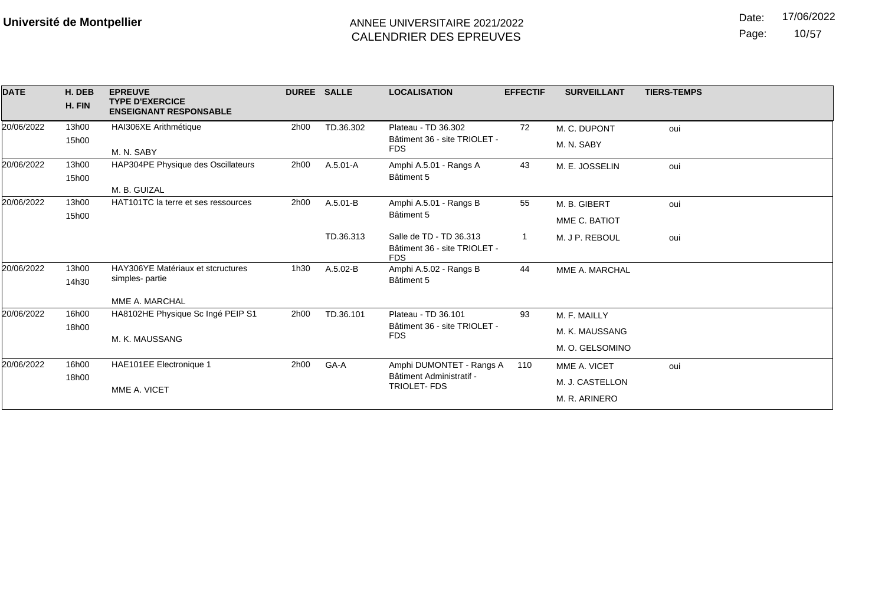**Université de Montpellier**

ANNEE UNIVERSITAIRE 2021/2022
CALENDRIER DES EPREUVES

Date: 17/06/2022

| DATE | H. DEB / H. FIN | EPREUVE / TYPE D'EXERCICE / ENSEIGNANT RESPONSABLE | DUREE | SALLE | LOCALISATION | EFFECTIF | SURVEILLANT | TIERS-TEMPS |
|---|---|---|---|---|---|---|---|---|
| 20/06/2022 | 13h00 / 15h00 | HAI306XE Arithmétique / M. N. SABY | 2h00 | TD.36.302 | Plateau - TD 36.302 / Bâtiment 36 - site TRIOLET - FDS | 72 | M. C. DUPONT / M. N. SABY | oui |
| 20/06/2022 | 13h00 / 15h00 | HAP304PE Physique des Oscillateurs / M. B. GUIZAL | 2h00 | A.5.01-A | Amphi A.5.01 - Rangs A / Bâtiment 5 | 43 | M. E. JOSSELIN | oui |
| 20/06/2022 | 13h00 / 15h00 | HAT101TC la terre et ses ressources | 2h00 | A.5.01-B | Amphi A.5.01 - Rangs B / Bâtiment 5 | 55 | M. B. GIBERT / MME C. BATIOT | oui |
| | | | | TD.36.313 | Salle de TD - TD 36.313 / Bâtiment 36 - site TRIOLET - FDS | 1 | M. J P. REBOUL | oui |
| 20/06/2022 | 13h00 / 14h30 | HAY306YE Matériaux et stcructures simples- partie / MME A. MARCHAL | 1h30 | A.5.02-B | Amphi A.5.02 - Rangs B / Bâtiment 5 | 44 | MME A. MARCHAL | |
| 20/06/2022 | 16h00 / 18h00 | HA8102HE Physique Sc Ingé PEIP S1 / M. K. MAUSSANG | 2h00 | TD.36.101 | Plateau - TD 36.101 / Bâtiment 36 - site TRIOLET - FDS | 93 | M. F. MAILLY / M. K. MAUSSANG / M. O. GELSOMINO | |
| 20/06/2022 | 16h00 / 18h00 | HAE101EE Electronique 1 / MME A. VICET | 2h00 | GA-A | Amphi DUMONTET - Rangs A / Bâtiment Administratif - TRIOLET- FDS | 110 | MME A. VICET / M. J. CASTELLON / M. R. ARINERO | oui |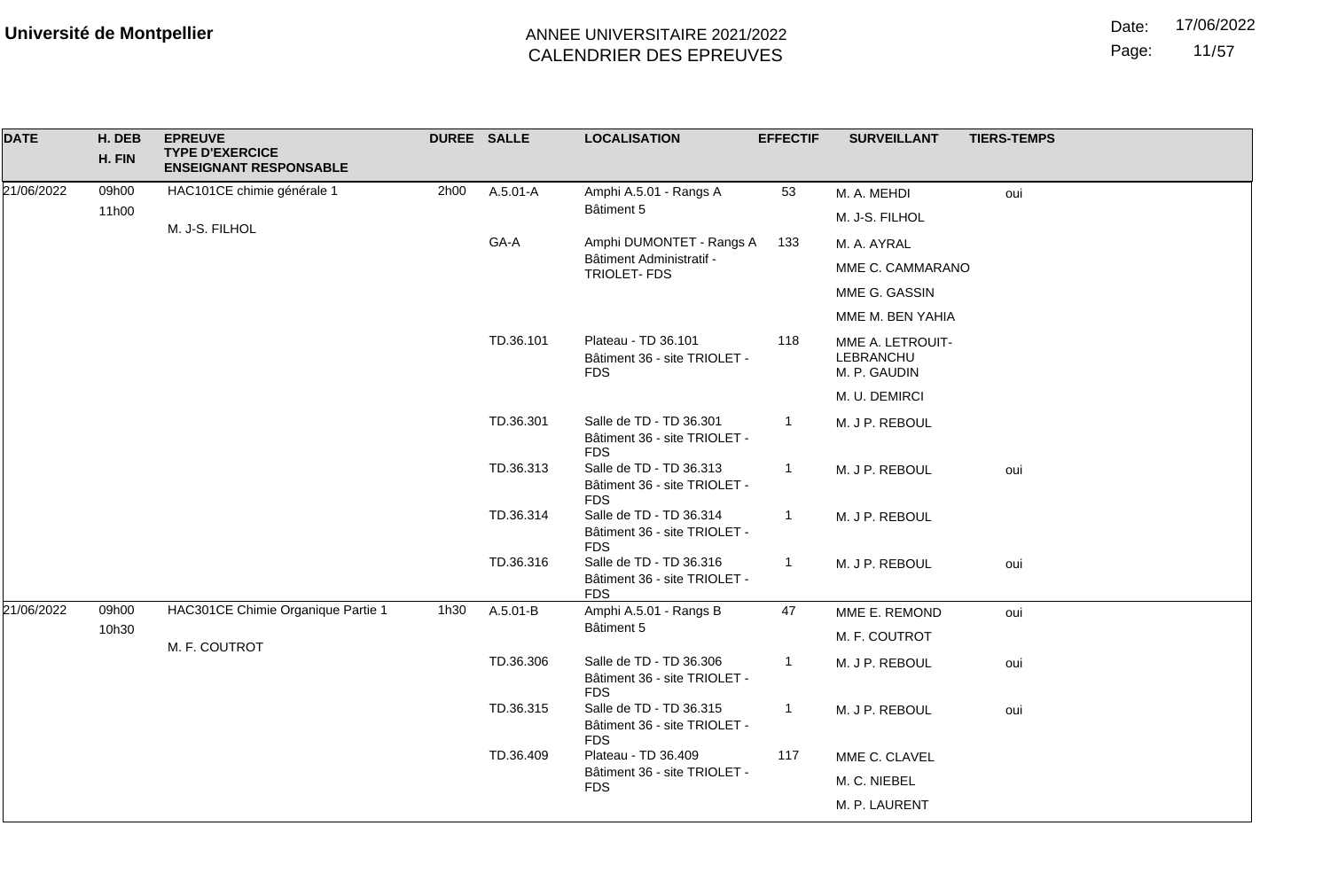**Université de Montpellier**

ANNEE UNIVERSITAIRE 2021/2022
CALENDRIER DES EPREUVES

Date: 17/06/2022

| DATE | H. DEB / H. FIN | EPREUVE / TYPE D'EXERCICE / ENSEIGNANT RESPONSABLE | DUREE | SALLE | LOCALISATION | EFFECTIF | SURVEILLANT | TIERS-TEMPS |
|---|---|---|---|---|---|---|---|---|
| 21/06/2022 | 09h00 11h00 | HAC101CE chimie générale 1 M. J-S. FILHOL | 2h00 | A.5.01-A | Amphi A.5.01 - Rangs A Bâtiment 5 | 53 | M. A. MEHDI | oui |
| | | | | | | | M. J-S. FILHOL | |
| | | | | GA-A | Amphi DUMONTET - Rangs A Bâtiment Administratif - TRIOLET- FDS | 133 | M. A. AYRAL | |
| | | | | | | | MME C. CAMMARANO | |
| | | | | | | | MME G. GASSIN | |
| | | | | | | | MME M. BEN YAHIA | |
| | | | | TD.36.101 | Plateau - TD 36.101 Bâtiment 36 - site TRIOLET - FDS | 118 | MME A. LETROUIT-LEBRANCHU | |
| | | | | | | | M. P. GAUDIN | |
| | | | | | | | M. U. DEMIRCI | |
| | | | | TD.36.301 | Salle de TD - TD 36.301 Bâtiment 36 - site TRIOLET - FDS | 1 | M. J P. REBOUL | |
| | | | | TD.36.313 | Salle de TD - TD 36.313 Bâtiment 36 - site TRIOLET - FDS | 1 | M. J P. REBOUL | oui |
| | | | | TD.36.314 | Salle de TD - TD 36.314 Bâtiment 36 - site TRIOLET - FDS | 1 | M. J P. REBOUL | |
| | | | | TD.36.316 | Salle de TD - TD 36.316 Bâtiment 36 - site TRIOLET - FDS | 1 | M. J P. REBOUL | oui |
| 21/06/2022 | 09h00 10h30 | HAC301CE Chimie Organique Partie 1 M. F. COUTROT | 1h30 | A.5.01-B | Amphi A.5.01 - Rangs B Bâtiment 5 | 47 | MME E. REMOND | oui |
| | | | | | | | M. F. COUTROT | |
| | | | | TD.36.306 | Salle de TD - TD 36.306 Bâtiment 36 - site TRIOLET - FDS | 1 | M. J P. REBOUL | oui |
| | | | | TD.36.315 | Salle de TD - TD 36.315 Bâtiment 36 - site TRIOLET - FDS | 1 | M. J P. REBOUL | oui |
| | | | | TD.36.409 | Plateau - TD 36.409 Bâtiment 36 - site TRIOLET - FDS | 117 | MME C. CLAVEL | |
| | | | | | | | M. C. NIEBEL | |
| | | | | | | | M. P. LAURENT | |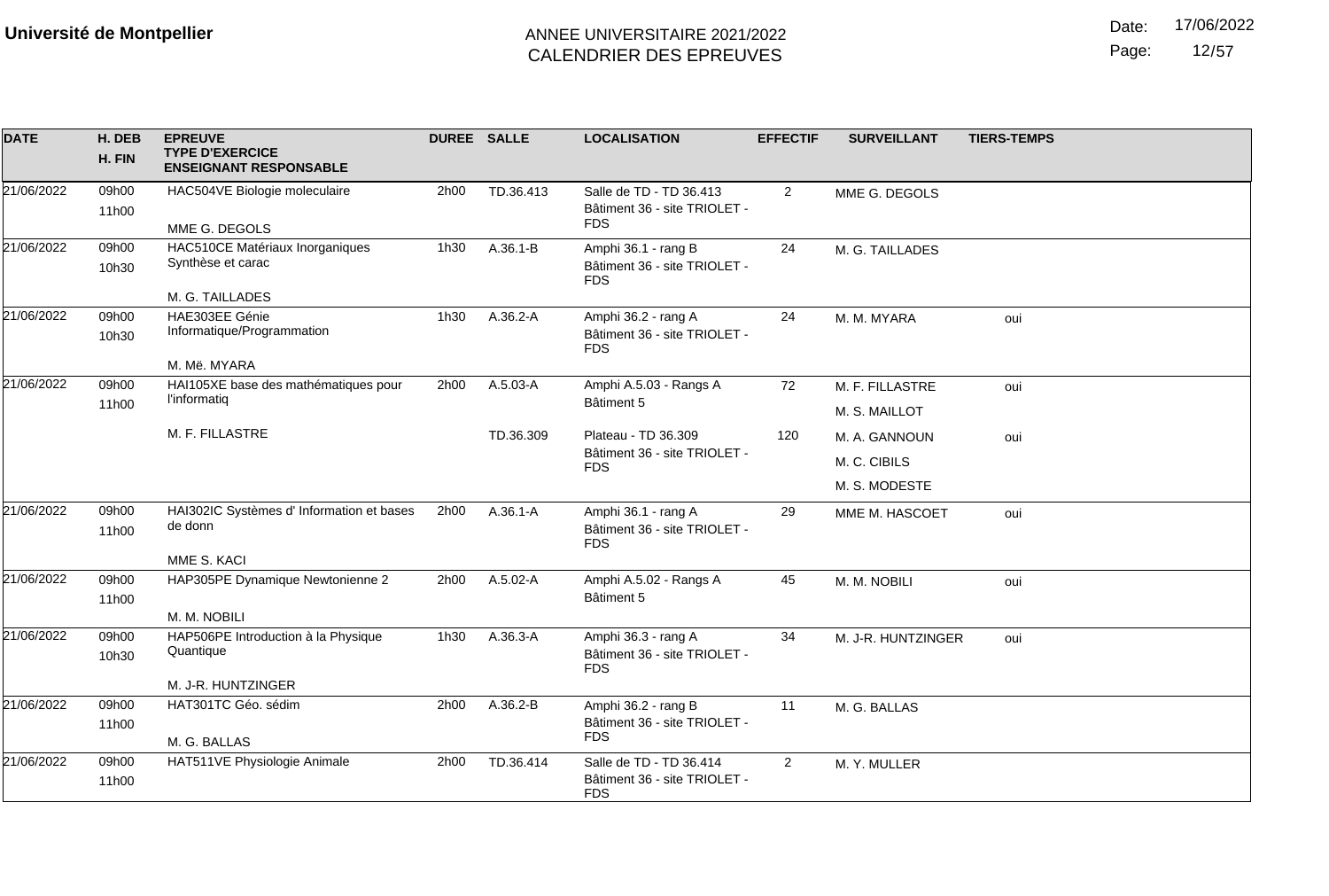**Université de Montpellier**

ANNEE UNIVERSITAIRE 2021/2022
CALENDRIER DES EPREUVES

Date: 17/06/2022

| DATE | H. DEB / H. FIN | EPREUVE / TYPE D'EXERCICE / ENSEIGNANT RESPONSABLE | DUREE | SALLE | LOCALISATION | EFFECTIF | SURVEILLANT | TIERS-TEMPS |
|---|---|---|---|---|---|---|---|---|
| 21/06/2022 | 09h00 11h00 | HAC504VE Biologie moleculaire MME G. DEGOLS | 2h00 | TD.36.413 | Salle de TD - TD 36.413 Bâtiment 36 - site TRIOLET - FDS | 2 | MME G. DEGOLS | |
| 21/06/2022 | 09h00 10h30 | HAC510CE Matériaux Inorganiques Synthèse et carac M. G. TAILLADES | 1h30 | A.36.1-B | Amphi 36.1 - rang B Bâtiment 36 - site TRIOLET - FDS | 24 | M. G. TAILLADES | |
| 21/06/2022 | 09h00 10h30 | HAE303EE Génie Informatique/Programmation M. Më. MYARA | 1h30 | A.36.2-A | Amphi 36.2 - rang A Bâtiment 36 - site TRIOLET - FDS | 24 | M. M. MYARA | oui |
| 21/06/2022 | 09h00 11h00 | HAI105XE base des mathématiques pour l'informatiq M. F. FILLASTRE | 2h00 | A.5.03-A | Amphi A.5.03 - Rangs A Bâtiment 5 | 72 | M. F. FILLASTRE<br>M. S. MAILLOT | oui |
| | | | | TD.36.309 | Plateau - TD 36.309 Bâtiment 36 - site TRIOLET - FDS | 120 | M. A. GANNOUN<br>M. C. CIBILS<br>M. S. MODESTE | oui |
| 21/06/2022 | 09h00 11h00 | HAI302IC Systèmes d' Information et bases de donn MME S. KACI | 2h00 | A.36.1-A | Amphi 36.1 - rang A Bâtiment 36 - site TRIOLET - FDS | 29 | MME M. HASCOET | oui |
| 21/06/2022 | 09h00 11h00 | HAP305PE Dynamique Newtonienne 2 M. M. NOBILI | 2h00 | A.5.02-A | Amphi A.5.02 - Rangs A Bâtiment 5 | 45 | M. M. NOBILI | oui |
| 21/06/2022 | 09h00 10h30 | HAP506PE Introduction à la Physique Quantique M. J-R. HUNTZINGER | 1h30 | A.36.3-A | Amphi 36.3 - rang A Bâtiment 36 - site TRIOLET - FDS | 34 | M. J-R. HUNTZINGER | oui |
| 21/06/2022 | 09h00 11h00 | HAT301TC Géo. sédim M. G. BALLAS | 2h00 | A.36.2-B | Amphi 36.2 - rang B Bâtiment 36 - site TRIOLET - FDS | 11 | M. G. BALLAS | |
| 21/06/2022 | 09h00 11h00 | HAT511VE Physiologie Animale | 2h00 | TD.36.414 | Salle de TD - TD 36.414 Bâtiment 36 - site TRIOLET - FDS | 2 | M. Y. MULLER | |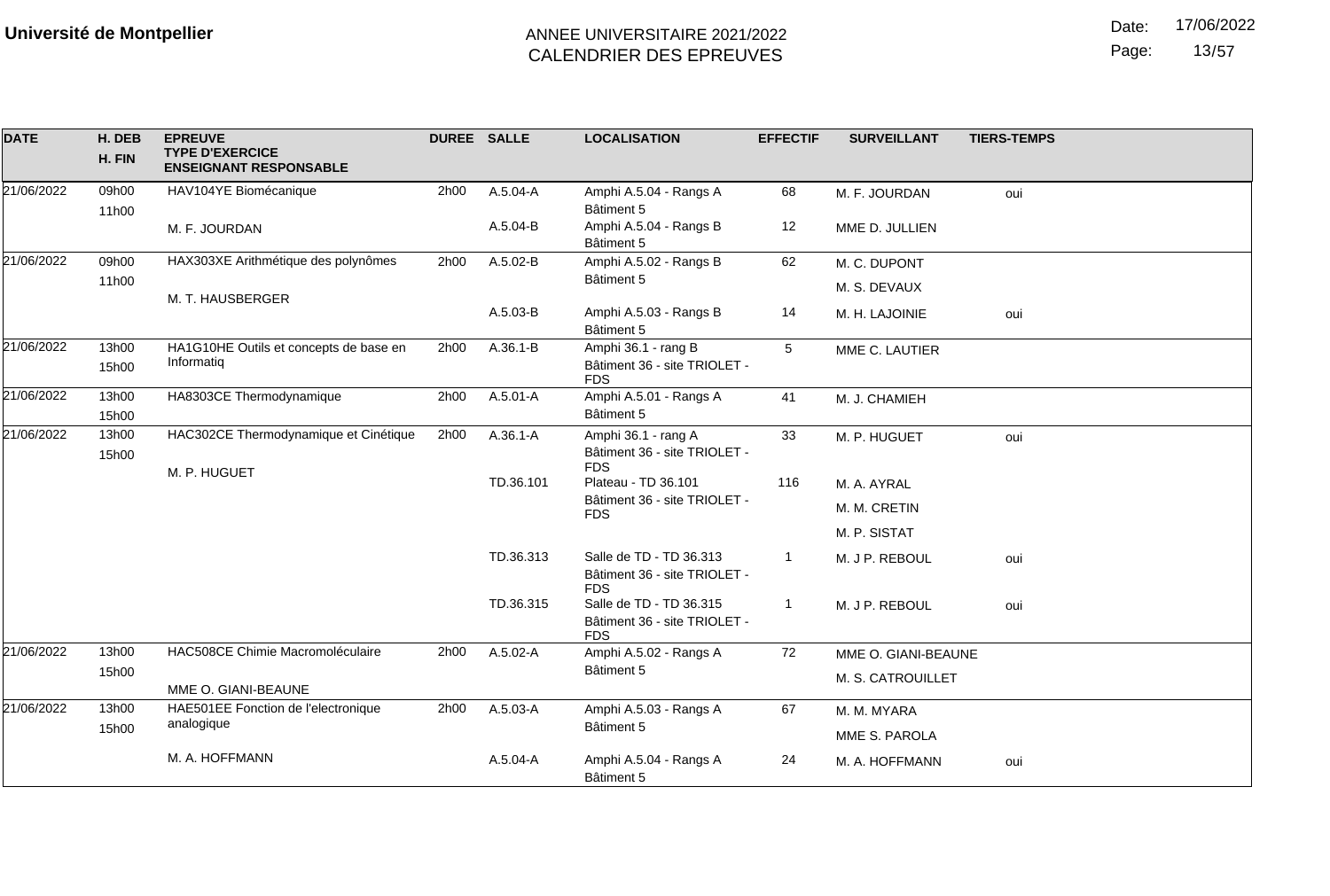**Université de Montpellier**

ANNEE UNIVERSITAIRE 2021/2022
CALENDRIER DES EPREUVES

Date: 17/06/2022

| DATE | H. DEB / H. FIN | EPREUVE / TYPE D'EXERCICE / ENSEIGNANT RESPONSABLE | DUREE | SALLE | LOCALISATION | EFFECTIF | SURVEILLANT | TIERS-TEMPS |
|---|---|---|---|---|---|---|---|---|
| 21/06/2022 | 09h00 11h00 | HAV104YE Biomécanique | 2h00 | A.5.04-A | Amphi A.5.04 - Rangs A Bâtiment 5 | 68 | M. F. JOURDAN | oui |
| | | M. F. JOURDAN | | A.5.04-B | Amphi A.5.04 - Rangs B Bâtiment 5 | 12 | MME D. JULLIEN | |
| 21/06/2022 | 09h00 11h00 | HAX303XE Arithmétique des polynômes | 2h00 | A.5.02-B | Amphi A.5.02 - Rangs B Bâtiment 5 | 62 | M. C. DUPONT | |
| | | M. T. HAUSBERGER | | | | | M. S. DEVAUX | |
| | | | | A.5.03-B | Amphi A.5.03 - Rangs B Bâtiment 5 | 14 | M. H. LAJOINIE | oui |
| 21/06/2022 | 13h00 15h00 | HA1G10HE Outils et concepts de base en Informatiq | 2h00 | A.36.1-B | Amphi 36.1 - rang B Bâtiment 36 - site TRIOLET - FDS | 5 | MME C. LAUTIER | |
| 21/06/2022 | 13h00 15h00 | HA8303CE Thermodynamique | 2h00 | A.5.01-A | Amphi A.5.01 - Rangs A Bâtiment 5 | 41 | M. J. CHAMIEH | |
| 21/06/2022 | 13h00 15h00 | HAC302CE Thermodynamique et Cinétique | 2h00 | A.36.1-A | Amphi 36.1 - rang A Bâtiment 36 - site TRIOLET - FDS | 33 | M. P. HUGUET | oui |
| | | M. P. HUGUET | | TD.36.101 | Plateau - TD 36.101 Bâtiment 36 - site TRIOLET - FDS | 116 | M. A. AYRAL | |
| | | | | | | | M. M. CRETIN | |
| | | | | | | | M. P. SISTAT | |
| | | | | TD.36.313 | Salle de TD - TD 36.313 Bâtiment 36 - site TRIOLET - FDS | 1 | M. J P. REBOUL | oui |
| | | | | TD.36.315 | Salle de TD - TD 36.315 Bâtiment 36 - site TRIOLET - FDS | 1 | M. J P. REBOUL | oui |
| 21/06/2022 | 13h00 15h00 | HAC508CE Chimie Macromoléculaire | 2h00 | A.5.02-A | Amphi A.5.02 - Rangs A Bâtiment 5 | 72 | MME O. GIANI-BEAUNE | |
| | | MME O. GIANI-BEAUNE | | | | | M. S. CATROUILLET | |
| 21/06/2022 | 13h00 15h00 | HAE501EE Fonction de l'electronique analogique | 2h00 | A.5.03-A | Amphi A.5.03 - Rangs A Bâtiment 5 | 67 | M. M. MYARA | |
| | | | | | | | MME S. PAROLA | |
| | | M. A. HOFFMANN | | A.5.04-A | Amphi A.5.04 - Rangs A Bâtiment 5 | 24 | M. A. HOFFMANN | oui |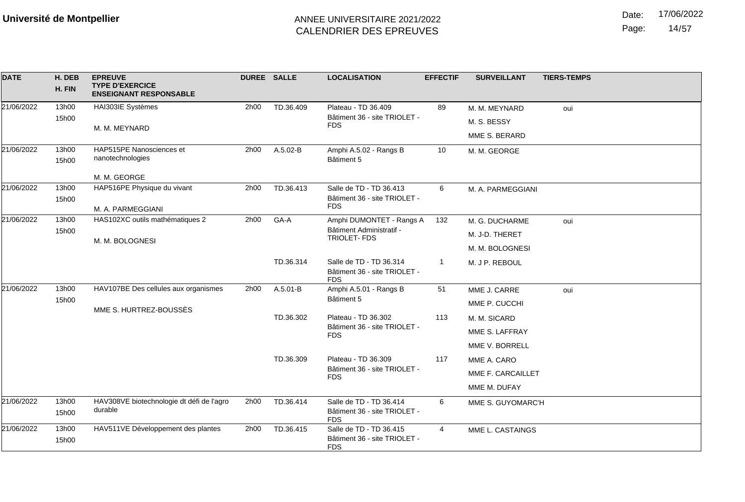**Université de Montpellier**

ANNEE UNIVERSITAIRE 2021/2022
CALENDRIER DES EPREUVES

Date: 17/06/2022

| DATE | H. DEB<br>H. FIN | EPREUVE<br>TYPE D'EXERCICE<br>ENSEIGNANT RESPONSABLE | DUREE | SALLE | LOCALISATION | EFFECTIF | SURVEILLANT | TIERS-TEMPS |
|---|---|---|---|---|---|---|---|---|
| 21/06/2022 | 13h00<br>15h00 | HAI303IE Systèmes<br><br>M. M. MEYNARD | 2h00 | TD.36.409 | Plateau - TD 36.409<br>Bâtiment 36 - site TRIOLET - FDS | 89 | M. M. MEYNARD<br>M. S. BESSY<br>MME S. BERARD | oui |
| 21/06/2022 | 13h00<br>15h00 | HAP515PE Nanosciences et nanotechnologies<br><br>M. M. GEORGE | 2h00 | A.5.02-B | Amphi A.5.02 - Rangs B<br>Bâtiment 5 | 10 | M. M. GEORGE | |
| 21/06/2022 | 13h00<br>15h00 | HAP516PE Physique du vivant<br><br>M. A. PARMEGGIANI | 2h00 | TD.36.413 | Salle de TD - TD 36.413<br>Bâtiment 36 - site TRIOLET - FDS | 6 | M. A. PARMEGGIANI | |
| 21/06/2022 | 13h00<br>15h00 | HAS102XC outils mathématiques 2<br><br>M. M. BOLOGNESI | 2h00 | GA-A | Amphi DUMONTET - Rangs A<br>Bâtiment Administratif - TRIOLET- FDS | 132 | M. G. DUCHARME<br>M. J-D. THERET<br>M. M. BOLOGNESI | oui |
| | | | | TD.36.314 | Salle de TD - TD 36.314<br>Bâtiment 36 - site TRIOLET - FDS | 1 | M. J P. REBOUL | |
| 21/06/2022 | 13h00<br>15h00 | HAV107BE Des cellules aux organismes<br><br>MME S. HURTREZ-BOUSSÈS | 2h00 | A.5.01-B | Amphi A.5.01 - Rangs B<br>Bâtiment 5 | 51 | MME J. CARRE<br>MME P. CUCCHI | oui |
| | | | | TD.36.302 | Plateau - TD 36.302<br>Bâtiment 36 - site TRIOLET - FDS | 113 | M. M. SICARD<br>MME S. LAFFRAY<br>MME V. BORRELL | |
| | | | | TD.36.309 | Plateau - TD 36.309<br>Bâtiment 36 - site TRIOLET - FDS | 117 | MME A. CARO<br>MME F. CARCAILLET<br>MME M. DUFAY | |
| 21/06/2022 | 13h00<br>15h00 | HAV308VE biotechnologie dt défi de l'agro durable | 2h00 | TD.36.414 | Salle de TD - TD 36.414<br>Bâtiment 36 - site TRIOLET - FDS | 6 | MME S. GUYOMARC'H | |
| 21/06/2022 | 13h00<br>15h00 | HAV511VE Développement des plantes | 2h00 | TD.36.415 | Salle de TD - TD 36.415<br>Bâtiment 36 - site TRIOLET - FDS | 4 | MME L. CASTAINGS | |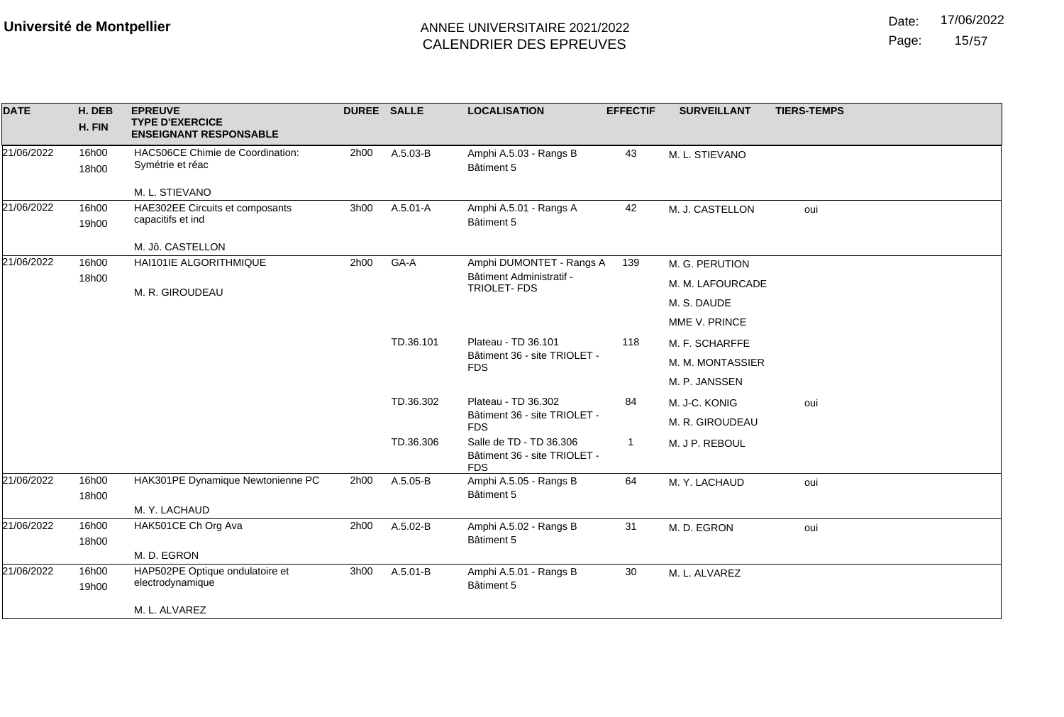**Université de Montpellier**

ANNEE UNIVERSITAIRE 2021/2022
CALENDRIER DES EPREUVES

Date: 17/06/2022

| DATE | H. DEB H. FIN | EPREUVE TYPE D'EXERCICE ENSEIGNANT RESPONSABLE | DUREE | SALLE | LOCALISATION | EFFECTIF | SURVEILLANT | TIERS-TEMPS |
|---|---|---|---|---|---|---|---|---|
| 21/06/2022 | 16h00 18h00 | HAC506CE Chimie de Coordination: Symétrie et réac<br>M. L. STIEVANO | 2h00 | A.5.03-B | Amphi A.5.03 - Rangs B<br>Bâtiment 5 | 43 | M. L. STIEVANO | |
| 21/06/2022 | 16h00 19h00 | HAE302EE Circuits et composants capacitifs et ind<br>M. Jô. CASTELLON | 3h00 | A.5.01-A | Amphi A.5.01 - Rangs A<br>Bâtiment 5 | 42 | M. J. CASTELLON | oui |
| 21/06/2022 | 16h00 18h00 | HAI101IE ALGORITHMIQUE<br>M. R. GIROUDEAU | 2h00 | GA-A | Amphi DUMONTET - Rangs A<br>Bâtiment Administratif - TRIOLET- FDS | 139 | M. G. PERUTION<br>M. M. LAFOURCADE<br>M. S. DAUDE<br>MME V. PRINCE | |
| | | | | TD.36.101 | Plateau - TD 36.101<br>Bâtiment 36 - site TRIOLET - FDS | 118 | M. F. SCHARFFE<br>M. M. MONTASSIER<br>M. P. JANSSEN | |
| | | | | TD.36.302 | Plateau - TD 36.302<br>Bâtiment 36 - site TRIOLET - FDS | 84 | M. J-C. KONIG<br>M. R. GIROUDEAU | oui |
| | | | | TD.36.306 | Salle de TD - TD 36.306<br>Bâtiment 36 - site TRIOLET - FDS | 1 | M. J P. REBOUL | |
| 21/06/2022 | 16h00 18h00 | HAK301PE Dynamique Newtonienne PC<br>M. Y. LACHAUD | 2h00 | A.5.05-B | Amphi A.5.05 - Rangs B<br>Bâtiment 5 | 64 | M. Y. LACHAUD | oui |
| 21/06/2022 | 16h00 18h00 | HAK501CE Ch Org Ava<br>M. D. EGRON | 2h00 | A.5.02-B | Amphi A.5.02 - Rangs B<br>Bâtiment 5 | 31 | M. D. EGRON | oui |
| 21/06/2022 | 16h00 19h00 | HAP502PE Optique ondulatoire et electrodynamique<br>M. L. ALVAREZ | 3h00 | A.5.01-B | Amphi A.5.01 - Rangs B<br>Bâtiment 5 | 30 | M. L. ALVAREZ | |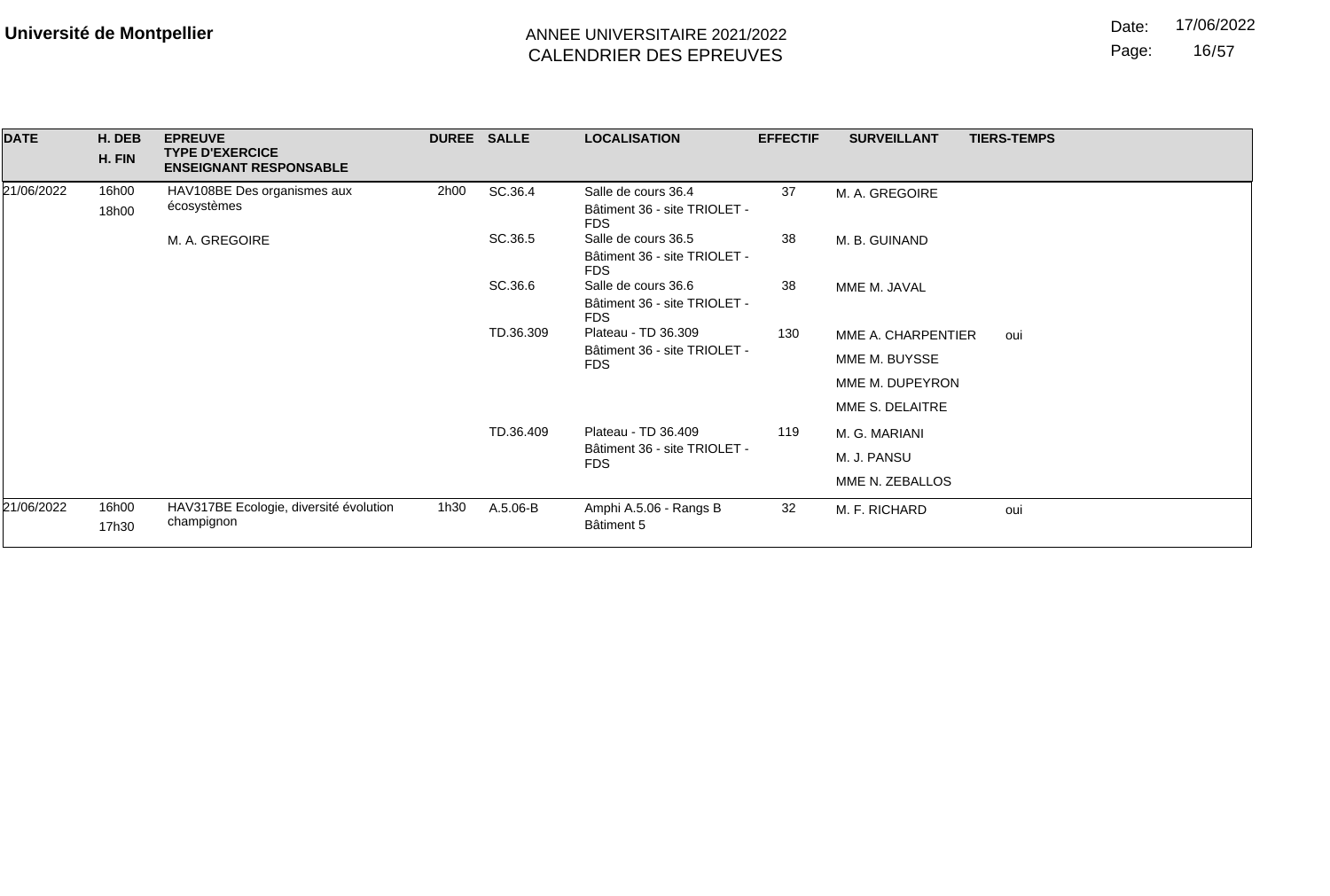**Université de Montpellier**

ANNEE UNIVERSITAIRE 2021/2022
CALENDRIER DES EPREUVES

Date: 17/06/2022

| DATE | H. DEB<br>H. FIN | EPREUVE<br>TYPE D'EXERCICE<br>ENSEIGNANT RESPONSABLE | DUREE | SALLE | LOCALISATION | EFFECTIF | SURVEILLANT | TIERS-TEMPS |
|---|---|---|---|---|---|---|---|---|
| 21/06/2022 | 16h00<br>18h00 | HAV108BE Des organismes aux écosystèmes<br><br>M. A. GREGOIRE | 2h00 | SC.36.4 | Salle de cours 36.4<br>Bâtiment 36 - site TRIOLET - FDS | 37 | M. A. GREGOIRE | |
| | | | | SC.36.5 | Salle de cours 36.5<br>Bâtiment 36 - site TRIOLET - FDS | 38 | M. B. GUINAND | |
| | | | | SC.36.6 | Salle de cours 36.6<br>Bâtiment 36 - site TRIOLET - FDS | 38 | MME M. JAVAL | |
| | | | | TD.36.309 | Plateau - TD 36.309<br>Bâtiment 36 - site TRIOLET - FDS | 130 | MME A. CHARPENTIER<br>MME M. BUYSSE<br>MME M. DUPEYRON<br>MME S. DELAITRE | oui |
| | | | | TD.36.409 | Plateau - TD 36.409<br>Bâtiment 36 - site TRIOLET - FDS | 119 | M. G. MARIANI<br>M. J. PANSU<br>MME N. ZEBALLOS | |
| 21/06/2022 | 16h00<br>17h30 | HAV317BE Ecologie, diversité évolution champignon | 1h30 | A.5.06-B | Amphi A.5.06 - Rangs B<br>Bâtiment 5 | 32 | M. F. RICHARD | oui |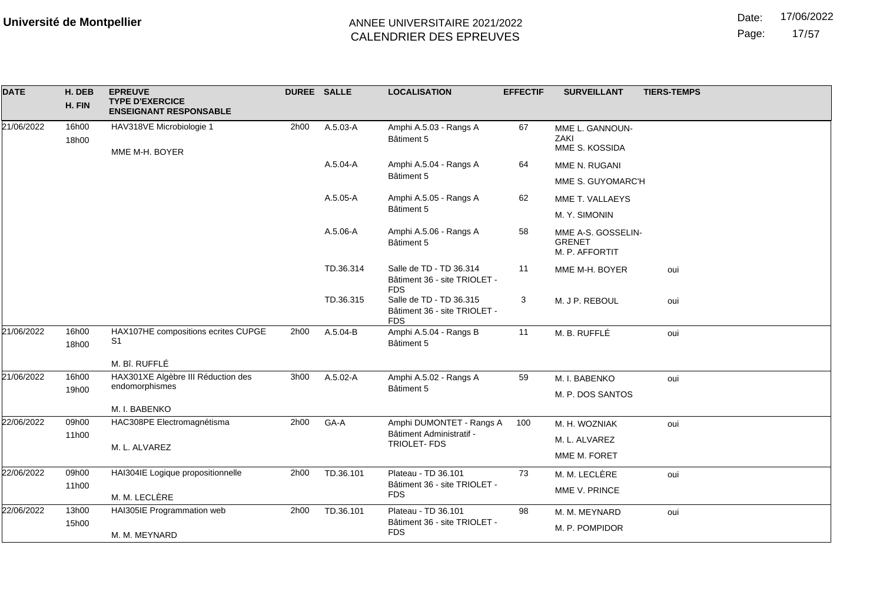**Université de Montpellier**

ANNEE UNIVERSITAIRE 2021/2022
CALENDRIER DES EPREUVES

Date: 17/06/2022

| DATE | H. DEB H. FIN | EPREUVE TYPE D'EXERCICE ENSEIGNANT RESPONSABLE | DUREE | SALLE | LOCALISATION | EFFECTIF | SURVEILLANT | TIERS-TEMPS |
|---|---|---|---|---|---|---|---|---|
| 21/06/2022 | 16h00 18h00 | HAV318VE Microbiologie 1 MME M-H. BOYER | 2h00 | A.5.03-A | Amphi A.5.03 - Rangs A Bâtiment 5 | 67 | MME L. GANNOUN-ZAKI MME S. KOSSIDA | |
| | | | | A.5.04-A | Amphi A.5.04 - Rangs A Bâtiment 5 | 64 | MME N. RUGANI MME S. GUYOMARC'H | |
| | | | | A.5.05-A | Amphi A.5.05 - Rangs A Bâtiment 5 | 62 | MME T. VALLAEYS M. Y. SIMONIN | |
| | | | | A.5.06-A | Amphi A.5.06 - Rangs A Bâtiment 5 | 58 | MME A-S. GOSSELIN-GRENET M. P. AFFORTIT | |
| | | | | TD.36.314 | Salle de TD - TD 36.314 Bâtiment 36 - site TRIOLET - FDS | 11 | MME M-H. BOYER | oui |
| | | | | TD.36.315 | Salle de TD - TD 36.315 Bâtiment 36 - site TRIOLET - FDS | 3 | M. J P. REBOUL | oui |
| 21/06/2022 | 16h00 18h00 | HAX107HE compositions ecrites CUPGE S1 M. Bî. RUFFLÉ | 2h00 | A.5.04-B | Amphi A.5.04 - Rangs B Bâtiment 5 | 11 | M. B. RUFFLÉ | oui |
| 21/06/2022 | 16h00 19h00 | HAX301XE Algèbre III Réduction des endomorphismes M. I. BABENKO | 3h00 | A.5.02-A | Amphi A.5.02 - Rangs A Bâtiment 5 | 59 | M. I. BABENKO M. P. DOS SANTOS | oui |
| 22/06/2022 | 09h00 11h00 | HAC308PE Electromagnétisma M. L. ALVAREZ | 2h00 | GA-A | Amphi DUMONTET - Rangs A Bâtiment Administratif - TRIOLET- FDS | 100 | M. H. WOZNIAK M. L. ALVAREZ MME M. FORET | oui |
| 22/06/2022 | 09h00 11h00 | HAI304IE Logique propositionnelle M. M. LECLÈRE | 2h00 | TD.36.101 | Plateau - TD 36.101 Bâtiment 36 - site TRIOLET - FDS | 73 | M. M. LECLÈRE MME V. PRINCE | oui |
| 22/06/2022 | 13h00 15h00 | HAI305IE Programmation web M. M. MEYNARD | 2h00 | TD.36.101 | Plateau - TD 36.101 Bâtiment 36 - site TRIOLET - FDS | 98 | M. M. MEYNARD M. P. POMPIDOR | oui |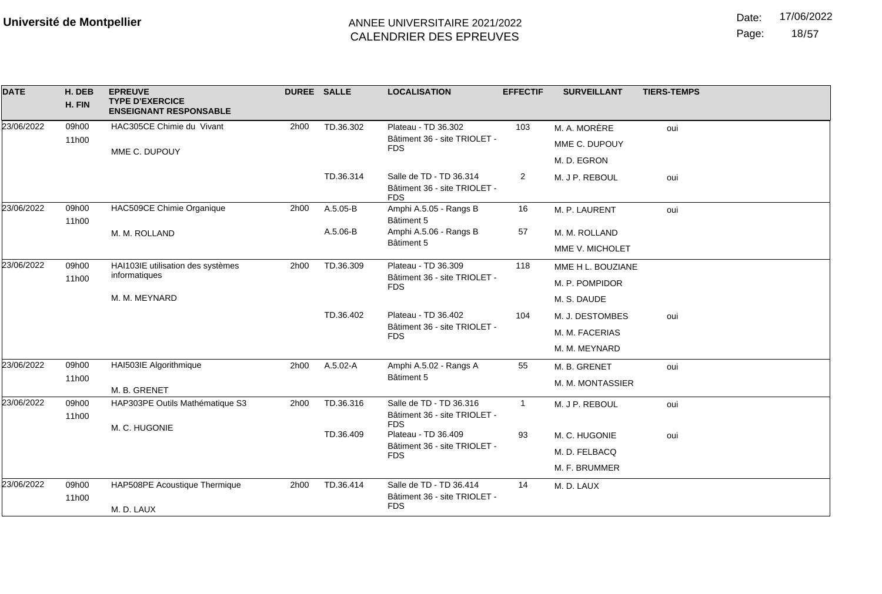**Université de Montpellier**

ANNEE UNIVERSITAIRE 2021/2022
CALENDRIER DES EPREUVES

Date: 17/06/2022

| DATE | H. DEB H. FIN | EPREUVE TYPE D'EXERCICE ENSEIGNANT RESPONSABLE | DUREE | SALLE | LOCALISATION | EFFECTIF | SURVEILLANT | TIERS-TEMPS |
|---|---|---|---|---|---|---|---|---|
| 23/06/2022 | 09h00 11h00 | HAC305CE Chimie du Vivant MME C. DUPOUY | 2h00 | TD.36.302 | Plateau - TD 36.302 Bâtiment 36 - site TRIOLET - FDS | 103 | M. A. MORÈRE | oui |
| | | | | | | | MME C. DUPOUY | |
| | | | | | | | M. D. EGRON | |
| | | | | TD.36.314 | Salle de TD - TD 36.314 Bâtiment 36 - site TRIOLET - FDS | 2 | M. J P. REBOUL | oui |
| 23/06/2022 | 09h00 11h00 | HAC509CE Chimie Organique M. M. ROLLAND | 2h00 | A.5.05-B | Amphi A.5.05 - Rangs B Bâtiment 5 | 16 | M. P. LAURENT | oui |
| | | | | A.5.06-B | Amphi A.5.06 - Rangs B Bâtiment 5 | 57 | M. M. ROLLAND | |
| | | | | | | | MME V. MICHOLET | |
| 23/06/2022 | 09h00 11h00 | HAI103IE utilisation des systèmes informatiques M. M. MEYNARD | 2h00 | TD.36.309 | Plateau - TD 36.309 Bâtiment 36 - site TRIOLET - FDS | 118 | MME H L. BOUZIANE | |
| | | | | | | | M. P. POMPIDOR | |
| | | | | | | | M. S. DAUDE | |
| | | | | TD.36.402 | Plateau - TD 36.402 Bâtiment 36 - site TRIOLET - FDS | 104 | M. J. DESTOMBES | oui |
| | | | | | | | M. M. FACERIAS | |
| | | | | | | | M. M. MEYNARD | |
| 23/06/2022 | 09h00 11h00 | HAI503IE Algorithmique M. B. GRENET | 2h00 | A.5.02-A | Amphi A.5.02 - Rangs A Bâtiment 5 | 55 | M. B. GRENET | oui |
| | | | | | | | M. M. MONTASSIER | |
| 23/06/2022 | 09h00 11h00 | HAP303PE Outils Mathématique S3 M. C. HUGONIE | 2h00 | TD.36.316 | Salle de TD - TD 36.316 Bâtiment 36 - site TRIOLET - FDS | 1 | M. J P. REBOUL | oui |
| | | | | TD.36.409 | Plateau - TD 36.409 Bâtiment 36 - site TRIOLET - FDS | 93 | M. C. HUGONIE | oui |
| | | | | | | | M. D. FELBACQ | |
| | | | | | | | M. F. BRUMMER | |
| 23/06/2022 | 09h00 11h00 | HAP508PE Acoustique Thermique M. D. LAUX | 2h00 | TD.36.414 | Salle de TD - TD 36.414 Bâtiment 36 - site TRIOLET - FDS | 14 | M. D. LAUX | |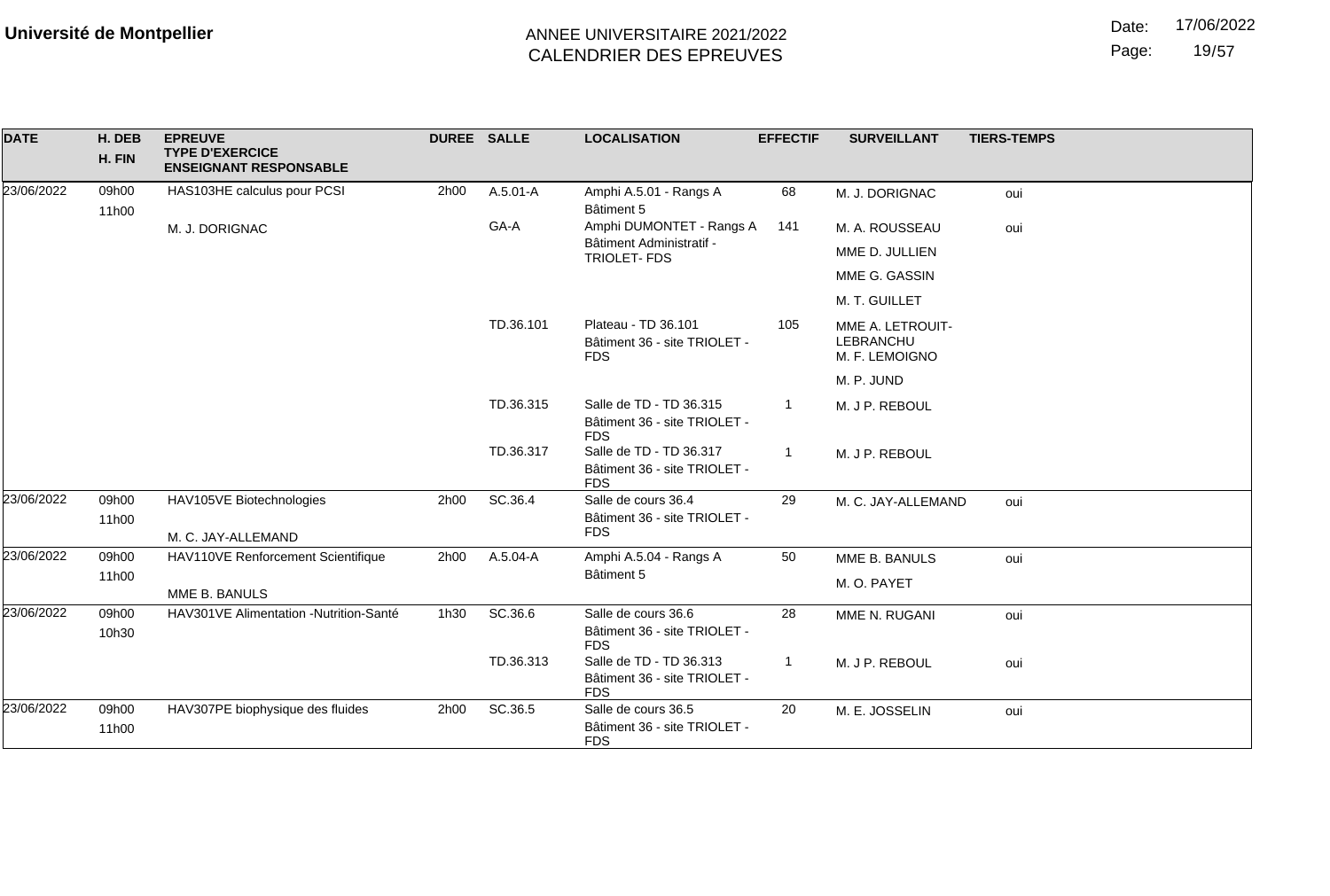**Université de Montpellier**

ANNEE UNIVERSITAIRE 2021/2022
CALENDRIER DES EPREUVES

Date: 17/06/2022

| DATE | H. DEB / H. FIN | EPREUVE / TYPE D'EXERCICE / ENSEIGNANT RESPONSABLE | DUREE | SALLE | LOCALISATION | EFFECTIF | SURVEILLANT | TIERS-TEMPS |
|---|---|---|---|---|---|---|---|---|
| 23/06/2022 | 09h00 11h00 | HAS103HE calculus pour PCSI | 2h00 | A.5.01-A | Amphi A.5.01 - Rangs A Bâtiment 5 | 68 | M. J. DORIGNAC | oui |
| | | M. J. DORIGNAC | | GA-A | Amphi DUMONTET - Rangs A Bâtiment Administratif - TRIOLET- FDS | 141 | M. A. ROUSSEAU | oui |
| | | | | | | | MME D. JULLIEN | |
| | | | | | | | MME G. GASSIN | |
| | | | | | | | M. T. GUILLET | |
| | | | | TD.36.101 | Plateau - TD 36.101 Bâtiment 36 - site TRIOLET - FDS | 105 | MME A. LETROUIT-LEBRANCHU | |
| | | | | | | | M. F. LEMOIGNO | |
| | | | | | | | M. P. JUND | |
| | | | | TD.36.315 | Salle de TD - TD 36.315 Bâtiment 36 - site TRIOLET - FDS | 1 | M. J P. REBOUL | |
| | | | | TD.36.317 | Salle de TD - TD 36.317 Bâtiment 36 - site TRIOLET - FDS | 1 | M. J P. REBOUL | |
| 23/06/2022 | 09h00 11h00 | HAV105VE Biotechnologies | 2h00 | SC.36.4 | Salle de cours 36.4 Bâtiment 36 - site TRIOLET - FDS | 29 | M. C. JAY-ALLEMAND | oui |
| | | M. C. JAY-ALLEMAND | | | | | | |
| 23/06/2022 | 09h00 11h00 | HAV110VE Renforcement Scientifique | 2h00 | A.5.04-A | Amphi A.5.04 - Rangs A Bâtiment 5 | 50 | MME B. BANULS | oui |
| | | MME B. BANULS | | | | | M. O. PAYET | |
| 23/06/2022 | 09h00 10h30 | HAV301VE Alimentation -Nutrition-Santé | 1h30 | SC.36.6 | Salle de cours 36.6 Bâtiment 36 - site TRIOLET - FDS | 28 | MME N. RUGANI | oui |
| | | | | TD.36.313 | Salle de TD - TD 36.313 Bâtiment 36 - site TRIOLET - FDS | 1 | M. J P. REBOUL | oui |
| 23/06/2022 | 09h00 11h00 | HAV307PE biophysique des fluides | 2h00 | SC.36.5 | Salle de cours 36.5 Bâtiment 36 - site TRIOLET - FDS | 20 | M. E. JOSSELIN | oui |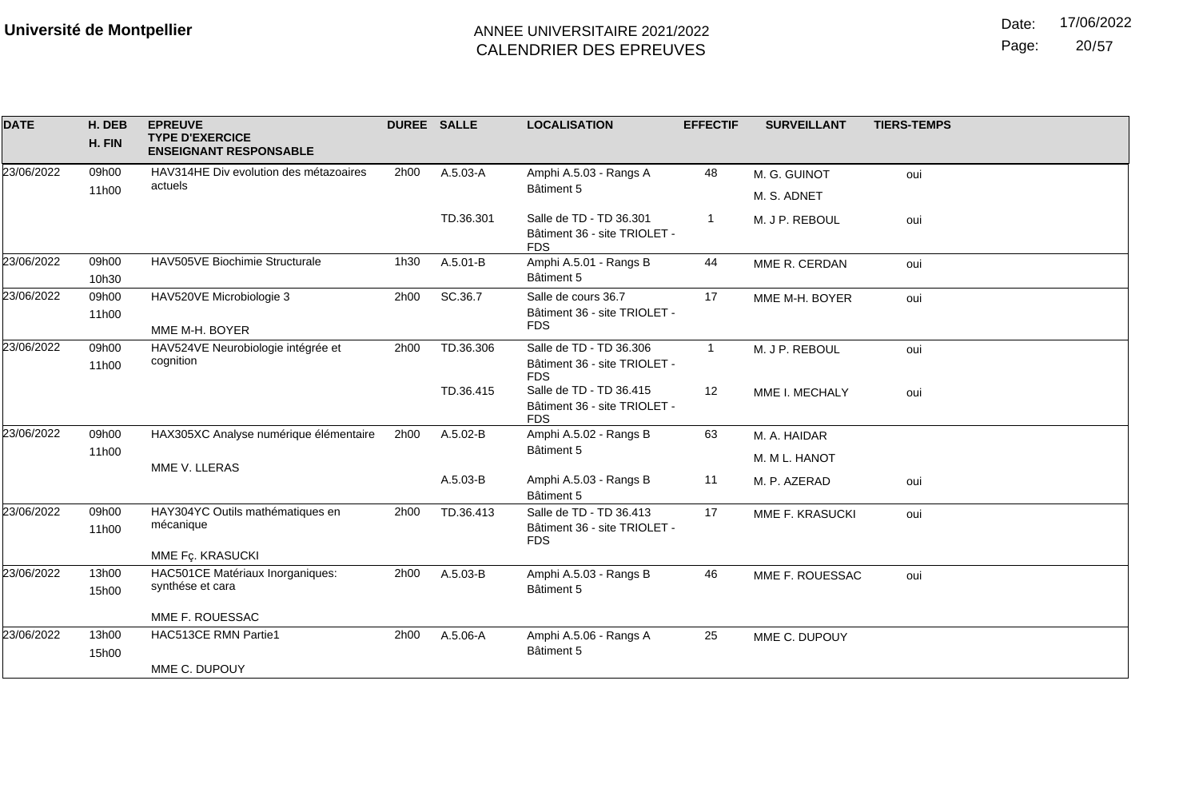**Université de Montpellier**

ANNEE UNIVERSITAIRE 2021/2022
CALENDRIER DES EPREUVES

Date: 17/06/2022

| DATE | H. DEB / H. FIN | EPREUVE / TYPE D'EXERCICE / ENSEIGNANT RESPONSABLE | DUREE | SALLE | LOCALISATION | EFFECTIF | SURVEILLANT | TIERS-TEMPS |
|---|---|---|---|---|---|---|---|---|
| 23/06/2022 | 09h00 / 11h00 | HAV314HE Div evolution des métazoaires actuels | 2h00 | A.5.03-A | Amphi A.5.03 - Rangs A Bâtiment 5 | 48 | M. G. GUINOT / M. S. ADNET | oui |
| | | | | TD.36.301 | Salle de TD - TD 36.301 Bâtiment 36 - site TRIOLET - FDS | 1 | M. J P. REBOUL | oui |
| 23/06/2022 | 09h00 / 10h30 | HAV505VE Biochimie Structurale | 1h30 | A.5.01-B | Amphi A.5.01 - Rangs B Bâtiment 5 | 44 | MME R. CERDAN | oui |
| 23/06/2022 | 09h00 / 11h00 | HAV520VE Microbiologie 3 / MME M-H. BOYER | 2h00 | SC.36.7 | Salle de cours 36.7 Bâtiment 36 - site TRIOLET - FDS | 17 | MME M-H. BOYER | oui |
| 23/06/2022 | 09h00 / 11h00 | HAV524VE Neurobiologie intégrée et cognition | 2h00 | TD.36.306 | Salle de TD - TD 36.306 Bâtiment 36 - site TRIOLET - FDS | 1 | M. J P. REBOUL | oui |
| | | | | TD.36.415 | Salle de TD - TD 36.415 Bâtiment 36 - site TRIOLET - FDS | 12 | MME I. MECHALY | oui |
| 23/06/2022 | 09h00 / 11h00 | HAX305XC Analyse numérique élémentaire / MME V. LLERAS | 2h00 | A.5.02-B | Amphi A.5.02 - Rangs B Bâtiment 5 | 63 | M. A. HAIDAR / M. M L. HANOT | |
| | | | | A.5.03-B | Amphi A.5.03 - Rangs B Bâtiment 5 | 11 | M. P. AZERAD | oui |
| 23/06/2022 | 09h00 / 11h00 | HAY304YC Outils mathématiques en mécanique / MME Fç. KRASUCKI | 2h00 | TD.36.413 | Salle de TD - TD 36.413 Bâtiment 36 - site TRIOLET - FDS | 17 | MME F. KRASUCKI | oui |
| 23/06/2022 | 13h00 / 15h00 | HAC501CE Matériaux Inorganiques: synthése et cara / MME F. ROUESSAC | 2h00 | A.5.03-B | Amphi A.5.03 - Rangs B Bâtiment 5 | 46 | MME F. ROUESSAC | oui |
| 23/06/2022 | 13h00 / 15h00 | HAC513CE RMN Partie1 / MME C. DUPOUY | 2h00 | A.5.06-A | Amphi A.5.06 - Rangs A Bâtiment 5 | 25 | MME C. DUPOUY | |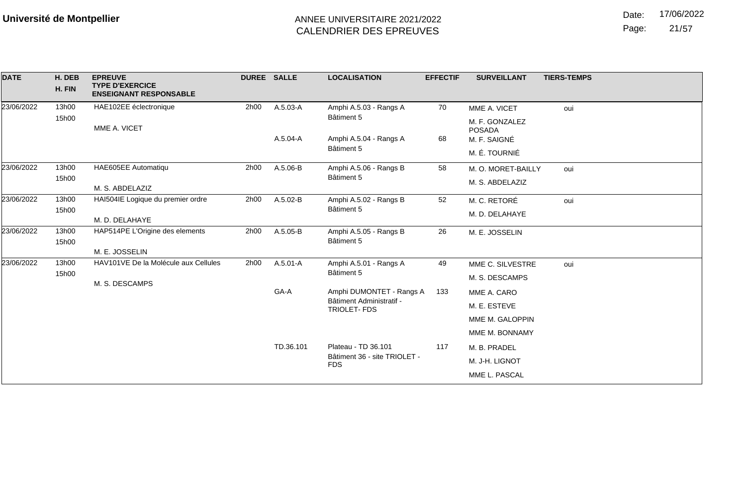**Université de Montpellier**

ANNEE UNIVERSITAIRE 2021/2022
CALENDRIER DES EPREUVES

Date: 17/06/2022

| DATE | H. DEB / H. FIN | EPREUVE / TYPE D'EXERCICE / ENSEIGNANT RESPONSABLE | DUREE | SALLE | LOCALISATION | EFFECTIF | SURVEILLANT | TIERS-TEMPS |
|---|---|---|---|---|---|---|---|---|
| 23/06/2022 | 13h00 / 15h00 | HAE102EE éclectronique / MME A. VICET | 2h00 | A.5.03-A | Amphi A.5.03 - Rangs A Bâtiment 5 | 70 | MME A. VICET, M. F. GONZALEZ POSADA | oui |
| | | | | A.5.04-A | Amphi A.5.04 - Rangs A Bâtiment 5 | 68 | M. F. SAIGNÉ, M. É. TOURNIÉ | |
| 23/06/2022 | 13h00 / 15h00 | HAE605EE Automatiqu / M. S. ABDELAZIZ | 2h00 | A.5.06-B | Amphi A.5.06 - Rangs B Bâtiment 5 | 58 | M. O. MORET-BAILLY, M. S. ABDELAZIZ | oui |
| 23/06/2022 | 13h00 / 15h00 | HAI504IE Logique du premier ordre / M. D. DELAHAYE | 2h00 | A.5.02-B | Amphi A.5.02 - Rangs B Bâtiment 5 | 52 | M. C. RETORÉ, M. D. DELAHAYE | oui |
| 23/06/2022 | 13h00 / 15h00 | HAP514PE L'Origine des elements / M. E. JOSSELIN | 2h00 | A.5.05-B | Amphi A.5.05 - Rangs B Bâtiment 5 | 26 | M. E. JOSSELIN | |
| 23/06/2022 | 13h00 / 15h00 | HAV101VE De la Molécule aux Cellules / M. S. DESCAMPS | 2h00 | A.5.01-A | Amphi A.5.01 - Rangs A Bâtiment 5 | 49 | MME C. SILVESTRE, M. S. DESCAMPS | oui |
| | | | | GA-A | Amphi DUMONTET - Rangs A Bâtiment Administratif - TRIOLET- FDS | 133 | MME A. CARO, M. E. ESTEVE, MME M. GALOPPIN, MME M. BONNAMY | |
| | | | | TD.36.101 | Plateau - TD 36.101 Bâtiment 36 - site TRIOLET - FDS | 117 | M. B. PRADEL, M. J-H. LIGNOT, MME L. PASCAL | |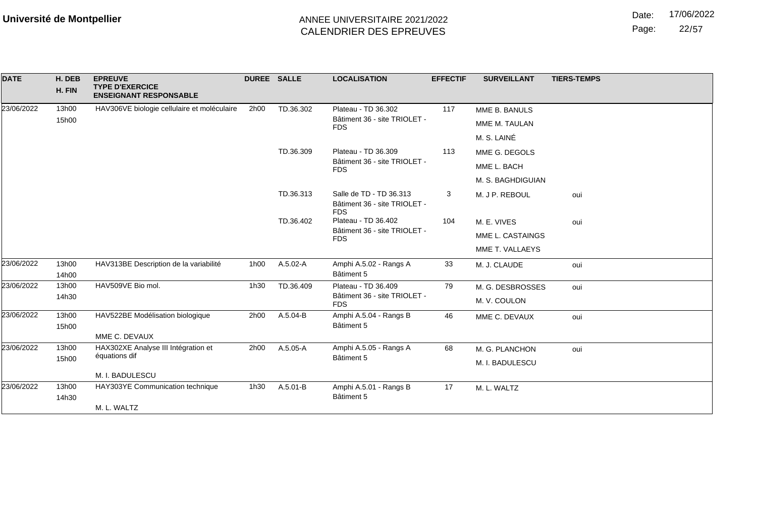**Université de Montpellier**

ANNEE UNIVERSITAIRE 2021/2022
CALENDRIER DES EPREUVES

Date: 17/06/2022

| DATE | H. DEB / H. FIN | EPREUVE / TYPE D'EXERCICE / ENSEIGNANT RESPONSABLE | DUREE | SALLE | LOCALISATION | EFFECTIF | SURVEILLANT | TIERS-TEMPS |
|---|---|---|---|---|---|---|---|---|
| 23/06/2022 | 13h00 15h00 | HAV306VE biologie cellulaire et moléculaire | 2h00 | TD.36.302 | Plateau - TD 36.302 Bâtiment 36 - site TRIOLET - FDS | 117 | MME B. BANULS MME M. TAULAN M. S. LAINÉ | |
| | | | | TD.36.309 | Plateau - TD 36.309 Bâtiment 36 - site TRIOLET - FDS | 113 | MME G. DEGOLS MME L. BACH M. S. BAGHDIGUIAN | |
| | | | | TD.36.313 | Salle de TD - TD 36.313 Bâtiment 36 - site TRIOLET - FDS | 3 | M. J P. REBOUL | oui |
| | | | | TD.36.402 | Plateau - TD 36.402 Bâtiment 36 - site TRIOLET - FDS | 104 | M. E. VIVES MME L. CASTAINGS MME T. VALLAEYS | oui |
| 23/06/2022 | 13h00 14h00 | HAV313BE Description de la variabilité | 1h00 | A.5.02-A | Amphi A.5.02 - Rangs A Bâtiment 5 | 33 | M. J. CLAUDE | oui |
| 23/06/2022 | 13h00 14h30 | HAV509VE Bio mol. | 1h30 | TD.36.409 | Plateau - TD 36.409 Bâtiment 36 - site TRIOLET - FDS | 79 | M. G. DESBROSSES M. V. COULON | oui |
| 23/06/2022 | 13h00 15h00 | HAV522BE Modélisation biologique MME C. DEVAUX | 2h00 | A.5.04-B | Amphi A.5.04 - Rangs B Bâtiment 5 | 46 | MME C. DEVAUX | oui |
| 23/06/2022 | 13h00 15h00 | HAX302XE Analyse III Intégration et équations dif M. I. BADULESCU | 2h00 | A.5.05-A | Amphi A.5.05 - Rangs A Bâtiment 5 | 68 | M. G. PLANCHON M. I. BADULESCU | oui |
| 23/06/2022 | 13h00 14h30 | HAY303YE Communication technique M. L. WALTZ | 1h30 | A.5.01-B | Amphi A.5.01 - Rangs B Bâtiment 5 | 17 | M. L. WALTZ | |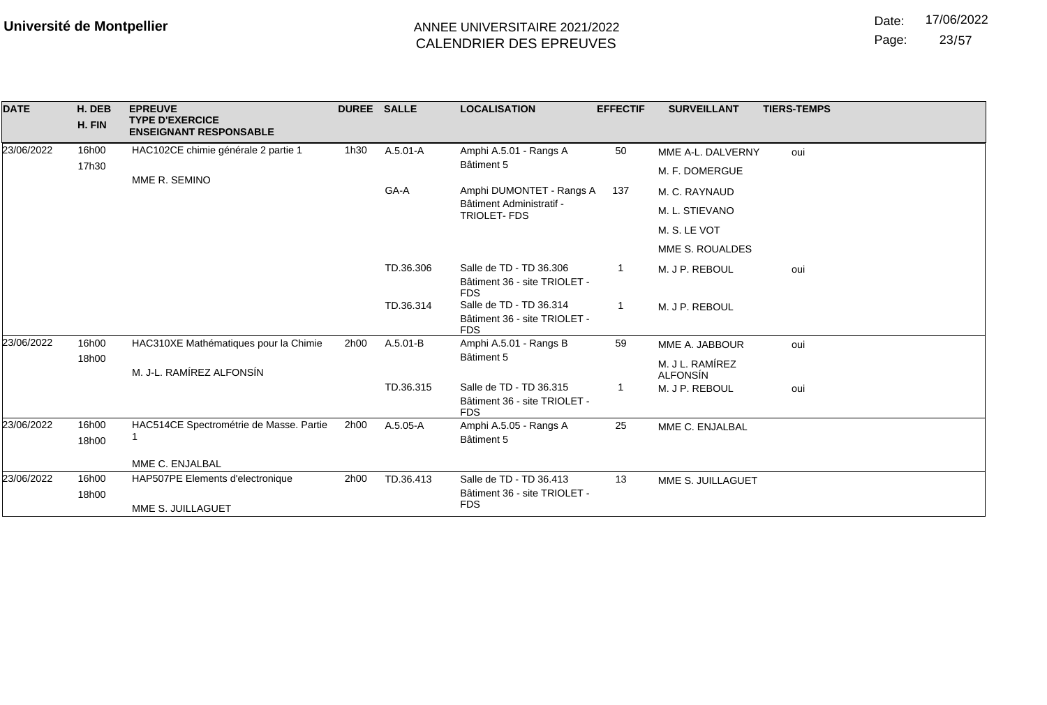**Université de Montpellier**

ANNEE UNIVERSITAIRE 2021/2022
CALENDRIER DES EPREUVES

Date: 17/06/2022

| DATE | H. DEB / H. FIN | EPREUVE / TYPE D'EXERCICE / ENSEIGNANT RESPONSABLE | DUREE | SALLE | LOCALISATION | EFFECTIF | SURVEILLANT | TIERS-TEMPS |
|---|---|---|---|---|---|---|---|---|
| 23/06/2022 | 16h00 / 17h30 | HAC102CE chimie générale 2 partie 1 / MME R. SEMINO | 1h30 | A.5.01-A | Amphi A.5.01 - Rangs A / Bâtiment 5 | 50 | MME A-L. DALVERNY / M. F. DOMERGUE | oui |
| | | | | GA-A | Amphi DUMONTET - Rangs A / Bâtiment Administratif - TRIOLET- FDS | 137 | M. C. RAYNAUD / M. L. STIEVANO / M. S. LE VOT / MME S. ROUALDES | |
| | | | | TD.36.306 | Salle de TD - TD 36.306 / Bâtiment 36 - site TRIOLET - FDS | 1 | M. J P. REBOUL | oui |
| | | | | TD.36.314 | Salle de TD - TD 36.314 / Bâtiment 36 - site TRIOLET - FDS | 1 | M. J P. REBOUL | |
| 23/06/2022 | 16h00 / 18h00 | HAC310XE Mathématiques pour la Chimie / M. J-L. RAMÍREZ ALFONSÍN | 2h00 | A.5.01-B | Amphi A.5.01 - Rangs B / Bâtiment 5 | 59 | MME A. JABBOUR / M. J L. RAMÍREZ ALFONSÍN | oui |
| | | | | TD.36.315 | Salle de TD - TD 36.315 / Bâtiment 36 - site TRIOLET - FDS | 1 | M. J P. REBOUL | oui |
| 23/06/2022 | 16h00 / 18h00 | HAC514CE Spectrométrie de Masse. Partie 1 / MME C. ENJALBAL | 2h00 | A.5.05-A | Amphi A.5.05 - Rangs A / Bâtiment 5 | 25 | MME C. ENJALBAL | |
| 23/06/2022 | 16h00 / 18h00 | HAP507PE Elements d'electronique / MME S. JUILLAGUET | 2h00 | TD.36.413 | Salle de TD - TD 36.413 / Bâtiment 36 - site TRIOLET - FDS | 13 | MME S. JUILLAGUET | |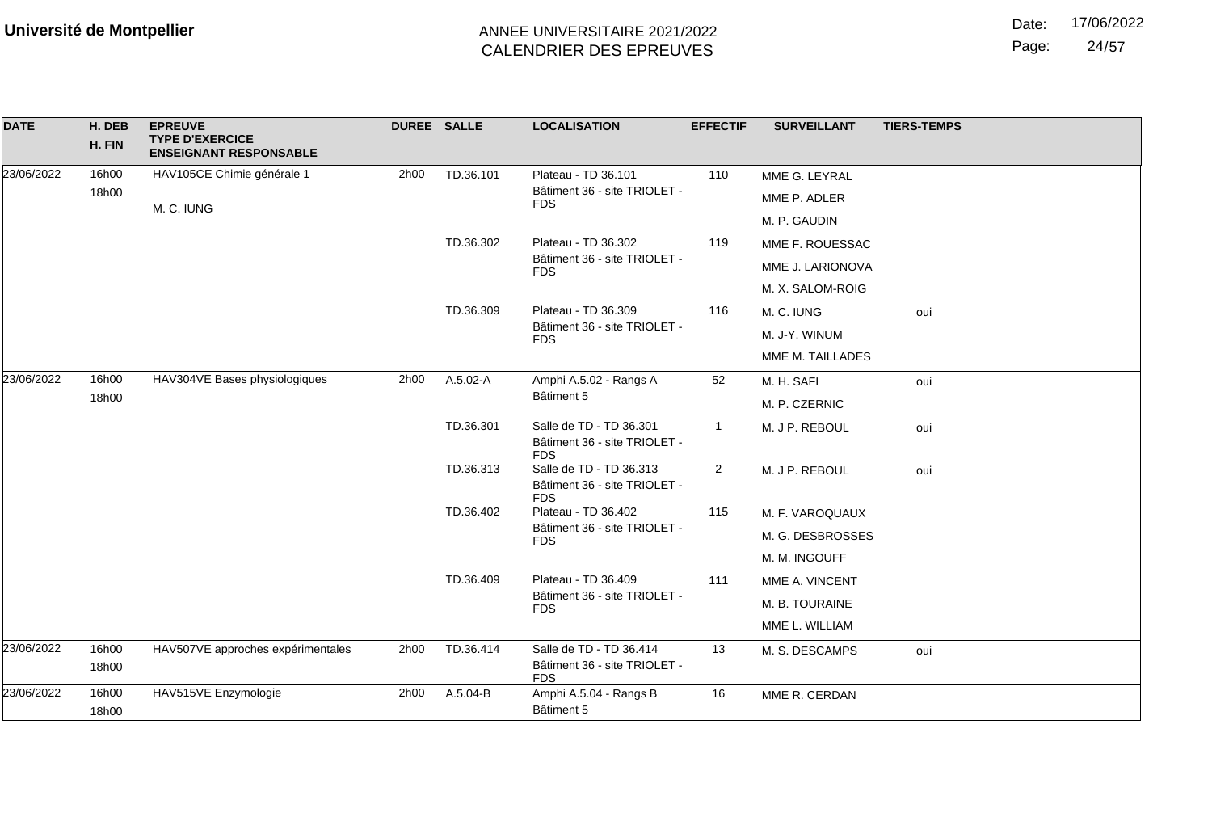**Université de Montpellier**

ANNEE UNIVERSITAIRE 2021/2022
CALENDRIER DES EPREUVES

Date: 17/06/2022

| DATE | H. DEB / H. FIN | EPREUVE / TYPE D'EXERCICE / ENSEIGNANT RESPONSABLE | DUREE | SALLE | LOCALISATION | EFFECTIF | SURVEILLANT | TIERS-TEMPS |
|---|---|---|---|---|---|---|---|---|
| 23/06/2022 | 16h00 / 18h00 | HAV105CE Chimie générale 1 / M. C. IUNG | 2h00 | TD.36.101 | Plateau - TD 36.101 Bâtiment 36 - site TRIOLET - FDS | 110 | MME G. LEYRAL | |
| | | | | | | | MME P. ADLER | |
| | | | | | | | M. P. GAUDIN | |
| | | | | TD.36.302 | Plateau - TD 36.302 Bâtiment 36 - site TRIOLET - FDS | 119 | MME F. ROUESSAC | |
| | | | | | | | MME J. LARIONOVA | |
| | | | | | | | M. X. SALOM-ROIG | |
| | | | | TD.36.309 | Plateau - TD 36.309 Bâtiment 36 - site TRIOLET - FDS | 116 | M. C. IUNG | oui |
| | | | | | | | M. J-Y. WINUM | |
| | | | | | | | MME M. TAILLADES | |
| 23/06/2022 | 16h00 / 18h00 | HAV304VE Bases physiologiques | 2h00 | A.5.02-A | Amphi A.5.02 - Rangs A Bâtiment 5 | 52 | M. H. SAFI | oui |
| | | | | | | | M. P. CZERNIC | |
| | | | | TD.36.301 | Salle de TD - TD 36.301 Bâtiment 36 - site TRIOLET - FDS | 1 | M. J P. REBOUL | oui |
| | | | | TD.36.313 | Salle de TD - TD 36.313 Bâtiment 36 - site TRIOLET - FDS | 2 | M. J P. REBOUL | oui |
| | | | | TD.36.402 | Plateau - TD 36.402 Bâtiment 36 - site TRIOLET - FDS | 115 | M. F. VAROQUAUX | |
| | | | | | | | M. G. DESBROSSES | |
| | | | | | | | M. M. INGOUFF | |
| | | | | TD.36.409 | Plateau - TD 36.409 Bâtiment 36 - site TRIOLET - FDS | 111 | MME A. VINCENT | |
| | | | | | | | M. B. TOURAINE | |
| | | | | | | | MME L. WILLIAM | |
| 23/06/2022 | 16h00 / 18h00 | HAV507VE approches expérimentales | 2h00 | TD.36.414 | Salle de TD - TD 36.414 Bâtiment 36 - site TRIOLET - FDS | 13 | M. S. DESCAMPS | oui |
| 23/06/2022 | 16h00 / 18h00 | HAV515VE Enzymologie | 2h00 | A.5.04-B | Amphi A.5.04 - Rangs B Bâtiment 5 | 16 | MME R. CERDAN | |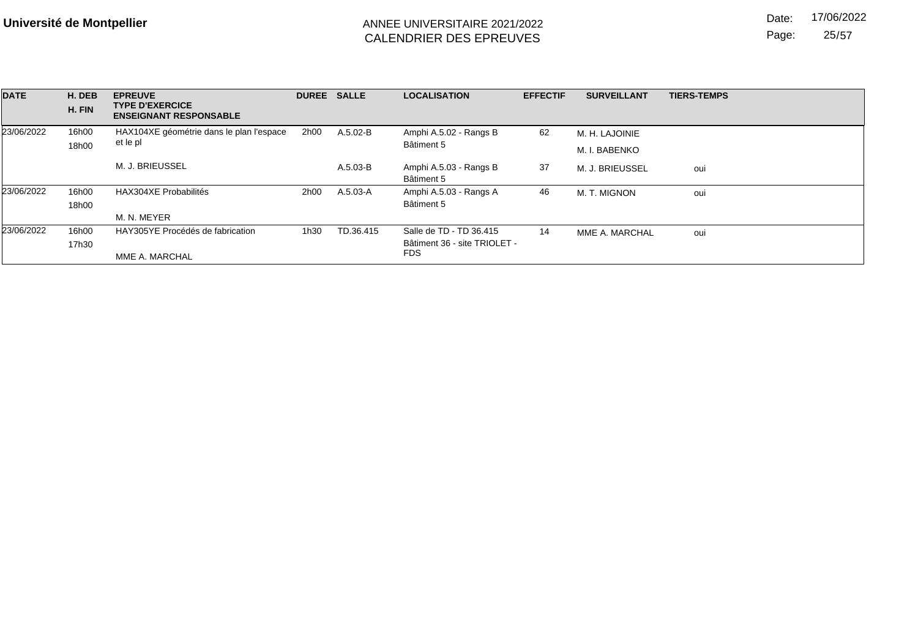**Université de Montpellier**

ANNEE UNIVERSITAIRE 2021/2022
CALENDRIER DES EPREUVES

Date: 17/06/2022

| DATE | H. DEB H. FIN | EPREUVE TYPE D'EXERCICE ENSEIGNANT RESPONSABLE | DUREE | SALLE | LOCALISATION | EFFECTIF | SURVEILLANT | TIERS-TEMPS |
|---|---|---|---|---|---|---|---|---|
| 23/06/2022 | 16h00 18h00 | HAX104XE géométrie dans le plan l'espace et le pl | 2h00 | A.5.02-B | Amphi A.5.02 - Rangs B Bâtiment 5 | 62 | M. H. LAJOINIE M. I. BABENKO | |
| | | M. J. BRIEUSSEL | | A.5.03-B | Amphi A.5.03 - Rangs B Bâtiment 5 | 37 | M. J. BRIEUSSEL | oui |
| 23/06/2022 | 16h00 18h00 | HAX304XE Probabilités M. N. MEYER | 2h00 | A.5.03-A | Amphi A.5.03 - Rangs A Bâtiment 5 | 46 | M. T. MIGNON | oui |
| 23/06/2022 | 16h00 17h30 | HAY305YE Procédés de fabrication MME A. MARCHAL | 1h30 | TD.36.415 | Salle de TD - TD 36.415 Bâtiment 36 - site TRIOLET - FDS | 14 | MME A. MARCHAL | oui |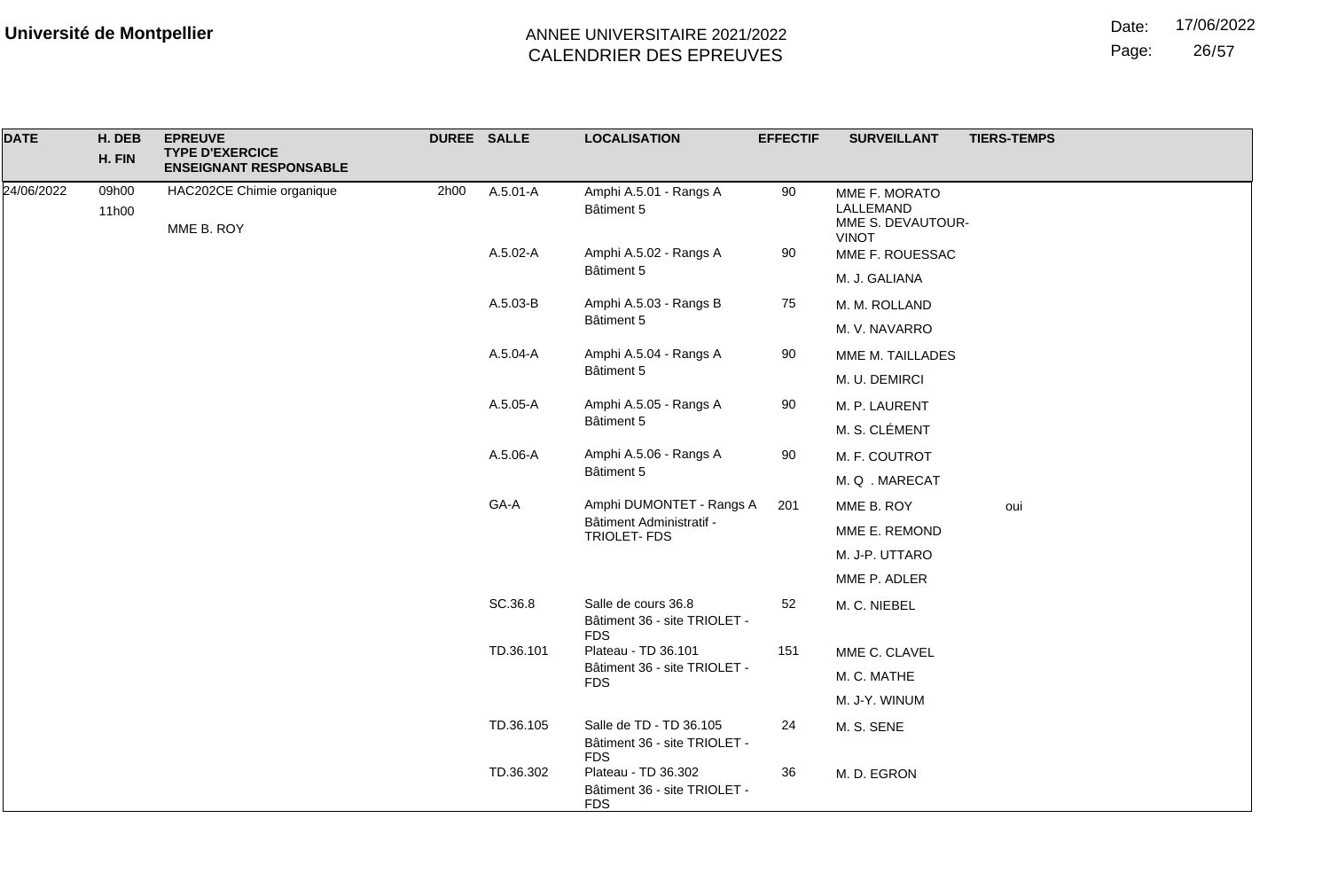**Université de Montpellier**

ANNEE UNIVERSITAIRE 2021/2022
CALENDRIER DES EPREUVES

Date: 17/06/2022

| DATE | H. DEB / H. FIN | EPREUVE / TYPE D'EXERCICE / ENSEIGNANT RESPONSABLE | DUREE | SALLE | LOCALISATION | EFFECTIF | SURVEILLANT | TIERS-TEMPS |
|---|---|---|---|---|---|---|---|---|
| 24/06/2022 | 09h00 11h00 | HAC202CE Chimie organique MME B. ROY | 2h00 | A.5.01-A | Amphi A.5.01 - Rangs A Bâtiment 5 | 90 | MME F. MORATO LALLEMAND | |
| | | | | | | | MME S. DEVAUTOUR-VINOT | |
| | | | | A.5.02-A | Amphi A.5.02 - Rangs A Bâtiment 5 | 90 | MME F. ROUESSAC | |
| | | | | | | | M. J. GALIANA | |
| | | | | A.5.03-B | Amphi A.5.03 - Rangs B Bâtiment 5 | 75 | M. M. ROLLAND | |
| | | | | | | | M. V. NAVARRO | |
| | | | | A.5.04-A | Amphi A.5.04 - Rangs A Bâtiment 5 | 90 | MME M. TAILLADES | |
| | | | | | | | M. U. DEMIRCI | |
| | | | | A.5.05-A | Amphi A.5.05 - Rangs A Bâtiment 5 | 90 | M. P. LAURENT | |
| | | | | | | | M. S. CLÉMENT | |
| | | | | A.5.06-A | Amphi A.5.06 - Rangs A Bâtiment 5 | 90 | M. F. COUTROT | |
| | | | | | | | M. Q . MARECAT | |
| | | | | GA-A | Amphi DUMONTET - Rangs A Bâtiment Administratif - TRIOLET- FDS | 201 | MME B. ROY | oui |
| | | | | | | | MME E. REMOND | |
| | | | | | | | M. J-P. UTTARO | |
| | | | | | | | MME P. ADLER | |
| | | | | SC.36.8 | Salle de cours 36.8 Bâtiment 36 - site TRIOLET - FDS | 52 | M. C. NIEBEL | |
| | | | | TD.36.101 | Plateau - TD 36.101 Bâtiment 36 - site TRIOLET - FDS | 151 | MME C. CLAVEL | |
| | | | | | | | M. C. MATHE | |
| | | | | | | | M. J-Y. WINUM | |
| | | | | TD.36.105 | Salle de TD - TD 36.105 Bâtiment 36 - site TRIOLET - FDS | 24 | M. S. SENE | |
| | | | | TD.36.302 | Plateau - TD 36.302 Bâtiment 36 - site TRIOLET - FDS | 36 | M. D. EGRON | |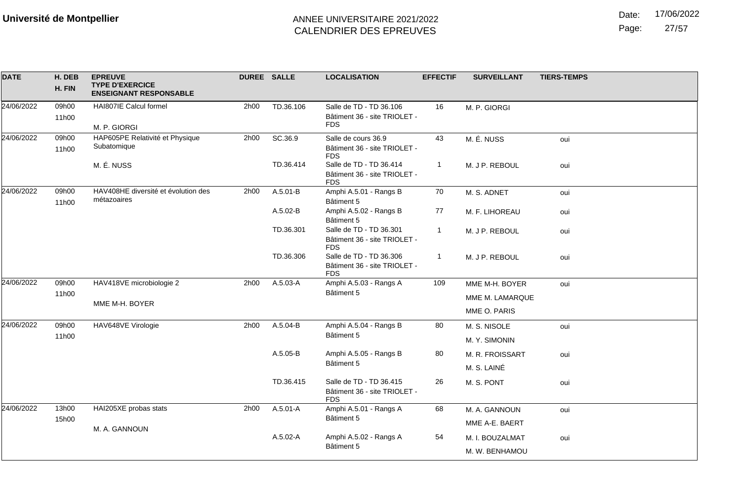**Université de Montpellier**

ANNEE UNIVERSITAIRE 2021/2022
CALENDRIER DES EPREUVES

Date: 17/06/2022

| DATE | H. DEB / H. FIN | EPREUVE / TYPE D'EXERCICE / ENSEIGNANT RESPONSABLE | DUREE | SALLE | LOCALISATION | EFFECTIF | SURVEILLANT | TIERS-TEMPS |
|---|---|---|---|---|---|---|---|---|
| 24/06/2022 | 09h00 11h00 | HAI807IE Calcul formel M. P. GIORGI | 2h00 | TD.36.106 | Salle de TD - TD 36.106 Bâtiment 36 - site TRIOLET - FDS | 16 | M. P. GIORGI | |
| 24/06/2022 | 09h00 11h00 | HAP605PE Relativité et Physique Subatomique M. É. NUSS | 2h00 | SC.36.9 | Salle de cours 36.9 Bâtiment 36 - site TRIOLET - FDS | 43 | M. É. NUSS | oui |
| | | | | TD.36.414 | Salle de TD - TD 36.414 Bâtiment 36 - site TRIOLET - FDS | 1 | M. J P. REBOUL | oui |
| 24/06/2022 | 09h00 11h00 | HAV408HE diversité et évolution des métazoaires | 2h00 | A.5.01-B | Amphi A.5.01 - Rangs B Bâtiment 5 | 70 | M. S. ADNET | oui |
| | | | | A.5.02-B | Amphi A.5.02 - Rangs B Bâtiment 5 | 77 | M. F. LIHOREAU | oui |
| | | | | TD.36.301 | Salle de TD - TD 36.301 Bâtiment 36 - site TRIOLET - FDS | 1 | M. J P. REBOUL | oui |
| | | | | TD.36.306 | Salle de TD - TD 36.306 Bâtiment 36 - site TRIOLET - FDS | 1 | M. J P. REBOUL | oui |
| 24/06/2022 | 09h00 11h00 | HAV418VE microbiologie 2 MME M-H. BOYER | 2h00 | A.5.03-A | Amphi A.5.03 - Rangs A Bâtiment 5 | 109 | MME M-H. BOYER, MME M. LAMARQUE, MME O. PARIS | oui |
| 24/06/2022 | 09h00 11h00 | HAV648VE Virologie | 2h00 | A.5.04-B | Amphi A.5.04 - Rangs B Bâtiment 5 | 80 | M. S. NISOLE, M. Y. SIMONIN | oui |
| | | | | A.5.05-B | Amphi A.5.05 - Rangs B Bâtiment 5 | 80 | M. R. FROISSART, M. S. LAINÉ | oui |
| | | | | TD.36.415 | Salle de TD - TD 36.415 Bâtiment 36 - site TRIOLET - FDS | 26 | M. S. PONT | oui |
| 24/06/2022 | 13h00 15h00 | HAI205XE probas stats M. A. GANNOUN | 2h00 | A.5.01-A | Amphi A.5.01 - Rangs A Bâtiment 5 | 68 | M. A. GANNOUN, MME A-E. BAERT | oui |
| | | | | A.5.02-A | Amphi A.5.02 - Rangs A Bâtiment 5 | 54 | M. I. BOUZALMAT, M. W. BENHAMOU | oui |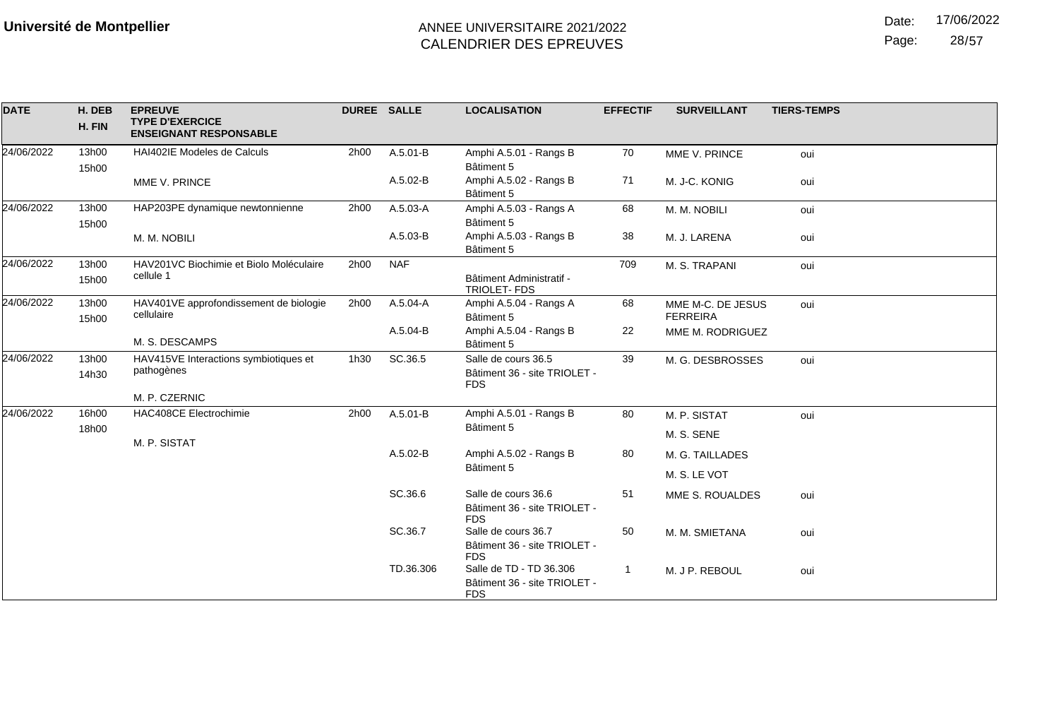**Université de Montpellier**

ANNEE UNIVERSITAIRE 2021/2022
CALENDRIER DES EPREUVES

| DATE | H. DEB / H. FIN | EPREUVE / TYPE D'EXERCICE / ENSEIGNANT RESPONSABLE | DUREE | SALLE | LOCALISATION | EFFECTIF | SURVEILLANT | TIERS-TEMPS |
|---|---|---|---|---|---|---|---|---|
| 24/06/2022 | 13h00 / 15h00 | HAI402IE Modeles de Calculs / MME V. PRINCE | 2h00 | A.5.01-B | Amphi A.5.01 - Rangs B Bâtiment 5 | 70 | MME V. PRINCE | oui |
| | | | | A.5.02-B | Amphi A.5.02 - Rangs B Bâtiment 5 | 71 | M. J-C. KONIG | oui |
| 24/06/2022 | 13h00 / 15h00 | HAP203PE dynamique newtonnienne / M. M. NOBILI | 2h00 | A.5.03-A | Amphi A.5.03 - Rangs A Bâtiment 5 | 68 | M. M. NOBILI | oui |
| | | | | A.5.03-B | Amphi A.5.03 - Rangs B Bâtiment 5 | 38 | M. J. LARENA | oui |
| 24/06/2022 | 13h00 / 15h00 | HAV201VC Biochimie et Biolo Moléculaire cellule 1 | 2h00 | NAF | Bâtiment Administratif - TRIOLET- FDS | 709 | M. S. TRAPANI | oui |
| 24/06/2022 | 13h00 / 15h00 | HAV401VE approfondissement de biologie cellulaire / M. S. DESCAMPS | 2h00 | A.5.04-A | Amphi A.5.04 - Rangs A Bâtiment 5 | 68 | MME M-C. DE JESUS FERREIRA | oui |
| | | | | A.5.04-B | Amphi A.5.04 - Rangs B Bâtiment 5 | 22 | MME M. RODRIGUEZ | |
| 24/06/2022 | 13h00 / 14h30 | HAV415VE Interactions symbiotiques et pathogènes / M. P. CZERNIC | 1h30 | SC.36.5 | Salle de cours 36.5 Bâtiment 36 - site TRIOLET - FDS | 39 | M. G. DESBROSSES | oui |
| 24/06/2022 | 16h00 / 18h00 | HAC408CE Electrochimie / M. P. SISTAT | 2h00 | A.5.01-B | Amphi A.5.01 - Rangs B Bâtiment 5 | 80 | M. P. SISTAT / M. S. SENE | oui |
| | | | | A.5.02-B | Amphi A.5.02 - Rangs B Bâtiment 5 | 80 | M. G. TAILLADES / M. S. LE VOT | |
| | | | | SC.36.6 | Salle de cours 36.6 Bâtiment 36 - site TRIOLET - FDS | 51 | MME S. ROUALDES | oui |
| | | | | SC.36.7 | Salle de cours 36.7 Bâtiment 36 - site TRIOLET - FDS | 50 | M. M. SMIETANA | oui |
| | | | | TD.36.306 | Salle de TD - TD 36.306 Bâtiment 36 - site TRIOLET - FDS | 1 | M. J P. REBOUL | oui |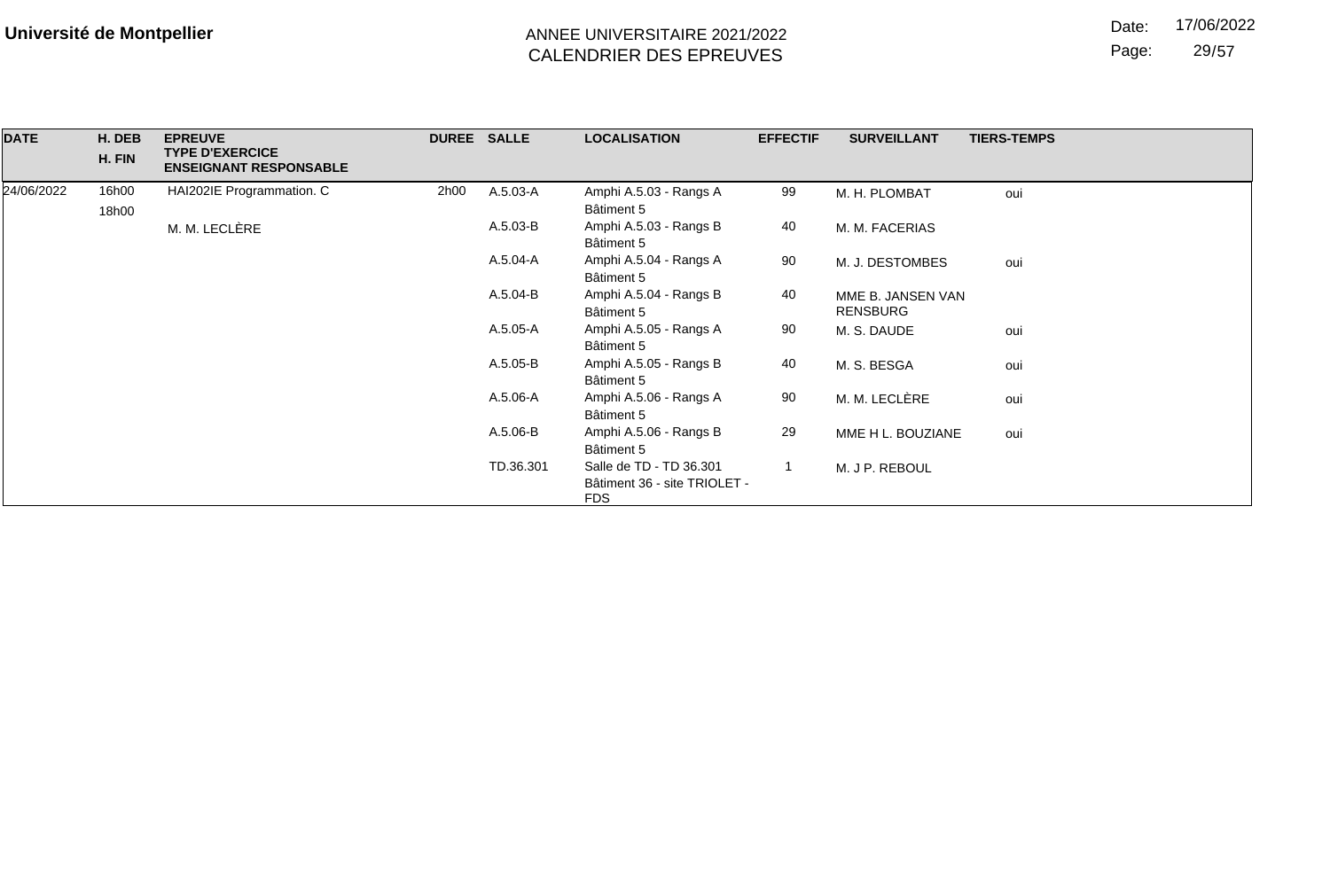**Université de Montpellier**

ANNEE UNIVERSITAIRE 2021/2022
CALENDRIER DES EPREUVES

Date: 17/06/2022

| DATE | H. DEB<br>H. FIN | EPREUVE<br>TYPE D'EXERCICE<br>ENSEIGNANT RESPONSABLE | DUREE | SALLE | LOCALISATION | EFFECTIF | SURVEILLANT | TIERS-TEMPS |
|---|---|---|---|---|---|---|---|---|
| 24/06/2022 | 16h00<br>18h00 | HAI202IE Programmation. C<br>M. M. LECLÈRE | 2h00 | A.5.03-A | Amphi A.5.03 - Rangs A<br>Bâtiment 5 | 99 | M. H. PLOMBAT | oui |
| | | | | A.5.03-B | Amphi A.5.03 - Rangs B<br>Bâtiment 5 | 40 | M. M. FACERIAS | |
| | | | | A.5.04-A | Amphi A.5.04 - Rangs A<br>Bâtiment 5 | 90 | M. J. DESTOMBES | oui |
| | | | | A.5.04-B | Amphi A.5.04 - Rangs B<br>Bâtiment 5 | 40 | MME B. JANSEN VAN RENSBURG | |
| | | | | A.5.05-A | Amphi A.5.05 - Rangs A<br>Bâtiment 5 | 90 | M. S. DAUDE | oui |
| | | | | A.5.05-B | Amphi A.5.05 - Rangs B<br>Bâtiment 5 | 40 | M. S. BESGA | oui |
| | | | | A.5.06-A | Amphi A.5.06 - Rangs A<br>Bâtiment 5 | 90 | M. M. LECLÈRE | oui |
| | | | | A.5.06-B | Amphi A.5.06 - Rangs B<br>Bâtiment 5 | 29 | MME H L. BOUZIANE | oui |
| | | | | TD.36.301 | Salle de TD - TD 36.301<br>Bâtiment 36 - site TRIOLET - FDS | 1 | M. J P. REBOUL | |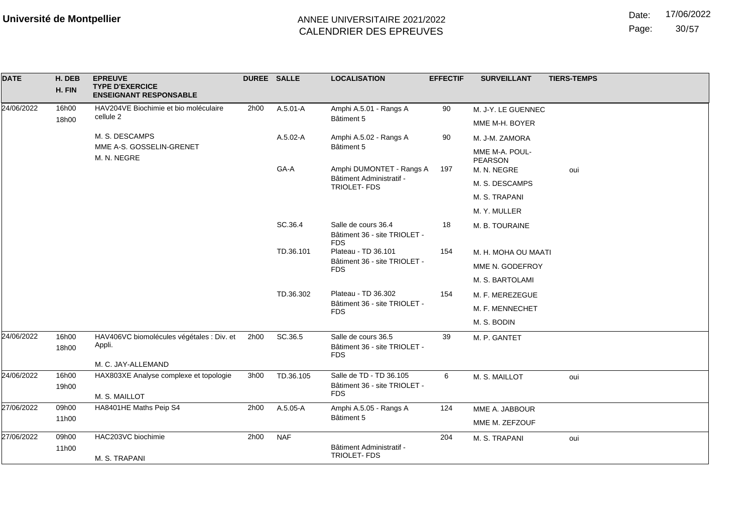**Université de Montpellier**

ANNEE UNIVERSITAIRE 2021/2022
CALENDRIER DES EPREUVES

Date: 17/06/2022

| DATE | H. DEB / H. FIN | EPREUVE / TYPE D'EXERCICE / ENSEIGNANT RESPONSABLE | DUREE | SALLE | LOCALISATION | EFFECTIF | SURVEILLANT | TIERS-TEMPS |
|---|---|---|---|---|---|---|---|---|
| 24/06/2022 | 16h00 / 18h00 | HAV204VE Biochimie et bio moléculaire cellule 2<br>M. S. DESCAMPS<br>MME A-S. GOSSELIN-GRENET<br>M. N. NEGRE | 2h00 | A.5.01-A | Amphi A.5.01 - Rangs A<br>Bâtiment 5 | 90 | M. J-Y. LE GUENNEC<br>MME M-H. BOYER | |
| | | | | A.5.02-A | Amphi A.5.02 - Rangs A<br>Bâtiment 5 | 90 | M. J-M. ZAMORA<br>MME M-A. POUL-PEARSON | |
| | | | | GA-A | Amphi DUMONTET - Rangs A<br>Bâtiment Administratif - TRIOLET- FDS | 197 | M. N. NEGRE<br>M. S. DESCAMPS<br>M. S. TRAPANI<br>M. Y. MULLER | oui |
| | | | | SC.36.4 | Salle de cours 36.4<br>Bâtiment 36 - site TRIOLET - FDS | 18 | M. B. TOURAINE | |
| | | | | TD.36.101 | Plateau - TD 36.101<br>Bâtiment 36 - site TRIOLET - FDS | 154 | M. H. MOHA OU MAATI<br>MME N. GODEFROY<br>M. S. BARTOLAMI | |
| | | | | TD.36.302 | Plateau - TD 36.302<br>Bâtiment 36 - site TRIOLET - FDS | 154 | M. F. MEREZEGUE<br>M. F. MENNECHET<br>M. S. BODIN | |
| 24/06/2022 | 16h00 / 18h00 | HAV406VC biomolécules végétales : Div. et Appli.<br>M. C. JAY-ALLEMAND | 2h00 | SC.36.5 | Salle de cours 36.5<br>Bâtiment 36 - site TRIOLET - FDS | 39 | M. P. GANTET | |
| 24/06/2022 | 16h00 / 19h00 | HAX803XE Analyse complexe et topologie<br>M. S. MAILLOT | 3h00 | TD.36.105 | Salle de TD - TD 36.105<br>Bâtiment 36 - site TRIOLET - FDS | 6 | M. S. MAILLOT | oui |
| 27/06/2022 | 09h00 / 11h00 | HA8401HE Maths Peip S4 | 2h00 | A.5.05-A | Amphi A.5.05 - Rangs A<br>Bâtiment 5 | 124 | MME A. JABBOUR<br>MME M. ZEFZOUF | |
| 27/06/2022 | 09h00 / 11h00 | HAC203VC biochimie<br>M. S. TRAPANI | 2h00 | NAF | Bâtiment Administratif - TRIOLET- FDS | 204 | M. S. TRAPANI | oui |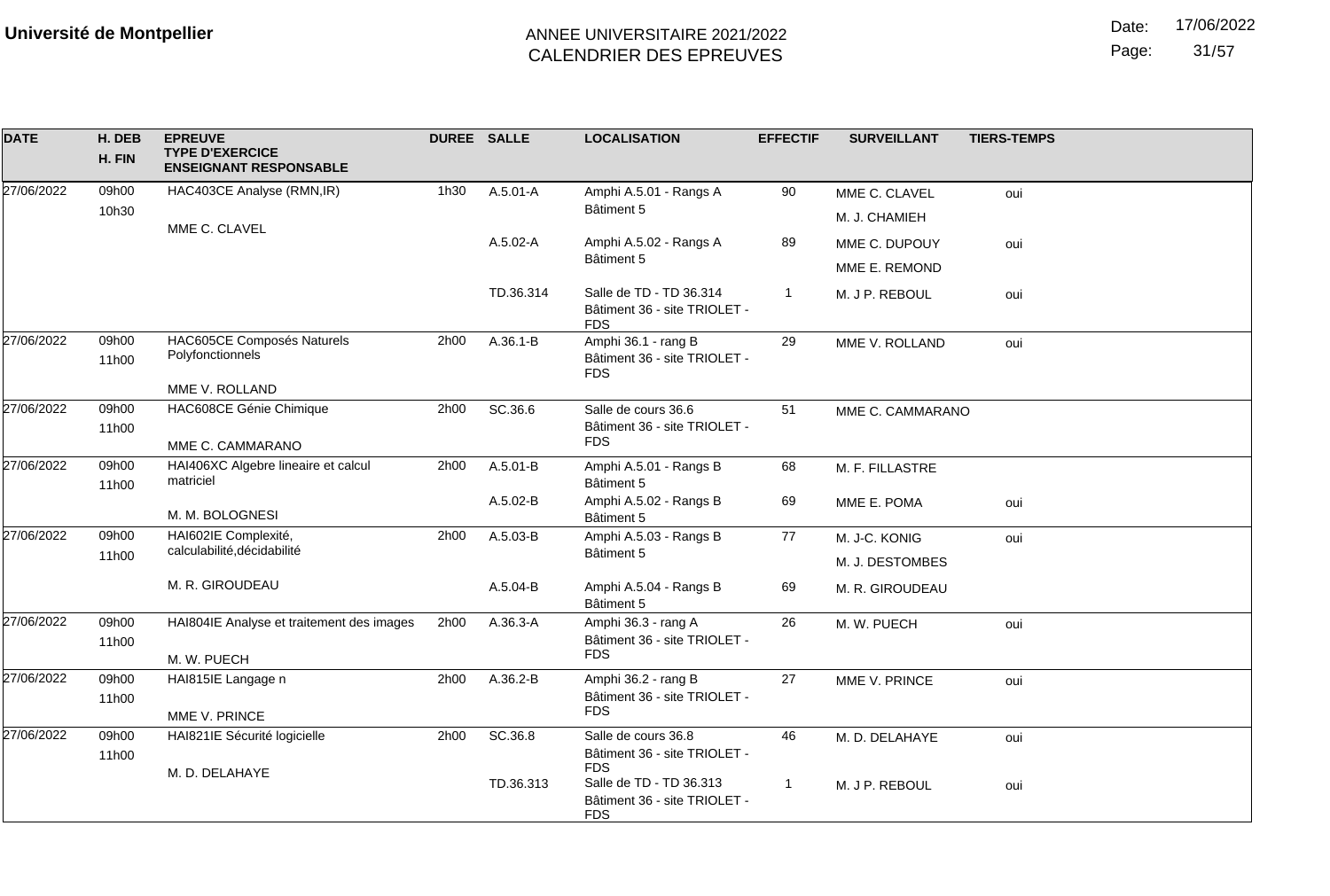**Université de Montpellier**

ANNEE UNIVERSITAIRE 2021/2022
CALENDRIER DES EPREUVES

Date: 17/06/2022

| DATE | H. DEB H. FIN | EPREUVE TYPE D'EXERCICE ENSEIGNANT RESPONSABLE | DUREE | SALLE | LOCALISATION | EFFECTIF | SURVEILLANT | TIERS-TEMPS |
|---|---|---|---|---|---|---|---|---|
| 27/06/2022 | 09h00 10h30 | HAC403CE Analyse (RMN,IR) MME C. CLAVEL | 1h30 | A.5.01-A | Amphi A.5.01 - Rangs A Bâtiment 5 | 90 | MME C. CLAVEL M. J. CHAMIEH | oui |
| | | | | A.5.02-A | Amphi A.5.02 - Rangs A Bâtiment 5 | 89 | MME C. DUPOUY MME E. REMOND | oui |
| | | | | TD.36.314 | Salle de TD - TD 36.314 Bâtiment 36 - site TRIOLET - FDS | 1 | M. J P. REBOUL | oui |
| 27/06/2022 | 09h00 11h00 | HAC605CE Composés Naturels Polyfonctionnels MME V. ROLLAND | 2h00 | A.36.1-B | Amphi 36.1 - rang B Bâtiment 36 - site TRIOLET - FDS | 29 | MME V. ROLLAND | oui |
| 27/06/2022 | 09h00 11h00 | HAC608CE Génie Chimique MME C. CAMMARANO | 2h00 | SC.36.6 | Salle de cours 36.6 Bâtiment 36 - site TRIOLET - FDS | 51 | MME C. CAMMARANO | |
| 27/06/2022 | 09h00 11h00 | HAI406XC Algebre lineaire et calcul matriciel M. M. BOLOGNESI | 2h00 | A.5.01-B | Amphi A.5.01 - Rangs B Bâtiment 5 | 68 | M. F. FILLASTRE | |
| | | | | A.5.02-B | Amphi A.5.02 - Rangs B Bâtiment 5 | 69 | MME E. POMA | oui |
| 27/06/2022 | 09h00 11h00 | HAI602IE Complexité, calculabilité,décidabilité M. R. GIROUDEAU | 2h00 | A.5.03-B | Amphi A.5.03 - Rangs B Bâtiment 5 | 77 | M. J-C. KONIG M. J. DESTOMBES | oui |
| | | | | A.5.04-B | Amphi A.5.04 - Rangs B Bâtiment 5 | 69 | M. R. GIROUDEAU | |
| 27/06/2022 | 09h00 11h00 | HAI804IE Analyse et traitement des images M. W. PUECH | 2h00 | A.36.3-A | Amphi 36.3 - rang A Bâtiment 36 - site TRIOLET - FDS | 26 | M. W. PUECH | oui |
| 27/06/2022 | 09h00 11h00 | HAI815IE Langage n MME V. PRINCE | 2h00 | A.36.2-B | Amphi 36.2 - rang B Bâtiment 36 - site TRIOLET - FDS | 27 | MME V. PRINCE | oui |
| 27/06/2022 | 09h00 11h00 | HAI821IE Sécurité logicielle M. D. DELAHAYE | 2h00 | SC.36.8 | Salle de cours 36.8 Bâtiment 36 - site TRIOLET - FDS | 46 | M. D. DELAHAYE | oui |
| | | | | TD.36.313 | Salle de TD - TD 36.313 Bâtiment 36 - site TRIOLET - FDS | 1 | M. J P. REBOUL | oui |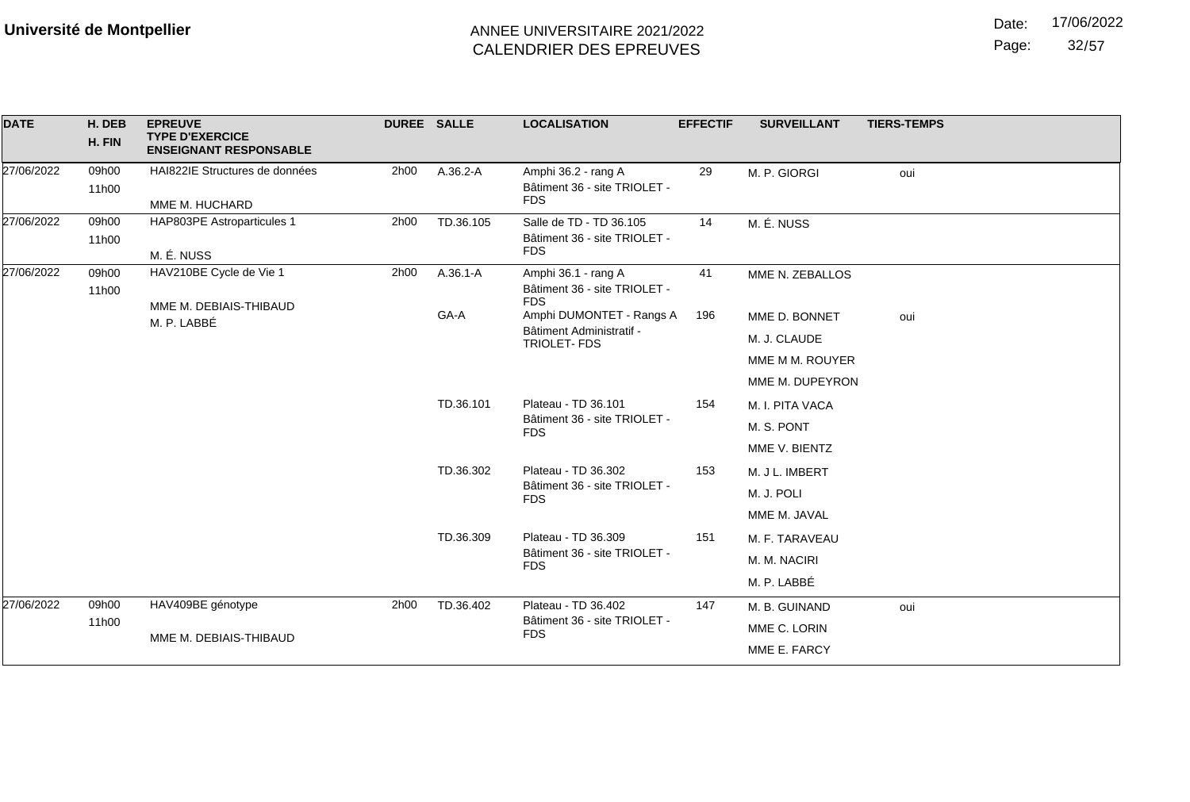**Université de Montpellier**

ANNEE UNIVERSITAIRE 2021/2022
CALENDRIER DES EPREUVES

Date: 17/06/2022

| DATE | H. DEB / H. FIN | EPREUVE / TYPE D'EXERCICE / ENSEIGNANT RESPONSABLE | DUREE | SALLE | LOCALISATION | EFFECTIF | SURVEILLANT | TIERS-TEMPS |
|---|---|---|---|---|---|---|---|---|
| 27/06/2022 | 09h00 / 11h00 | HAI822IE Structures de données / MME M. HUCHARD | 2h00 | A.36.2-A | Amphi 36.2 - rang A / Bâtiment 36 - site TRIOLET - FDS | 29 | M. P. GIORGI | oui |
| 27/06/2022 | 09h00 / 11h00 | HAP803PE Astroparticules 1 / M. É. NUSS | 2h00 | TD.36.105 | Salle de TD - TD 36.105 / Bâtiment 36 - site TRIOLET - FDS | 14 | M. É. NUSS | |
| 27/06/2022 | 09h00 / 11h00 | HAV210BE Cycle de Vie 1 / MME M. DEBIAIS-THIBAUD / M. P. LABBÉ | 2h00 | A.36.1-A | Amphi 36.1 - rang A / Bâtiment 36 - site TRIOLET - FDS | 41 | MME N. ZEBALLOS | |
| | | | | GA-A | Amphi DUMONTET - Rangs A / Bâtiment Administratif - TRIOLET- FDS | 196 | MME D. BONNET / M. J. CLAUDE / MME M M. ROUYER / MME M. DUPEYRON | oui |
| | | | | TD.36.101 | Plateau - TD 36.101 / Bâtiment 36 - site TRIOLET - FDS | 154 | M. I. PITA VACA / M. S. PONT / MME V. BIENTZ | |
| | | | | TD.36.302 | Plateau - TD 36.302 / Bâtiment 36 - site TRIOLET - FDS | 153 | M. J L. IMBERT / M. J. POLI / MME M. JAVAL | |
| | | | | TD.36.309 | Plateau - TD 36.309 / Bâtiment 36 - site TRIOLET - FDS | 151 | M. F. TARAVEAU / M. M. NACIRI / M. P. LABBÉ | |
| 27/06/2022 | 09h00 / 11h00 | HAV409BE génotype / MME M. DEBIAIS-THIBAUD | 2h00 | TD.36.402 | Plateau - TD 36.402 / Bâtiment 36 - site TRIOLET - FDS | 147 | M. B. GUINAND / MME C. LORIN / MME E. FARCY | oui |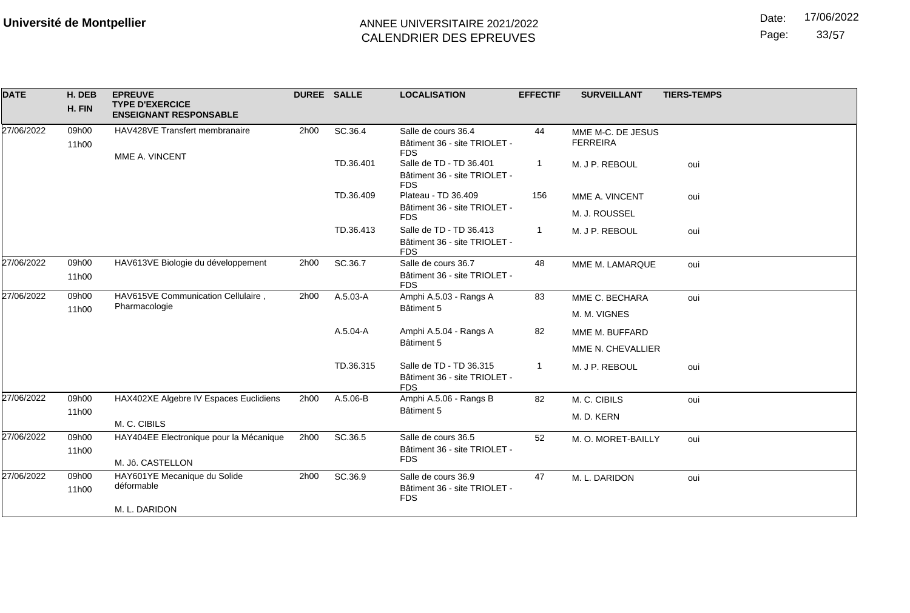**Université de Montpellier**

ANNEE UNIVERSITAIRE 2021/2022
CALENDRIER DES EPREUVES

Date: 17/06/2022

| DATE | H. DEB / H. FIN | EPREUVE / TYPE D'EXERCICE / ENSEIGNANT RESPONSABLE | DUREE | SALLE | LOCALISATION | EFFECTIF | SURVEILLANT | TIERS-TEMPS |
|---|---|---|---|---|---|---|---|---|
| 27/06/2022 | 09h00 11h00 | HAV428VE Transfert membranaire MME A. VINCENT | 2h00 | SC.36.4 | Salle de cours 36.4 Bâtiment 36 - site TRIOLET - FDS | 44 | MME M-C. DE JESUS FERREIRA | |
| | | | | TD.36.401 | Salle de TD - TD 36.401 Bâtiment 36 - site TRIOLET - FDS | 1 | M. J P. REBOUL | oui |
| | | | | TD.36.409 | Plateau - TD 36.409 Bâtiment 36 - site TRIOLET - FDS | 156 | MME A. VINCENT M. J. ROUSSEL | oui |
| | | | | TD.36.413 | Salle de TD - TD 36.413 Bâtiment 36 - site TRIOLET - FDS | 1 | M. J P. REBOUL | oui |
| 27/06/2022 | 09h00 11h00 | HAV613VE Biologie du développement | 2h00 | SC.36.7 | Salle de cours 36.7 Bâtiment 36 - site TRIOLET - FDS | 48 | MME M. LAMARQUE | oui |
| 27/06/2022 | 09h00 11h00 | HAV615VE Communication Cellulaire , Pharmacologie | 2h00 | A.5.03-A | Amphi A.5.03 - Rangs A Bâtiment 5 | 83 | MME C. BECHARA M. M. VIGNES | oui |
| | | | | A.5.04-A | Amphi A.5.04 - Rangs A Bâtiment 5 | 82 | MME M. BUFFARD MME N. CHEVALLIER | |
| | | | | TD.36.315 | Salle de TD - TD 36.315 Bâtiment 36 - site TRIOLET - FDS | 1 | M. J P. REBOUL | oui |
| 27/06/2022 | 09h00 11h00 | HAX402XE Algebre IV Espaces Euclidiens M. C. CIBILS | 2h00 | A.5.06-B | Amphi A.5.06 - Rangs B Bâtiment 5 | 82 | M. C. CIBILS M. D. KERN | oui |
| 27/06/2022 | 09h00 11h00 | HAY404EE Electronique pour la Mécanique M. Jô. CASTELLON | 2h00 | SC.36.5 | Salle de cours 36.5 Bâtiment 36 - site TRIOLET - FDS | 52 | M. O. MORET-BAILLY | oui |
| 27/06/2022 | 09h00 11h00 | HAY601YE Mecanique du Solide déformable M. L. DARIDON | 2h00 | SC.36.9 | Salle de cours 36.9 Bâtiment 36 - site TRIOLET - FDS | 47 | M. L. DARIDON | oui |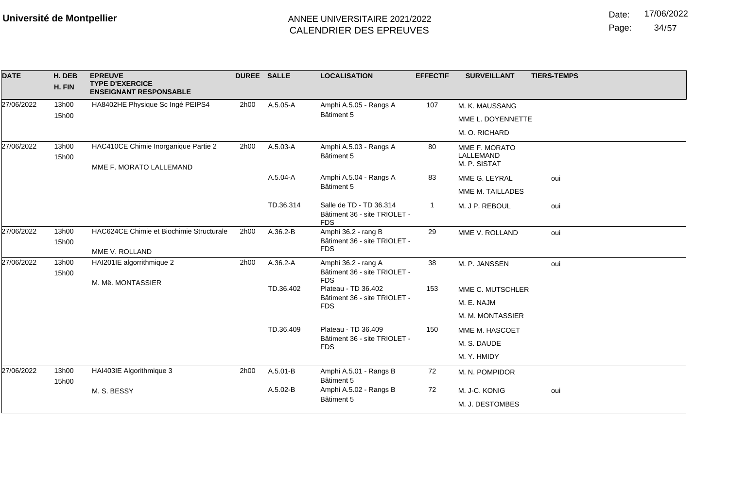**Université de Montpellier**

ANNEE UNIVERSITAIRE 2021/2022
CALENDRIER DES EPREUVES

Date: 17/06/2022

| DATE | H. DEB / H. FIN | EPREUVE / TYPE D'EXERCICE / ENSEIGNANT RESPONSABLE | DUREE | SALLE | LOCALISATION | EFFECTIF | SURVEILLANT | TIERS-TEMPS |
|---|---|---|---|---|---|---|---|---|
| 27/06/2022 | 13h00 15h00 | HA8402HE Physique Sc Ingé PEIPS4 | 2h00 | A.5.05-A | Amphi A.5.05 - Rangs A Bâtiment 5 | 107 | M. K. MAUSSANG | |
| | | | | | | | MME L. DOYENNETTE | |
| | | | | | | | M. O. RICHARD | |
| 27/06/2022 | 13h00 15h00 | HAC410CE Chimie Inorganique Partie 2 MME F. MORATO LALLEMAND | 2h00 | A.5.03-A | Amphi A.5.03 - Rangs A Bâtiment 5 | 80 | MME F. MORATO LALLEMAND | |
| | | | | | | | M. P. SISTAT | |
| | | | | A.5.04-A | Amphi A.5.04 - Rangs A Bâtiment 5 | 83 | MME G. LEYRAL | oui |
| | | | | | | | MME M. TAILLADES | |
| | | | | TD.36.314 | Salle de TD - TD 36.314 Bâtiment 36 - site TRIOLET - FDS | 1 | M. J P. REBOUL | oui |
| 27/06/2022 | 13h00 15h00 | HAC624CE Chimie et Biochimie Structurale MME V. ROLLAND | 2h00 | A.36.2-B | Amphi 36.2 - rang B Bâtiment 36 - site TRIOLET - FDS | 29 | MME V. ROLLAND | oui |
| 27/06/2022 | 13h00 15h00 | HAI201IE algorrithmique 2 M. Më. MONTASSIER | 2h00 | A.36.2-A | Amphi 36.2 - rang A Bâtiment 36 - site TRIOLET - FDS | 38 | M. P. JANSSEN | oui |
| | | | | TD.36.402 | Plateau - TD 36.402 Bâtiment 36 - site TRIOLET - FDS | 153 | MME C. MUTSCHLER | |
| | | | | | | | M. E. NAJM | |
| | | | | | | | M. M. MONTASSIER | |
| | | | | TD.36.409 | Plateau - TD 36.409 Bâtiment 36 - site TRIOLET - FDS | 150 | MME M. HASCOET | |
| | | | | | | | M. S. DAUDE | |
| | | | | | | | M. Y. HMIDY | |
| 27/06/2022 | 13h00 15h00 | HAI403IE Algorithmique 3 M. S. BESSY | 2h00 | A.5.01-B | Amphi A.5.01 - Rangs B Bâtiment 5 | 72 | M. N. POMPIDOR | |
| | | | | A.5.02-B | Amphi A.5.02 - Rangs B Bâtiment 5 | 72 | M. J-C. KONIG | oui |
| | | | | | | | M. J. DESTOMBES | |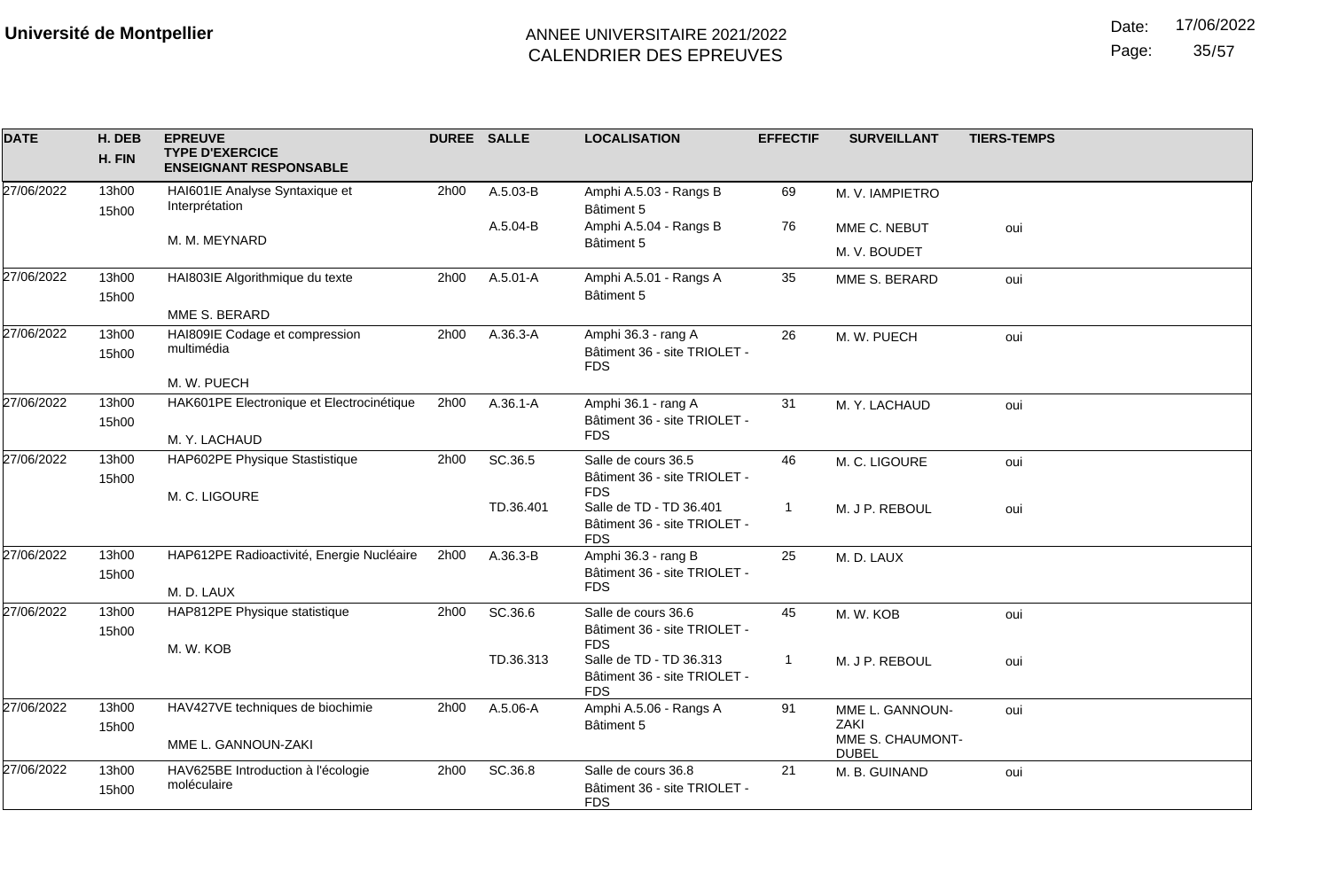**Université de Montpellier**

ANNEE UNIVERSITAIRE 2021/2022
CALENDRIER DES EPREUVES

Date: 17/06/2022

| DATE | H. DEB H. FIN | EPREUVE TYPE D'EXERCICE ENSEIGNANT RESPONSABLE | DUREE | SALLE | LOCALISATION | EFFECTIF | SURVEILLANT | TIERS-TEMPS |
|---|---|---|---|---|---|---|---|---|
| 27/06/2022 | 13h00 15h00 | HAI601IE Analyse Syntaxique et Interprétation<br>M. M. MEYNARD | 2h00 | A.5.03-B | Amphi A.5.03 - Rangs B Bâtiment 5 | 69 | M. V. IAMPIETRO | |
| | | | | A.5.04-B | Amphi A.5.04 - Rangs B Bâtiment 5 | 76 | MME C. NEBUT<br>M. V. BOUDET | oui |
| 27/06/2022 | 13h00 15h00 | HAI803IE Algorithmique du texte<br>MME S. BERARD | 2h00 | A.5.01-A | Amphi A.5.01 - Rangs A Bâtiment 5 | 35 | MME S. BERARD | oui |
| 27/06/2022 | 13h00 15h00 | HAI809IE Codage et compression multimédia<br>M. W. PUECH | 2h00 | A.36.3-A | Amphi 36.3 - rang A Bâtiment 36 - site TRIOLET - FDS | 26 | M. W. PUECH | oui |
| 27/06/2022 | 13h00 15h00 | HAK601PE Electronique et Electrocinétique<br>M. Y. LACHAUD | 2h00 | A.36.1-A | Amphi 36.1 - rang A Bâtiment 36 - site TRIOLET - FDS | 31 | M. Y. LACHAUD | oui |
| 27/06/2022 | 13h00 15h00 | HAP602PE Physique Stastistique<br>M. C. LIGOURE | 2h00 | SC.36.5 | Salle de cours 36.5 Bâtiment 36 - site TRIOLET - FDS | 46 | M. C. LIGOURE | oui |
| | | | | TD.36.401 | Salle de TD - TD 36.401 Bâtiment 36 - site TRIOLET - FDS | 1 | M. J P. REBOUL | oui |
| 27/06/2022 | 13h00 15h00 | HAP612PE Radioactivité, Energie Nucléaire<br>M. D. LAUX | 2h00 | A.36.3-B | Amphi 36.3 - rang B Bâtiment 36 - site TRIOLET - FDS | 25 | M. D. LAUX | |
| 27/06/2022 | 13h00 15h00 | HAP812PE Physique statistique<br>M. W. KOB | 2h00 | SC.36.6 | Salle de cours 36.6 Bâtiment 36 - site TRIOLET - FDS | 45 | M. W. KOB | oui |
| | | | | TD.36.313 | Salle de TD - TD 36.313 Bâtiment 36 - site TRIOLET - FDS | 1 | M. J P. REBOUL | oui |
| 27/06/2022 | 13h00 15h00 | HAV427VE techniques de biochimie<br>MME L. GANNOUN-ZAKI | 2h00 | A.5.06-A | Amphi A.5.06 - Rangs A Bâtiment 5 | 91 | MME L. GANNOUN-ZAKI<br>MME S. CHAUMONT-DUBEL | oui |
| 27/06/2022 | 13h00 15h00 | HAV625BE Introduction à l'écologie moléculaire | 2h00 | SC.36.8 | Salle de cours 36.8 Bâtiment 36 - site TRIOLET - FDS | 21 | M. B. GUINAND | oui |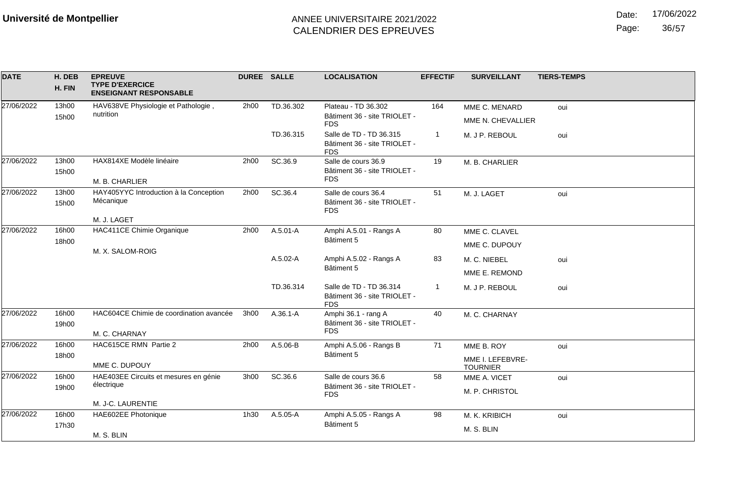**Université de Montpellier**

ANNEE UNIVERSITAIRE 2021/2022
CALENDRIER DES EPREUVES

Date: 17/06/2022

| DATE | H. DEB / H. FIN | EPREUVE / TYPE D'EXERCICE / ENSEIGNANT RESPONSABLE | DUREE | SALLE | LOCALISATION | EFFECTIF | SURVEILLANT | TIERS-TEMPS |
|---|---|---|---|---|---|---|---|---|
| 27/06/2022 | 13h00 15h00 | HAV638VE Physiologie et Pathologie , nutrition | 2h00 | TD.36.302 | Plateau - TD 36.302 Bâtiment 36 - site TRIOLET - FDS | 164 | MME C. MENARD | oui |
| | | | | | | | MME N. CHEVALLIER | |
| | | | | TD.36.315 | Salle de TD - TD 36.315 Bâtiment 36 - site TRIOLET - FDS | 1 | M. J P. REBOUL | oui |
| 27/06/2022 | 13h00 15h00 | HAX814XE Modèle linéaire M. B. CHARLIER | 2h00 | SC.36.9 | Salle de cours 36.9 Bâtiment 36 - site TRIOLET - FDS | 19 | M. B. CHARLIER | |
| 27/06/2022 | 13h00 15h00 | HAY405YYC Introduction à la Conception Mécanique M. J. LAGET | 2h00 | SC.36.4 | Salle de cours 36.4 Bâtiment 36 - site TRIOLET - FDS | 51 | M. J. LAGET | oui |
| 27/06/2022 | 16h00 18h00 | HAC411CE Chimie Organique M. X. SALOM-ROIG | 2h00 | A.5.01-A | Amphi A.5.01 - Rangs A Bâtiment 5 | 80 | MME C. CLAVEL | |
| | | | | | | | MME C. DUPOUY | |
| | | | | A.5.02-A | Amphi A.5.02 - Rangs A Bâtiment 5 | 83 | M. C. NIEBEL | oui |
| | | | | | | | MME E. REMOND | |
| | | | | TD.36.314 | Salle de TD - TD 36.314 Bâtiment 36 - site TRIOLET - FDS | 1 | M. J P. REBOUL | oui |
| 27/06/2022 | 16h00 19h00 | HAC604CE Chimie de coordination avancée M. C. CHARNAY | 3h00 | A.36.1-A | Amphi 36.1 - rang A Bâtiment 36 - site TRIOLET - FDS | 40 | M. C. CHARNAY | |
| 27/06/2022 | 16h00 18h00 | HAC615CE RMN Partie 2 MME C. DUPOUY | 2h00 | A.5.06-B | Amphi A.5.06 - Rangs B Bâtiment 5 | 71 | MME B. ROY | oui |
| | | | | | | | MME I. LEFEBVRE-TOURNIER | |
| 27/06/2022 | 16h00 19h00 | HAE403EE Circuits et mesures en génie électrique M. J-C. LAURENTIE | 3h00 | SC.36.6 | Salle de cours 36.6 Bâtiment 36 - site TRIOLET - FDS | 58 | MME A. VICET | oui |
| | | | | | | | M. P. CHRISTOL | |
| 27/06/2022 | 16h00 17h30 | HAE602EE Photonique M. S. BLIN | 1h30 | A.5.05-A | Amphi A.5.05 - Rangs A Bâtiment 5 | 98 | M. K. KRIBICH | oui |
| | | | | | | | M. S. BLIN | |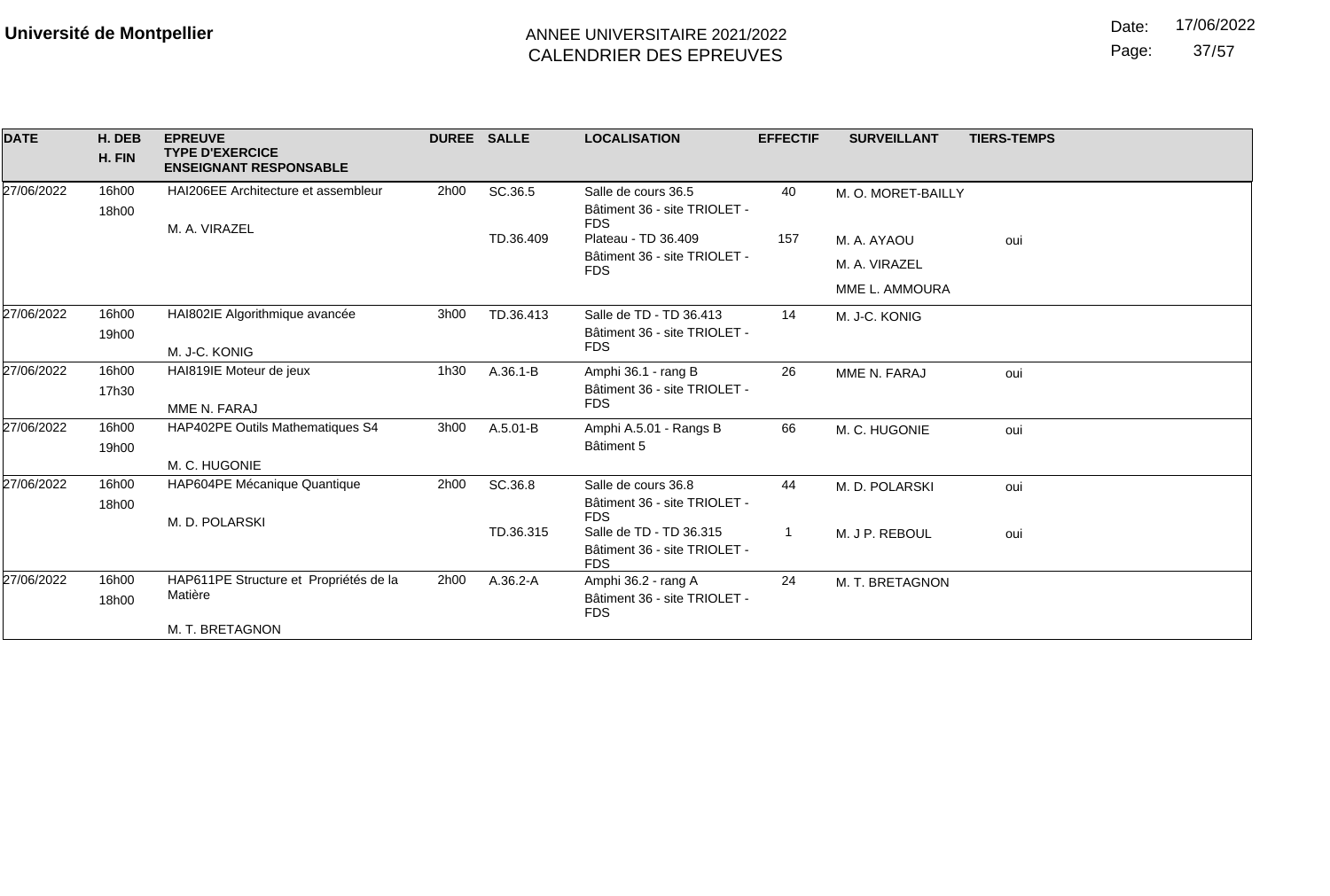**Université de Montpellier**

ANNEE UNIVERSITAIRE 2021/2022
CALENDRIER DES EPREUVES

Date: 17/06/2022

| DATE | H. DEB / H. FIN | EPREUVE / TYPE D'EXERCICE / ENSEIGNANT RESPONSABLE | DUREE | SALLE | LOCALISATION | EFFECTIF | SURVEILLANT | TIERS-TEMPS |
|---|---|---|---|---|---|---|---|---|
| 27/06/2022 | 16h00 / 18h00 | HAI206EE Architecture et assembleur / M. A. VIRAZEL | 2h00 | SC.36.5 | Salle de cours 36.5 / Bâtiment 36 - site TRIOLET - FDS | 40 | M. O. MORET-BAILLY | |
| | | | | TD.36.409 | Plateau - TD 36.409 / Bâtiment 36 - site TRIOLET - FDS | 157 | M. A. AYAOU | oui |
| | | | | | | | M. A. VIRAZEL | |
| | | | | | | | MME L. AMMOURA | |
| 27/06/2022 | 16h00 / 19h00 | HAI802IE Algorithmique avancée / M. J-C. KONIG | 3h00 | TD.36.413 | Salle de TD - TD 36.413 / Bâtiment 36 - site TRIOLET - FDS | 14 | M. J-C. KONIG | |
| 27/06/2022 | 16h00 / 17h30 | HAI819IE Moteur de jeux / MME N. FARAJ | 1h30 | A.36.1-B | Amphi 36.1 - rang B / Bâtiment 36 - site TRIOLET - FDS | 26 | MME N. FARAJ | oui |
| 27/06/2022 | 16h00 / 19h00 | HAP402PE Outils Mathematiques S4 / M. C. HUGONIE | 3h00 | A.5.01-B | Amphi A.5.01 - Rangs B / Bâtiment 5 | 66 | M. C. HUGONIE | oui |
| 27/06/2022 | 16h00 / 18h00 | HAP604PE Mécanique Quantique / M. D. POLARSKI | 2h00 | SC.36.8 | Salle de cours 36.8 / Bâtiment 36 - site TRIOLET - FDS | 44 | M. D. POLARSKI | oui |
| | | | | TD.36.315 | Salle de TD - TD 36.315 / Bâtiment 36 - site TRIOLET - FDS | 1 | M. J P. REBOUL | oui |
| 27/06/2022 | 16h00 / 18h00 | HAP611PE Structure et Propriétés de la Matière / M. T. BRETAGNON | 2h00 | A.36.2-A | Amphi 36.2 - rang A / Bâtiment 36 - site TRIOLET - FDS | 24 | M. T. BRETAGNON | |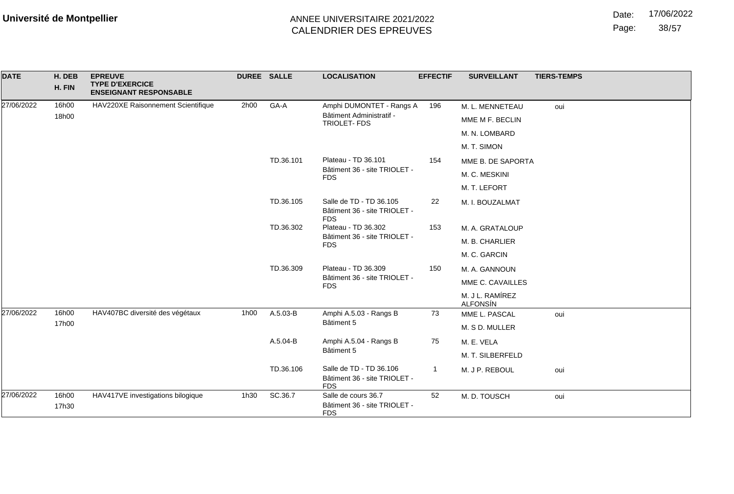**Université de Montpellier**

ANNEE UNIVERSITAIRE 2021/2022
CALENDRIER DES EPREUVES

Date: 17/06/2022

| DATE | H. DEB H. FIN | EPREUVE TYPE D'EXERCICE ENSEIGNANT RESPONSABLE | DUREE | SALLE | LOCALISATION | EFFECTIF | SURVEILLANT | TIERS-TEMPS |
|---|---|---|---|---|---|---|---|---|
| 27/06/2022 | 16h00 18h00 | HAV220XE Raisonnement Scientifique | 2h00 | GA-A | Amphi DUMONTET - Rangs A Bâtiment Administratif - TRIOLET- FDS | 196 | M. L. MENNETEAU | oui |
| | | | | | | | MME M F. BECLIN | |
| | | | | | | | M. N. LOMBARD | |
| | | | | | | | M. T. SIMON | |
| | | | | TD.36.101 | Plateau - TD 36.101 Bâtiment 36 - site TRIOLET - FDS | 154 | MME B. DE SAPORTA | |
| | | | | | | | M. C. MESKINI | |
| | | | | | | | M. T. LEFORT | |
| | | | | TD.36.105 | Salle de TD - TD 36.105 Bâtiment 36 - site TRIOLET - FDS | 22 | M. I. BOUZALMAT | |
| | | | | TD.36.302 | Plateau - TD 36.302 Bâtiment 36 - site TRIOLET - FDS | 153 | M. A. GRATALOUP | |
| | | | | | | | M. B. CHARLIER | |
| | | | | | | | M. C. GARCIN | |
| | | | | TD.36.309 | Plateau - TD 36.309 Bâtiment 36 - site TRIOLET - FDS | 150 | M. A. GANNOUN | |
| | | | | | | | MME C. CAVAILLES | |
| | | | | | | | M. J L. RAMÍREZ ALFONSÍN | |
| 27/06/2022 | 16h00 17h00 | HAV407BC diversité des végétaux | 1h00 | A.5.03-B | Amphi A.5.03 - Rangs B Bâtiment 5 | 73 | MME L. PASCAL | oui |
| | | | | | | | M. S D. MULLER | |
| | | | | A.5.04-B | Amphi A.5.04 - Rangs B Bâtiment 5 | 75 | M. E. VELA | |
| | | | | | | | M. T. SILBERFELD | |
| | | | | TD.36.106 | Salle de TD - TD 36.106 Bâtiment 36 - site TRIOLET - FDS | 1 | M. J P. REBOUL | oui |
| 27/06/2022 | 16h00 17h30 | HAV417VE investigations bilogique | 1h30 | SC.36.7 | Salle de cours 36.7 Bâtiment 36 - site TRIOLET - FDS | 52 | M. D. TOUSCH | oui |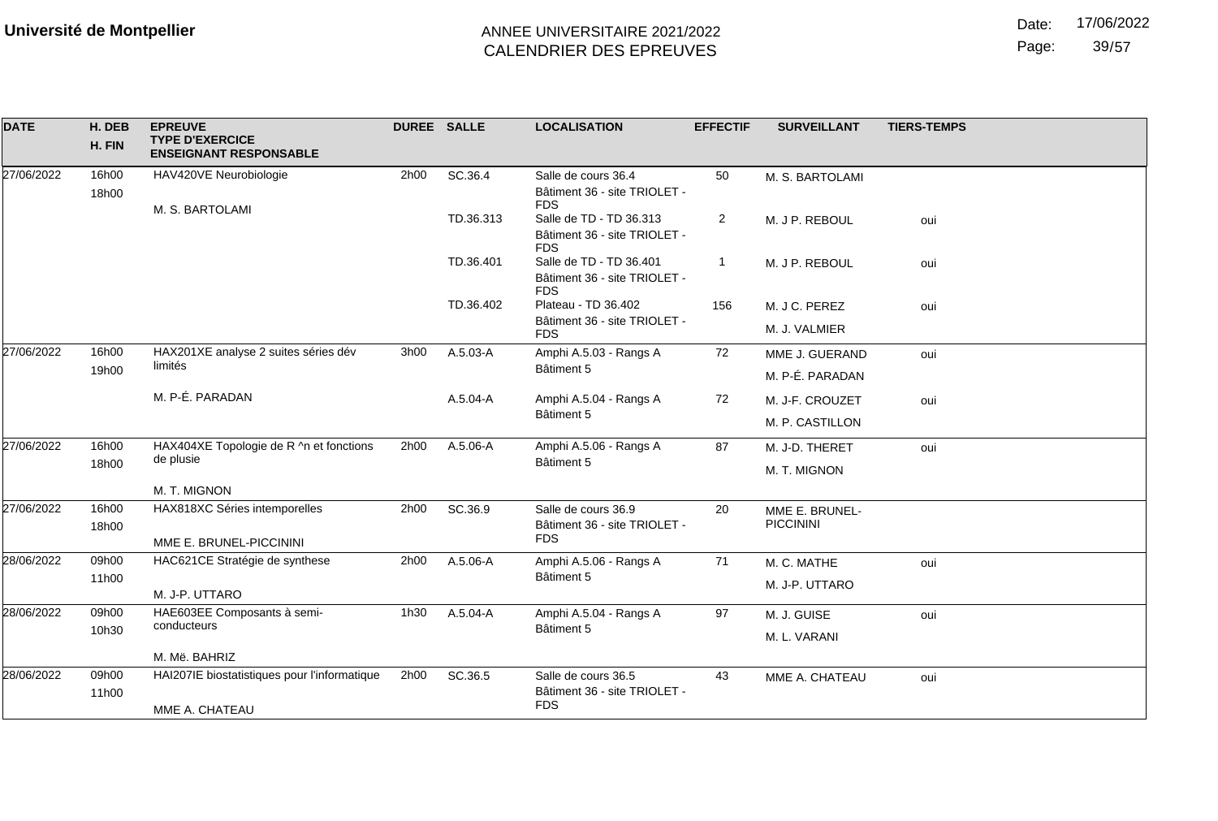**Université de Montpellier**

ANNEE UNIVERSITAIRE 2021/2022
CALENDRIER DES EPREUVES

Date: 17/06/2022

| DATE | H. DEB / H. FIN | EPREUVE / TYPE D'EXERCICE / ENSEIGNANT RESPONSABLE | DUREE | SALLE | LOCALISATION | EFFECTIF | SURVEILLANT | TIERS-TEMPS |
|---|---|---|---|---|---|---|---|---|
| 27/06/2022 | 16h00 18h00 | HAV420VE Neurobiologie<br>M. S. BARTOLAMI | 2h00 | SC.36.4 | Salle de cours 36.4<br>Bâtiment 36 - site TRIOLET - FDS | 50 | M. S. BARTOLAMI | |
| | | | | TD.36.313 | Salle de TD - TD 36.313<br>Bâtiment 36 - site TRIOLET - FDS | 2 | M. J P. REBOUL | oui |
| | | | | TD.36.401 | Salle de TD - TD 36.401<br>Bâtiment 36 - site TRIOLET - FDS | 1 | M. J P. REBOUL | oui |
| | | | | TD.36.402 | Plateau - TD 36.402<br>Bâtiment 36 - site TRIOLET - FDS | 156 | M. J C. PEREZ<br>M. J. VALMIER | oui |
| 27/06/2022 | 16h00 19h00 | HAX201XE analyse 2 suites séries dév limités<br>M. P-É. PARADAN | 3h00 | A.5.03-A | Amphi A.5.03 - Rangs A<br>Bâtiment 5 | 72 | MME J. GUERAND<br>M. P-É. PARADAN | oui |
| | | | | A.5.04-A | Amphi A.5.04 - Rangs A<br>Bâtiment 5 | 72 | M. J-F. CROUZET<br>M. P. CASTILLON | oui |
| 27/06/2022 | 16h00 18h00 | HAX404XE Topologie de R ^n et fonctions de plusie<br>M. T. MIGNON | 2h00 | A.5.06-A | Amphi A.5.06 - Rangs A<br>Bâtiment 5 | 87 | M. J-D. THERET<br>M. T. MIGNON | oui |
| 27/06/2022 | 16h00 18h00 | HAX818XC Séries intemporelles<br>MME E. BRUNEL-PICCININI | 2h00 | SC.36.9 | Salle de cours 36.9<br>Bâtiment 36 - site TRIOLET - FDS | 20 | MME E. BRUNEL-PICCININI | |
| 28/06/2022 | 09h00 11h00 | HAC621CE Stratégie de synthese<br>M. J-P. UTTARO | 2h00 | A.5.06-A | Amphi A.5.06 - Rangs A<br>Bâtiment 5 | 71 | M. C. MATHE<br>M. J-P. UTTARO | oui |
| 28/06/2022 | 09h00 10h30 | HAE603EE Composants à semi-conducteurs<br>M. Më. BAHRIZ | 1h30 | A.5.04-A | Amphi A.5.04 - Rangs A<br>Bâtiment 5 | 97 | M. J. GUISE<br>M. L. VARANI | oui |
| 28/06/2022 | 09h00 11h00 | HAI207IE biostatistiques pour l'informatique<br>MME A. CHATEAU | 2h00 | SC.36.5 | Salle de cours 36.5<br>Bâtiment 36 - site TRIOLET - FDS | 43 | MME A. CHATEAU | oui |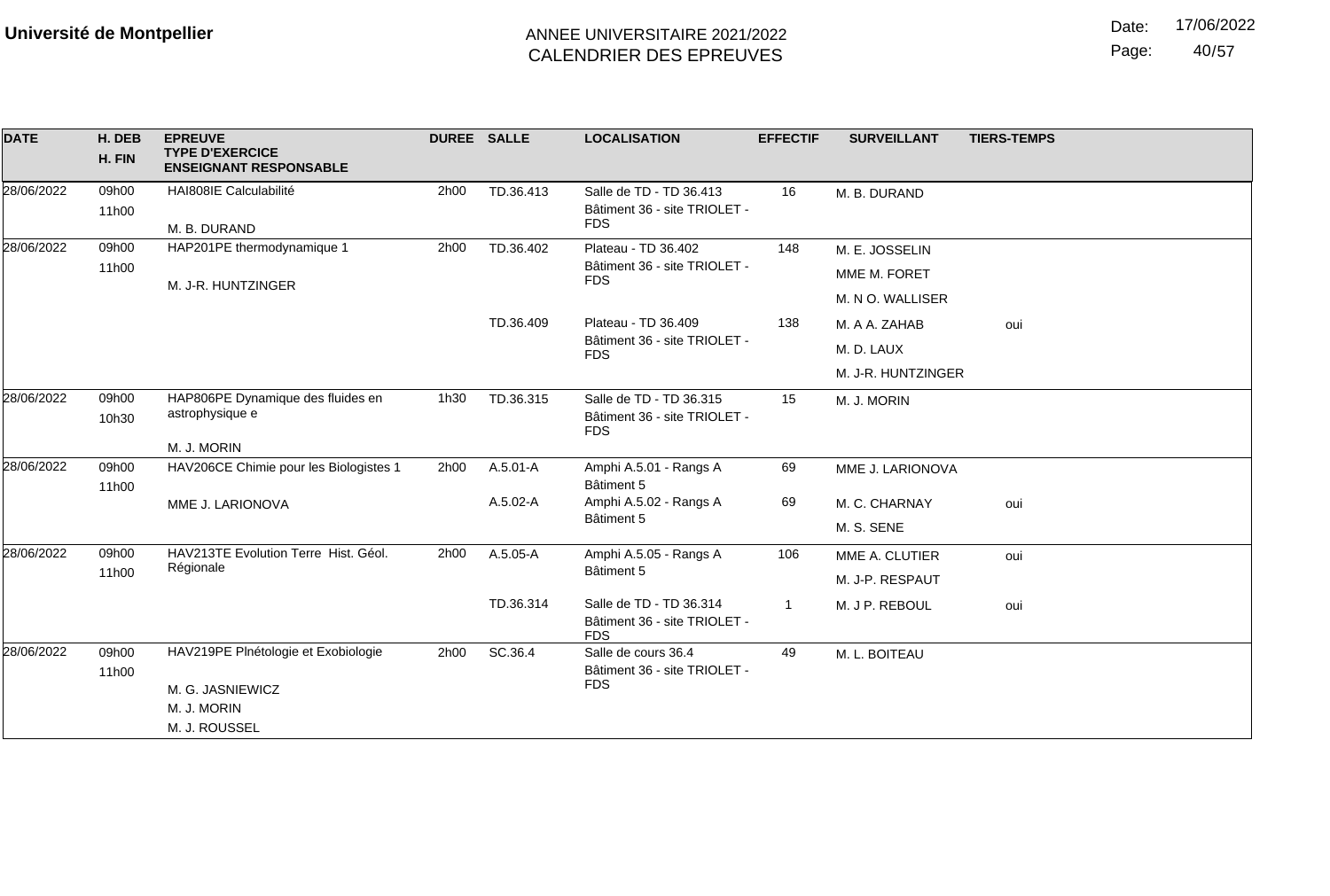**Université de Montpellier**

ANNEE UNIVERSITAIRE 2021/2022
CALENDRIER DES EPREUVES

Date: 17/06/2022

| DATE | H. DEB / H. FIN | EPREUVE / TYPE D'EXERCICE / ENSEIGNANT RESPONSABLE | DUREE | SALLE | LOCALISATION | EFFECTIF | SURVEILLANT | TIERS-TEMPS |
|---|---|---|---|---|---|---|---|---|
| 28/06/2022 | 09h00 11h00 | HAI808IE Calculabilité<br>M. B. DURAND | 2h00 | TD.36.413 | Salle de TD - TD 36.413<br>Bâtiment 36 - site TRIOLET - FDS | 16 | M. B. DURAND | |
| 28/06/2022 | 09h00 11h00 | HAP201PE thermodynamique 1<br>M. J-R. HUNTZINGER | 2h00 | TD.36.402 | Plateau - TD 36.402<br>Bâtiment 36 - site TRIOLET - FDS | 148 | M. E. JOSSELIN<br>MME M. FORET<br>M. N O. WALLISER | |
| | | | | TD.36.409 | Plateau - TD 36.409<br>Bâtiment 36 - site TRIOLET - FDS | 138 | M. A A. ZAHAB | oui |
| | | | | | | | M. D. LAUX<br>M. J-R. HUNTZINGER | |
| 28/06/2022 | 09h00 10h30 | HAP806PE Dynamique des fluides en astrophysique e<br>M. J. MORIN | 1h30 | TD.36.315 | Salle de TD - TD 36.315<br>Bâtiment 36 - site TRIOLET - FDS | 15 | M. J. MORIN | |
| 28/06/2022 | 09h00 11h00 | HAV206CE Chimie pour les Biologistes 1<br>MME J. LARIONOVA | 2h00 | A.5.01-A | Amphi A.5.01 - Rangs A<br>Bâtiment 5 | 69 | MME J. LARIONOVA | |
| | | | | A.5.02-A | Amphi A.5.02 - Rangs A<br>Bâtiment 5 | 69 | M. C. CHARNAY | oui |
| | | | | | | | M. S. SENE | |
| 28/06/2022 | 09h00 11h00 | HAV213TE Evolution Terre Hist. Géol. Régionale | 2h00 | A.5.05-A | Amphi A.5.05 - Rangs A<br>Bâtiment 5 | 106 | MME A. CLUTIER | oui |
| | | | | | | | M. J-P. RESPAUT | |
| | | | | TD.36.314 | Salle de TD - TD 36.314<br>Bâtiment 36 - site TRIOLET - FDS | 1 | M. J P. REBOUL | oui |
| 28/06/2022 | 09h00 11h00 | HAV219PE Plnétologie et Exobiologie<br>M. G. JASNIEWICZ<br>M. J. MORIN<br>M. J. ROUSSEL | 2h00 | SC.36.4 | Salle de cours 36.4<br>Bâtiment 36 - site TRIOLET - FDS | 49 | M. L. BOITEAU | |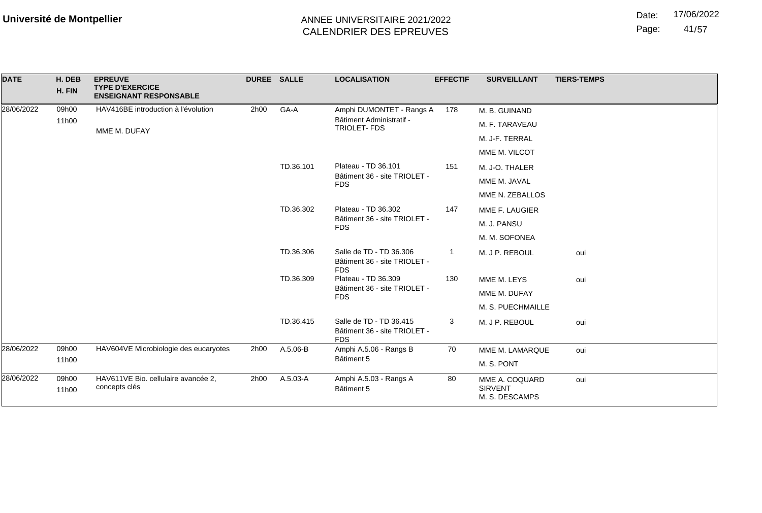**Université de Montpellier**

ANNEE UNIVERSITAIRE 2021/2022
CALENDRIER DES EPREUVES

Date: 17/06/2022

| DATE | H. DEB / H. FIN | EPREUVE / TYPE D'EXERCICE / ENSEIGNANT RESPONSABLE | DUREE | SALLE | LOCALISATION | EFFECTIF | SURVEILLANT | TIERS-TEMPS |
|---|---|---|---|---|---|---|---|---|
| 28/06/2022 | 09h00 / 11h00 | HAV416BE introduction à l'évolution / MME M. DUFAY | 2h00 | GA-A | Amphi DUMONTET - Rangs A / Bâtiment Administratif - TRIOLET- FDS | 178 | M. B. GUINAND / M. F. TARAVEAU / M. J-F. TERRAL / MME M. VILCOT | |
| | | | | TD.36.101 | Plateau - TD 36.101 / Bâtiment 36 - site TRIOLET - FDS | 151 | M. J-O. THALER / MME M. JAVAL / MME N. ZEBALLOS | |
| | | | | TD.36.302 | Plateau - TD 36.302 / Bâtiment 36 - site TRIOLET - FDS | 147 | MME F. LAUGIER / M. J. PANSU / M. M. SOFONEA | |
| | | | | TD.36.306 | Salle de TD - TD 36.306 / Bâtiment 36 - site TRIOLET - FDS | 1 | M. J P. REBOUL | oui |
| | | | | TD.36.309 | Plateau - TD 36.309 / Bâtiment 36 - site TRIOLET - FDS | 130 | MME M. LEYS / MME M. DUFAY / M. S. PUECHMAILLE | oui |
| | | | | TD.36.415 | Salle de TD - TD 36.415 / Bâtiment 36 - site TRIOLET - FDS | 3 | M. J P. REBOUL | oui |
| 28/06/2022 | 09h00 / 11h00 | HAV604VE Microbiologie des eucaryotes | 2h00 | A.5.06-B | Amphi A.5.06 - Rangs B / Bâtiment 5 | 70 | MME M. LAMARQUE / M. S. PONT | oui |
| 28/06/2022 | 09h00 / 11h00 | HAV611VE Bio. cellulaire avancée 2, concepts clés | 2h00 | A.5.03-A | Amphi A.5.03 - Rangs A / Bâtiment 5 | 80 | MME A. COQUARD SIRVENT / M. S. DESCAMPS | oui |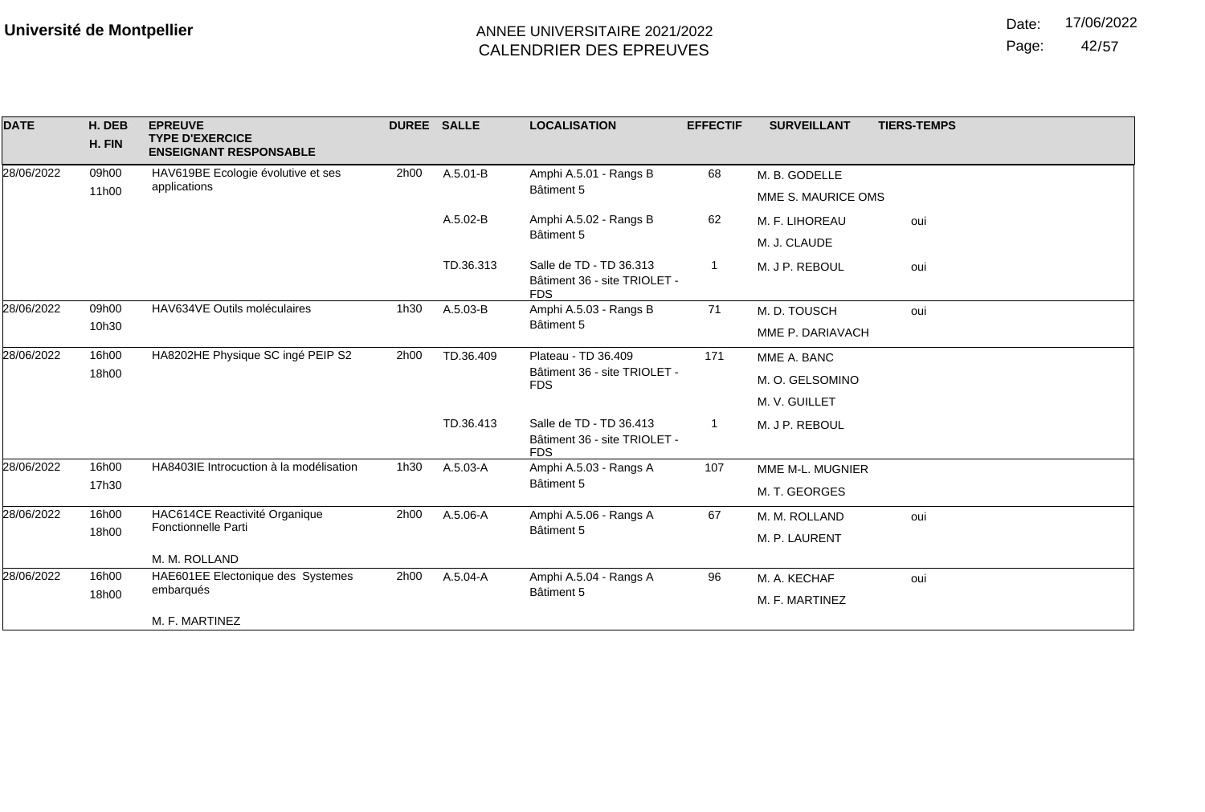**Université de Montpellier**

ANNEE UNIVERSITAIRE 2021/2022
CALENDRIER DES EPREUVES

Date: 17/06/2022

| DATE | H. DEB / H. FIN | EPREUVE / TYPE D'EXERCICE / ENSEIGNANT RESPONSABLE | DUREE | SALLE | LOCALISATION | EFFECTIF | SURVEILLANT | TIERS-TEMPS |
|---|---|---|---|---|---|---|---|---|
| 28/06/2022 | 09h00 11h00 | HAV619BE Ecologie évolutive et ses applications | 2h00 | A.5.01-B | Amphi A.5.01 - Rangs B Bâtiment 5 | 68 | M. B. GODELLE | |
| | | | | | | | MME S. MAURICE OMS | |
| | | | | A.5.02-B | Amphi A.5.02 - Rangs B Bâtiment 5 | 62 | M. F. LIHOREAU | oui |
| | | | | | | | M. J. CLAUDE | |
| | | | | TD.36.313 | Salle de TD - TD 36.313 Bâtiment 36 - site TRIOLET - FDS | 1 | M. J P. REBOUL | oui |
| 28/06/2022 | 09h00 10h30 | HAV634VE Outils moléculaires | 1h30 | A.5.03-B | Amphi A.5.03 - Rangs B Bâtiment 5 | 71 | M. D. TOUSCH | oui |
| | | | | | | | MME P. DARIAVACH | |
| 28/06/2022 | 16h00 18h00 | HA8202HE Physique SC ingé PEIP S2 | 2h00 | TD.36.409 | Plateau - TD 36.409 Bâtiment 36 - site TRIOLET - FDS | 171 | MME A. BANC | |
| | | | | | | | M. O. GELSOMINO | |
| | | | | | | | M. V. GUILLET | |
| | | | | TD.36.413 | Salle de TD - TD 36.413 Bâtiment 36 - site TRIOLET - FDS | 1 | M. J P. REBOUL | |
| 28/06/2022 | 16h00 17h30 | HA8403IE Introcuction à la modélisation | 1h30 | A.5.03-A | Amphi A.5.03 - Rangs A Bâtiment 5 | 107 | MME M-L. MUGNIER | |
| | | | | | | | M. T. GEORGES | |
| 28/06/2022 | 16h00 18h00 | HAC614CE Reactivité Organique Fonctionnelle Parti — M. M. ROLLAND | 2h00 | A.5.06-A | Amphi A.5.06 - Rangs A Bâtiment 5 | 67 | M. M. ROLLAND | oui |
| | | | | | | | M. P. LAURENT | |
| 28/06/2022 | 16h00 18h00 | HAE601EE Electonique des Systemes embarqués — M. F. MARTINEZ | 2h00 | A.5.04-A | Amphi A.5.04 - Rangs A Bâtiment 5 | 96 | M. A. KECHAF | oui |
| | | | | | | | M. F. MARTINEZ | |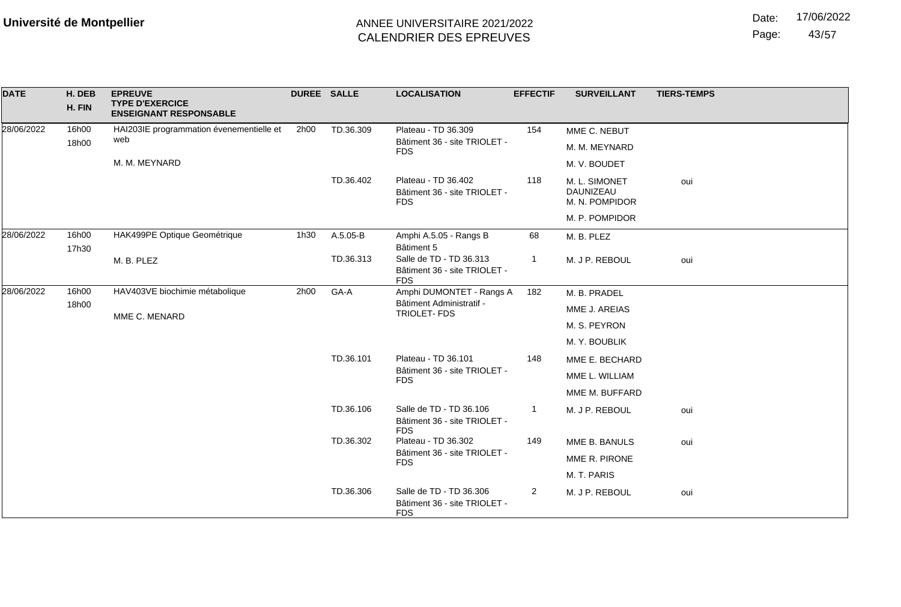**Université de Montpellier**

ANNEE UNIVERSITAIRE 2021/2022
CALENDRIER DES EPREUVES

Date: 17/06/2022

| DATE | H. DEB / H. FIN | EPREUVE / TYPE D'EXERCICE / ENSEIGNANT RESPONSABLE | DUREE | SALLE | LOCALISATION | EFFECTIF | SURVEILLANT | TIERS-TEMPS |
|---|---|---|---|---|---|---|---|---|
| 28/06/2022 | 16h00 / 18h00 | HAI203IE programmation évenementielle et web / M. M. MEYNARD | 2h00 | TD.36.309 | Plateau - TD 36.309 Bâtiment 36 - site TRIOLET - FDS | 154 | MME C. NEBUT | |
| | | | | | | | M. M. MEYNARD | |
| | | | | | | | M. V. BOUDET | |
| | | | | TD.36.402 | Plateau - TD 36.402 Bâtiment 36 - site TRIOLET - FDS | 118 | M. L. SIMONET DAUNIZEAU | oui |
| | | | | | | | M. N. POMPIDOR | |
| | | | | | | | M. P. POMPIDOR | |
| 28/06/2022 | 16h00 / 17h30 | HAK499PE Optique Geométrique / M. B. PLEZ | 1h30 | A.5.05-B | Amphi A.5.05 - Rangs B Bâtiment 5 | 68 | M. B. PLEZ | |
| | | | | TD.36.313 | Salle de TD - TD 36.313 Bâtiment 36 - site TRIOLET - FDS | 1 | M. J P. REBOUL | oui |
| 28/06/2022 | 16h00 / 18h00 | HAV403VE biochimie métabolique / MME C. MENARD | 2h00 | GA-A | Amphi DUMONTET - Rangs A Bâtiment Administratif - TRIOLET- FDS | 182 | M. B. PRADEL | |
| | | | | | | | MME J. AREIAS | |
| | | | | | | | M. S. PEYRON | |
| | | | | | | | M. Y. BOUBLIK | |
| | | | | TD.36.101 | Plateau - TD 36.101 Bâtiment 36 - site TRIOLET - FDS | 148 | MME E. BECHARD | |
| | | | | | | | MME L. WILLIAM | |
| | | | | | | | MME M. BUFFARD | |
| | | | | TD.36.106 | Salle de TD - TD 36.106 Bâtiment 36 - site TRIOLET - FDS | 1 | M. J P. REBOUL | oui |
| | | | | TD.36.302 | Plateau - TD 36.302 Bâtiment 36 - site TRIOLET - FDS | 149 | MME B. BANULS | oui |
| | | | | | | | MME R. PIRONE | |
| | | | | | | | M. T. PARIS | |
| | | | | TD.36.306 | Salle de TD - TD 36.306 Bâtiment 36 - site TRIOLET - FDS | 2 | M. J P. REBOUL | oui |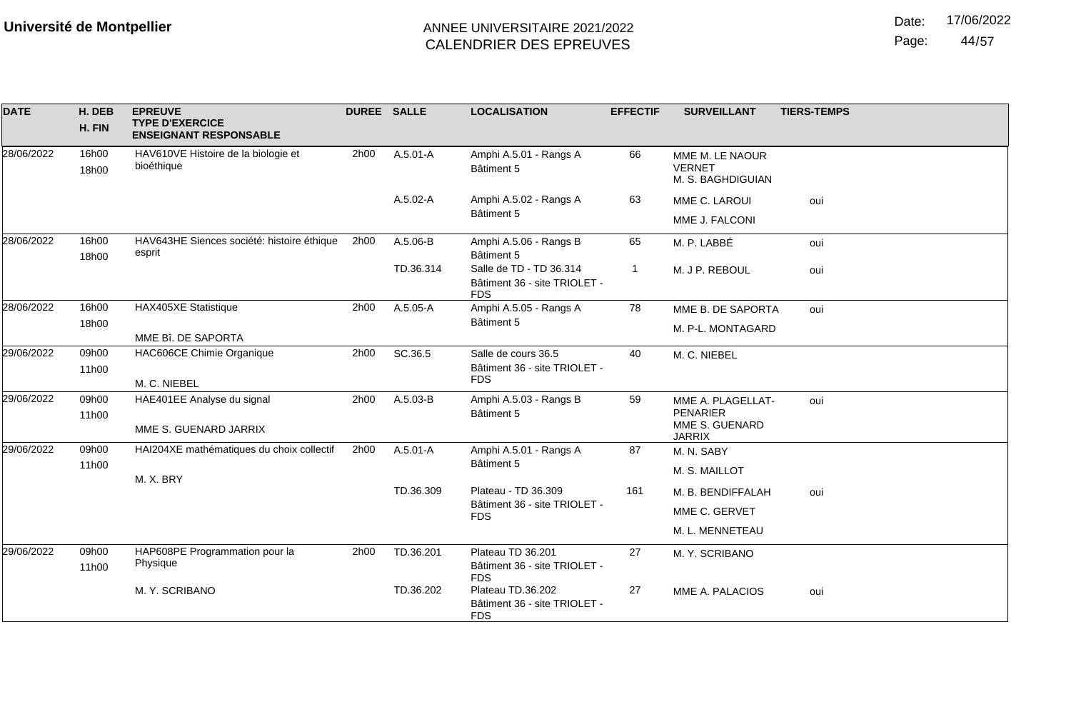**Université de Montpellier**

ANNEE UNIVERSITAIRE 2021/2022
CALENDRIER DES EPREUVES

Date: 17/06/2022

| DATE | H. DEB / H. FIN | EPREUVE / TYPE D'EXERCICE / ENSEIGNANT RESPONSABLE | DUREE | SALLE | LOCALISATION | EFFECTIF | SURVEILLANT | TIERS-TEMPS |
|---|---|---|---|---|---|---|---|---|
| 28/06/2022 | 16h00 / 18h00 | HAV610VE Histoire de la biologie et bioéthique | 2h00 | A.5.01-A | Amphi A.5.01 - Rangs A Bâtiment 5 | 66 | MME M. LE NAOUR VERNET<br>M. S. BAGHDIGUIAN | |
| | | | | A.5.02-A | Amphi A.5.02 - Rangs A Bâtiment 5 | 63 | MME C. LAROUI<br>MME J. FALCONI | oui |
| 28/06/2022 | 16h00 / 18h00 | HAV643HE Siences société: histoire éthique esprit | 2h00 | A.5.06-B | Amphi A.5.06 - Rangs B Bâtiment 5 | 65 | M. P. LABBÉ | oui |
| | | | | TD.36.314 | Salle de TD - TD 36.314 Bâtiment 36 - site TRIOLET - FDS | 1 | M. J P. REBOUL | oui |
| 28/06/2022 | 16h00 / 18h00 | HAX405XE Statistique<br>MME Bî. DE SAPORTA | 2h00 | A.5.05-A | Amphi A.5.05 - Rangs A Bâtiment 5 | 78 | MME B. DE SAPORTA<br>M. P-L. MONTAGARD | oui |
| 29/06/2022 | 09h00 / 11h00 | HAC606CE Chimie Organique<br>M. C. NIEBEL | 2h00 | SC.36.5 | Salle de cours 36.5 Bâtiment 36 - site TRIOLET - FDS | 40 | M. C. NIEBEL | |
| 29/06/2022 | 09h00 / 11h00 | HAE401EE Analyse du signal<br>MME S. GUENARD JARRIX | 2h00 | A.5.03-B | Amphi A.5.03 - Rangs B Bâtiment 5 | 59 | MME A. PLAGELLAT-PENARIER<br>MME S. GUENARD JARRIX | oui |
| 29/06/2022 | 09h00 / 11h00 | HAI204XE mathématiques du choix collectif<br>M. X. BRY | 2h00 | A.5.01-A | Amphi A.5.01 - Rangs A Bâtiment 5 | 87 | M. N. SABY<br>M. S. MAILLOT | |
| | | | | TD.36.309 | Plateau - TD 36.309 Bâtiment 36 - site TRIOLET - FDS | 161 | M. B. BENDIFFALAH<br>MME C. GERVET<br>M. L. MENNETEAU | oui |
| 29/06/2022 | 09h00 / 11h00 | HAP608PE Programmation pour la Physique<br>M. Y. SCRIBANO | 2h00 | TD.36.201 | Plateau TD 36.201 Bâtiment 36 - site TRIOLET - FDS | 27 | M. Y. SCRIBANO | |
| | | | | TD.36.202 | Plateau TD.36.202 Bâtiment 36 - site TRIOLET - FDS | 27 | MME A. PALACIOS | oui |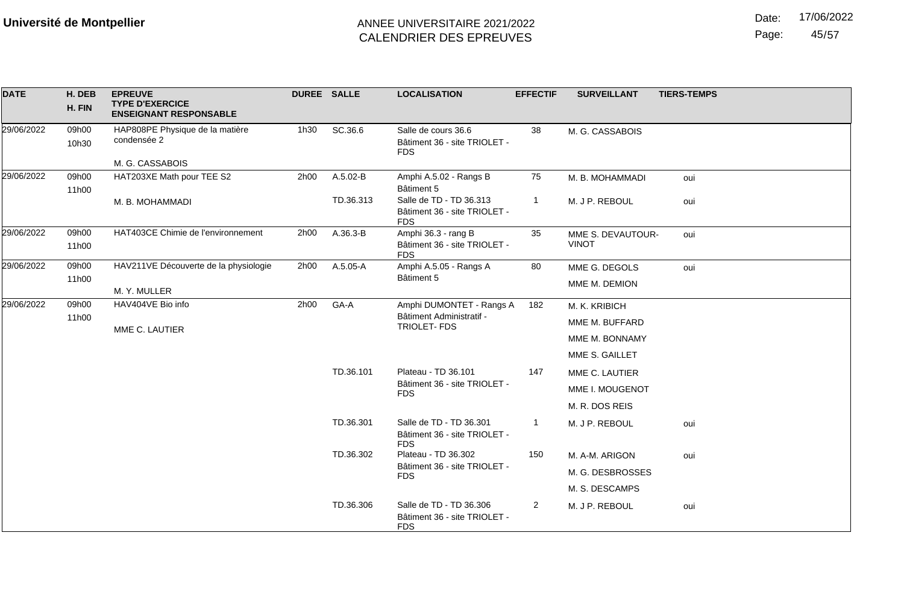**Université de Montpellier**

ANNEE UNIVERSITAIRE 2021/2022
CALENDRIER DES EPREUVES

Date: 17/06/2022

| DATE | H. DEB / H. FIN | EPREUVE / TYPE D'EXERCICE / ENSEIGNANT RESPONSABLE | DUREE | SALLE | LOCALISATION | EFFECTIF | SURVEILLANT | TIERS-TEMPS |
|---|---|---|---|---|---|---|---|---|
| 29/06/2022 | 09h00 10h30 | HAP808PE Physique de la matière condensée 2<br>M. G. CASSABOIS | 1h30 | SC.36.6 | Salle de cours 36.6 Bâtiment 36 - site TRIOLET - FDS | 38 | M. G. CASSABOIS | |
| 29/06/2022 | 09h00 11h00 | HAT203XE Math pour TEE S2<br>M. B. MOHAMMADI | 2h00 | A.5.02-B | Amphi A.5.02 - Rangs B Bâtiment 5 | 75 | M. B. MOHAMMADI | oui |
| | | | | TD.36.313 | Salle de TD - TD 36.313 Bâtiment 36 - site TRIOLET - FDS | 1 | M. J P. REBOUL | oui |
| 29/06/2022 | 09h00 11h00 | HAT403CE Chimie de l'environnement | 2h00 | A.36.3-B | Amphi 36.3 - rang B Bâtiment 36 - site TRIOLET - FDS | 35 | MME S. DEVAUTOUR-VINOT | oui |
| 29/06/2022 | 09h00 11h00 | HAV211VE Découverte de la physiologie<br>M. Y. MULLER | 2h00 | A.5.05-A | Amphi A.5.05 - Rangs A Bâtiment 5 | 80 | MME G. DEGOLS<br>MME M. DEMION | oui |
| 29/06/2022 | 09h00 11h00 | HAV404VE Bio info<br>MME C. LAUTIER | 2h00 | GA-A | Amphi DUMONTET - Rangs A Bâtiment Administratif - TRIOLET- FDS | 182 | M. K. KRIBICH<br>MME M. BUFFARD<br>MME M. BONNAMY<br>MME S. GAILLET | |
| | | | | TD.36.101 | Plateau - TD 36.101 Bâtiment 36 - site TRIOLET - FDS | 147 | MME C. LAUTIER<br>MME I. MOUGENOT<br>M. R. DOS REIS | |
| | | | | TD.36.301 | Salle de TD - TD 36.301 Bâtiment 36 - site TRIOLET - FDS | 1 | M. J P. REBOUL | oui |
| | | | | TD.36.302 | Plateau - TD 36.302 Bâtiment 36 - site TRIOLET - FDS | 150 | M. A-M. ARIGON<br>M. G. DESBROSSES<br>M. S. DESCAMPS | oui |
| | | | | TD.36.306 | Salle de TD - TD 36.306 Bâtiment 36 - site TRIOLET - FDS | 2 | M. J P. REBOUL | oui |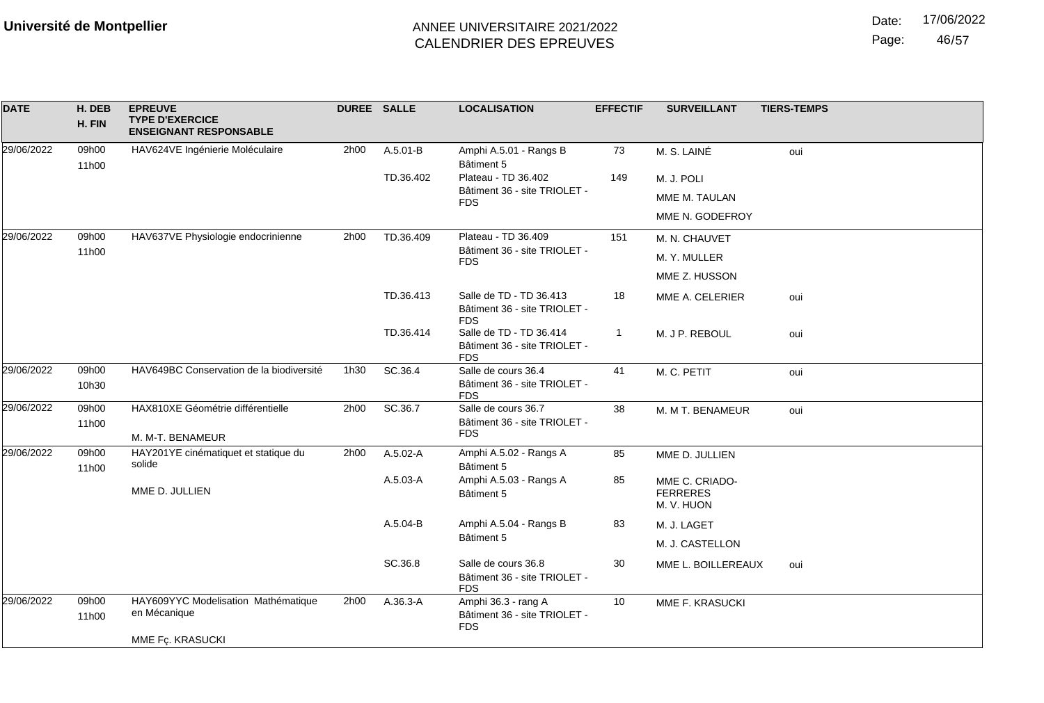**Université de Montpellier**

ANNEE UNIVERSITAIRE 2021/2022
CALENDRIER DES EPREUVES

Date: 17/06/2022

| DATE | H. DEB H. FIN | EPREUVE TYPE D'EXERCICE ENSEIGNANT RESPONSABLE | DUREE | SALLE | LOCALISATION | EFFECTIF | SURVEILLANT | TIERS-TEMPS |
|---|---|---|---|---|---|---|---|---|
| 29/06/2022 | 09h00 11h00 | HAV624VE Ingénierie Moléculaire | 2h00 | A.5.01-B | Amphi A.5.01 - Rangs B Bâtiment 5 | 73 | M. S. LAINÉ | oui |
| | | | | TD.36.402 | Plateau - TD 36.402 Bâtiment 36 - site TRIOLET - FDS | 149 | M. J. POLI | |
| | | | | | | | MME M. TAULAN | |
| | | | | | | | MME N. GODEFROY | |
| 29/06/2022 | 09h00 11h00 | HAV637VE Physiologie endocrinienne | 2h00 | TD.36.409 | Plateau - TD 36.409 Bâtiment 36 - site TRIOLET - FDS | 151 | M. N. CHAUVET | |
| | | | | | | | M. Y. MULLER | |
| | | | | | | | MME Z. HUSSON | |
| | | | | TD.36.413 | Salle de TD - TD 36.413 Bâtiment 36 - site TRIOLET - FDS | 18 | MME A. CELERIER | oui |
| | | | | TD.36.414 | Salle de TD - TD 36.414 Bâtiment 36 - site TRIOLET - FDS | 1 | M. J P. REBOUL | oui |
| 29/06/2022 | 09h00 10h30 | HAV649BC Conservation de la biodiversité | 1h30 | SC.36.4 | Salle de cours 36.4 Bâtiment 36 - site TRIOLET - FDS | 41 | M. C. PETIT | oui |
| 29/06/2022 | 09h00 11h00 | HAX810XE Géométrie différentielle M. M-T. BENAMEUR | 2h00 | SC.36.7 | Salle de cours 36.7 Bâtiment 36 - site TRIOLET - FDS | 38 | M. M T. BENAMEUR | oui |
| 29/06/2022 | 09h00 11h00 | HAY201YE cinématiquet et statique du solide MME D. JULLIEN | 2h00 | A.5.02-A | Amphi A.5.02 - Rangs A Bâtiment 5 | 85 | MME D. JULLIEN | |
| | | | | A.5.03-A | Amphi A.5.03 - Rangs A Bâtiment 5 | 85 | MME C. CRIADO-FERRERES M. V. HUON | |
| | | | | A.5.04-B | Amphi A.5.04 - Rangs B Bâtiment 5 | 83 | M. J. LAGET | |
| | | | | | | | M. J. CASTELLON | |
| | | | | SC.36.8 | Salle de cours 36.8 Bâtiment 36 - site TRIOLET - FDS | 30 | MME L. BOILLEREAUX | oui |
| 29/06/2022 | 09h00 11h00 | HAY609YYC Modelisation Mathématique en Mécanique MME Fç. KRASUCKI | 2h00 | A.36.3-A | Amphi 36.3 - rang A Bâtiment 36 - site TRIOLET - FDS | 10 | MME F. KRASUCKI | |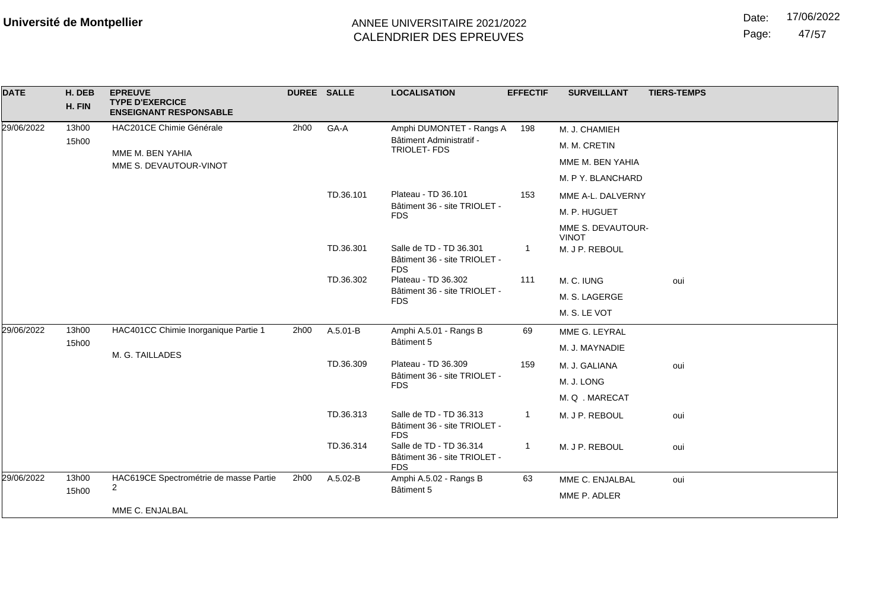**Université de Montpellier**

ANNEE UNIVERSITAIRE 2021/2022
CALENDRIER DES EPREUVES

Date: 17/06/2022

| DATE | H. DEB / H. FIN | EPREUVE / TYPE D'EXERCICE / ENSEIGNANT RESPONSABLE | DUREE | SALLE | LOCALISATION | EFFECTIF | SURVEILLANT | TIERS-TEMPS |
|---|---|---|---|---|---|---|---|---|
| 29/06/2022 | 13h00 15h00 | HAC201CE Chimie Générale MME M. BEN YAHIA MME S. DEVAUTOUR-VINOT | 2h00 | GA-A | Amphi DUMONTET - Rangs A Bâtiment Administratif - TRIOLET- FDS | 198 | M. J. CHAMIEH M. M. CRETIN MME M. BEN YAHIA M. P Y. BLANCHARD | |
| | | | | TD.36.101 | Plateau - TD 36.101 Bâtiment 36 - site TRIOLET - FDS | 153 | MME A-L. DALVERNY M. P. HUGUET MME S. DEVAUTOUR-VINOT | |
| | | | | TD.36.301 | Salle de TD - TD 36.301 Bâtiment 36 - site TRIOLET - FDS | 1 | M. J P. REBOUL | |
| | | | | TD.36.302 | Plateau - TD 36.302 Bâtiment 36 - site TRIOLET - FDS | 111 | M. C. IUNG M. S. LAGERGE M. S. LE VOT | oui |
| 29/06/2022 | 13h00 15h00 | HAC401CC Chimie Inorganique Partie 1 M. G. TAILLADES | 2h00 | A.5.01-B | Amphi A.5.01 - Rangs B Bâtiment 5 | 69 | MME G. LEYRAL M. J. MAYNADIE | |
| | | | | TD.36.309 | Plateau - TD 36.309 Bâtiment 36 - site TRIOLET - FDS | 159 | M. J. GALIANA M. J. LONG M. Q . MARECAT | oui |
| | | | | TD.36.313 | Salle de TD - TD 36.313 Bâtiment 36 - site TRIOLET - FDS | 1 | M. J P. REBOUL | oui |
| | | | | TD.36.314 | Salle de TD - TD 36.314 Bâtiment 36 - site TRIOLET - FDS | 1 | M. J P. REBOUL | oui |
| 29/06/2022 | 13h00 15h00 | HAC619CE Spectrométrie de masse Partie 2 MME C. ENJALBAL | 2h00 | A.5.02-B | Amphi A.5.02 - Rangs B Bâtiment 5 | 63 | MME C. ENJALBAL MME P. ADLER | oui |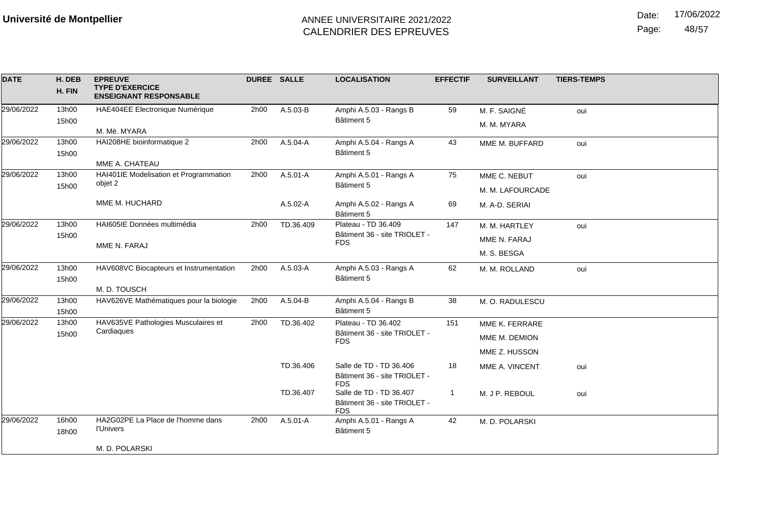**Université de Montpellier**

ANNEE UNIVERSITAIRE 2021/2022
CALENDRIER DES EPREUVES

Date: 17/06/2022

| DATE | H. DEB H. FIN | EPREUVE TYPE D'EXERCICE ENSEIGNANT RESPONSABLE | DUREE | SALLE | LOCALISATION | EFFECTIF | SURVEILLANT | TIERS-TEMPS |
|---|---|---|---|---|---|---|---|---|
| 29/06/2022 | 13h00 15h00 | HAE404EE Electronique Numérique M. Më. MYARA | 2h00 | A.5.03-B | Amphi A.5.03 - Rangs B Bâtiment 5 | 59 | M. F. SAIGNÉ M. M. MYARA | oui |
| 29/06/2022 | 13h00 15h00 | HAI208HE bioinformatique 2 MME A. CHATEAU | 2h00 | A.5.04-A | Amphi A.5.04 - Rangs A Bâtiment 5 | 43 | MME M. BUFFARD | oui |
| 29/06/2022 | 13h00 15h00 | HAI401IE Modelisation et Programmation objet 2 MME M. HUCHARD | 2h00 | A.5.01-A | Amphi A.5.01 - Rangs A Bâtiment 5 | 75 | MME C. NEBUT M. M. LAFOURCADE | oui |
| | | | | A.5.02-A | Amphi A.5.02 - Rangs A Bâtiment 5 | 69 | M. A-D. SERIAI | |
| 29/06/2022 | 13h00 15h00 | HAI605IE Données multimédia MME N. FARAJ | 2h00 | TD.36.409 | Plateau - TD 36.409 Bâtiment 36 - site TRIOLET - FDS | 147 | M. M. HARTLEY MME N. FARAJ M. S. BESGA | oui |
| 29/06/2022 | 13h00 15h00 | HAV608VC Biocapteurs et Instrumentation M. D. TOUSCH | 2h00 | A.5.03-A | Amphi A.5.03 - Rangs A Bâtiment 5 | 62 | M. M. ROLLAND | oui |
| 29/06/2022 | 13h00 15h00 | HAV626VE Mathématiques pour la biologie | 2h00 | A.5.04-B | Amphi A.5.04 - Rangs B Bâtiment 5 | 38 | M. O. RADULESCU | |
| 29/06/2022 | 13h00 15h00 | HAV635VE Pathologies Musculaires et Cardiaques | 2h00 | TD.36.402 | Plateau - TD 36.402 Bâtiment 36 - site TRIOLET - FDS | 151 | MME K. FERRARE MME M. DEMION MME Z. HUSSON | |
| | | | | TD.36.406 | Salle de TD - TD 36.406 Bâtiment 36 - site TRIOLET - FDS | 18 | MME A. VINCENT | oui |
| | | | | TD.36.407 | Salle de TD - TD 36.407 Bâtiment 36 - site TRIOLET - FDS | 1 | M. J P. REBOUL | oui |
| 29/06/2022 | 16h00 18h00 | HA2G02PE La Place de l'homme dans l'Univers M. D. POLARSKI | 2h00 | A.5.01-A | Amphi A.5.01 - Rangs A Bâtiment 5 | 42 | M. D. POLARSKI | |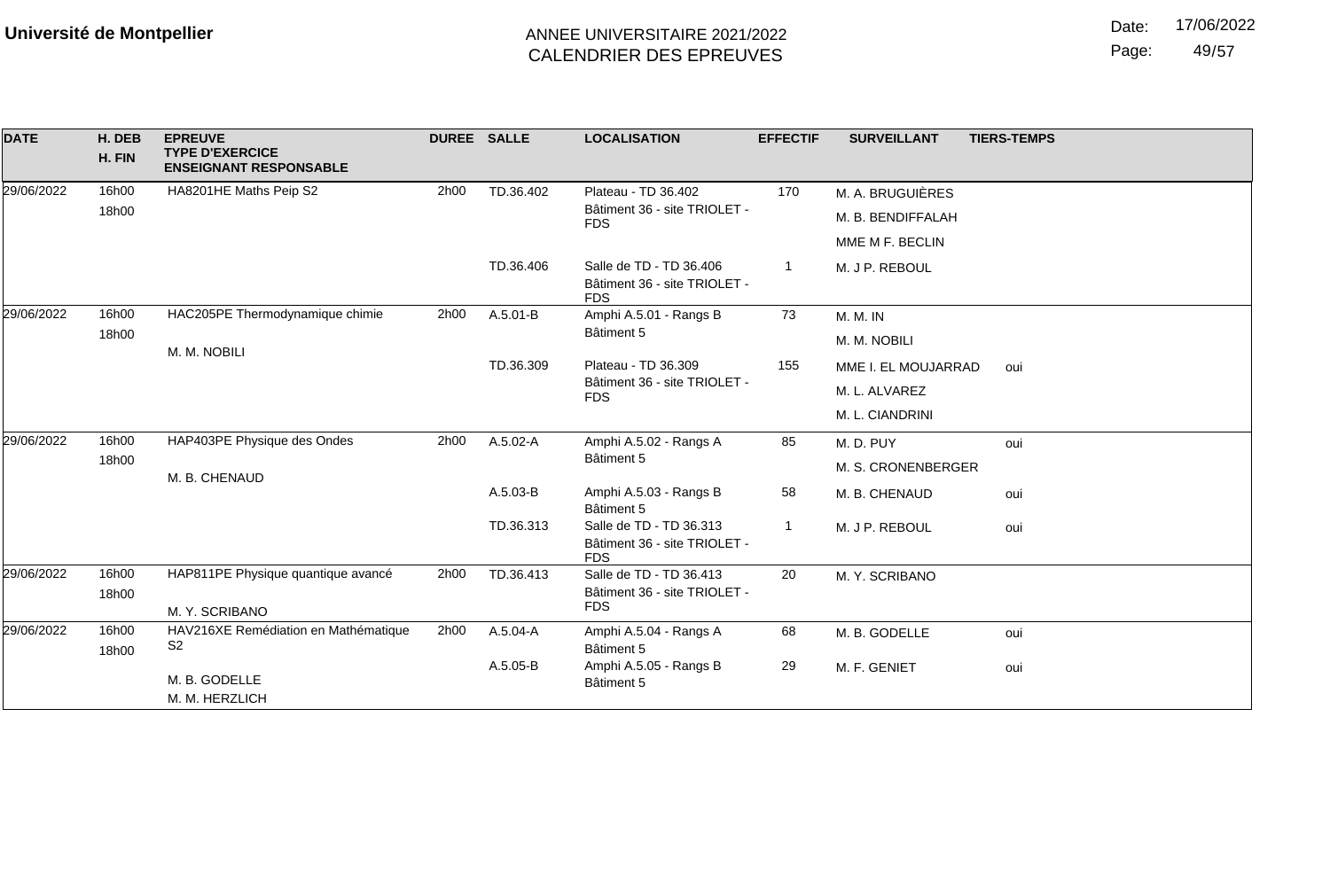**Université de Montpellier**

ANNEE UNIVERSITAIRE 2021/2022
CALENDRIER DES EPREUVES

Date: 17/06/2022

| DATE | H. DEB / H. FIN | EPREUVE / TYPE D'EXERCICE / ENSEIGNANT RESPONSABLE | DUREE | SALLE | LOCALISATION | EFFECTIF | SURVEILLANT | TIERS-TEMPS |
|---|---|---|---|---|---|---|---|---|
| 29/06/2022 | 16h00 / 18h00 | HA8201HE Maths Peip S2 | 2h00 | TD.36.402 | Plateau - TD 36.402 Bâtiment 36 - site TRIOLET - FDS | 170 | M. A. BRUGUIÈRES | |
| | | | | | | | M. B. BENDIFFALAH | |
| | | | | | | | MME M F. BECLIN | |
| | | | | TD.36.406 | Salle de TD - TD 36.406 Bâtiment 36 - site TRIOLET - FDS | 1 | M. J P. REBOUL | |
| 29/06/2022 | 16h00 / 18h00 | HAC205PE Thermodynamique chimie / M. M. NOBILI | 2h00 | A.5.01-B | Amphi A.5.01 - Rangs B Bâtiment 5 | 73 | M. M. IN | |
| | | | | | | | M. M. NOBILI | |
| | | | | TD.36.309 | Plateau - TD 36.309 Bâtiment 36 - site TRIOLET - FDS | 155 | MME I. EL MOUJARRAD | oui |
| | | | | | | | M. L. ALVAREZ | |
| | | | | | | | M. L. CIANDRINI | |
| 29/06/2022 | 16h00 / 18h00 | HAP403PE Physique des Ondes / M. B. CHENAUD | 2h00 | A.5.02-A | Amphi A.5.02 - Rangs A Bâtiment 5 | 85 | M. D. PUY | oui |
| | | | | | | | M. S. CRONENBERGER | |
| | | | | A.5.03-B | Amphi A.5.03 - Rangs B Bâtiment 5 | 58 | M. B. CHENAUD | oui |
| | | | | TD.36.313 | Salle de TD - TD 36.313 Bâtiment 36 - site TRIOLET - FDS | 1 | M. J P. REBOUL | oui |
| 29/06/2022 | 16h00 / 18h00 | HAP811PE Physique quantique avancé / M. Y. SCRIBANO | 2h00 | TD.36.413 | Salle de TD - TD 36.413 Bâtiment 36 - site TRIOLET - FDS | 20 | M. Y. SCRIBANO | |
| 29/06/2022 | 16h00 / 18h00 | HAV216XE Remédiation en Mathématique S2 / M. B. GODELLE / M. M. HERZLICH | 2h00 | A.5.04-A | Amphi A.5.04 - Rangs A Bâtiment 5 | 68 | M. B. GODELLE | oui |
| | | | | A.5.05-B | Amphi A.5.05 - Rangs B Bâtiment 5 | 29 | M. F. GENIET | oui |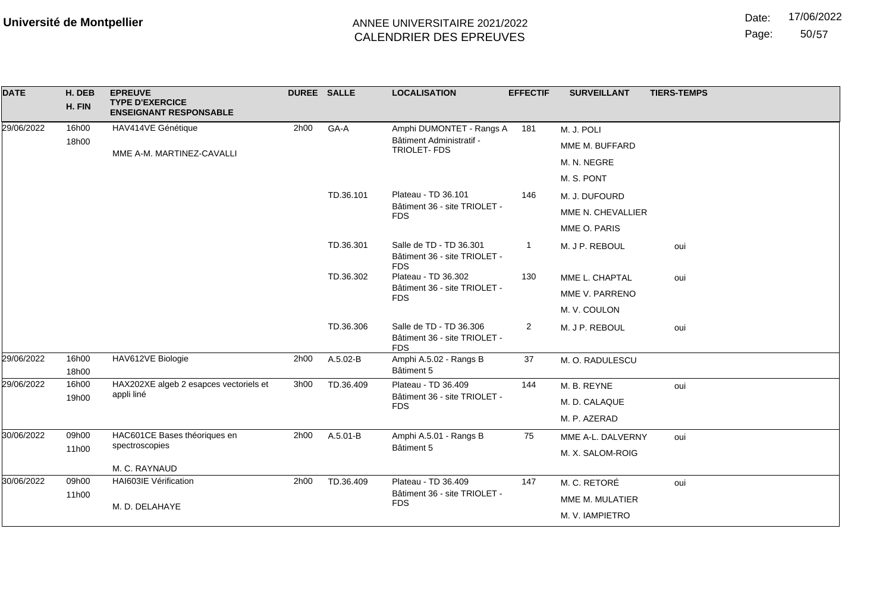**Université de Montpellier**

ANNEE UNIVERSITAIRE 2021/2022
CALENDRIER DES EPREUVES

Date: 17/06/2022

| DATE | H. DEB / H. FIN | EPREUVE / TYPE D'EXERCICE / ENSEIGNANT RESPONSABLE | DUREE | SALLE | LOCALISATION | EFFECTIF | SURVEILLANT | TIERS-TEMPS |
|---|---|---|---|---|---|---|---|---|
| 29/06/2022 | 16h00 / 18h00 | HAV414VE Génétique / MME A-M. MARTINEZ-CAVALLI | 2h00 | GA-A | Amphi DUMONTET - Rangs A / Bâtiment Administratif - TRIOLET- FDS | 181 | M. J. POLI / MME M. BUFFARD / M. N. NEGRE / M. S. PONT | |
| | | | | TD.36.101 | Plateau - TD 36.101 / Bâtiment 36 - site TRIOLET - FDS | 146 | M. J. DUFOURD / MME N. CHEVALLIER / MME O. PARIS | |
| | | | | TD.36.301 | Salle de TD - TD 36.301 / Bâtiment 36 - site TRIOLET - FDS | 1 | M. J P. REBOUL | oui |
| | | | | TD.36.302 | Plateau - TD 36.302 / Bâtiment 36 - site TRIOLET - FDS | 130 | MME L. CHAPTAL / MME V. PARRENO / M. V. COULON | oui |
| | | | | TD.36.306 | Salle de TD - TD 36.306 / Bâtiment 36 - site TRIOLET - FDS | 2 | M. J P. REBOUL | oui |
| 29/06/2022 | 16h00 / 18h00 | HAV612VE Biologie | 2h00 | A.5.02-B | Amphi A.5.02 - Rangs B / Bâtiment 5 | 37 | M. O. RADULESCU | |
| 29/06/2022 | 16h00 / 19h00 | HAX202XE algeb 2 esapces vectoriels et appli liné | 3h00 | TD.36.409 | Plateau - TD 36.409 / Bâtiment 36 - site TRIOLET - FDS | 144 | M. B. REYNE / M. D. CALAQUE / M. P. AZERAD | oui |
| 30/06/2022 | 09h00 / 11h00 | HAC601CE Bases théoriques en spectroscopies / M. C. RAYNAUD | 2h00 | A.5.01-B | Amphi A.5.01 - Rangs B / Bâtiment 5 | 75 | MME A-L. DALVERNY / M. X. SALOM-ROIG | oui |
| 30/06/2022 | 09h00 / 11h00 | HAI603IE Vérification / M. D. DELAHAYE | 2h00 | TD.36.409 | Plateau - TD 36.409 / Bâtiment 36 - site TRIOLET - FDS | 147 | M. C. RETORÉ / MME M. MULATIER / M. V. IAMPIETRO | oui |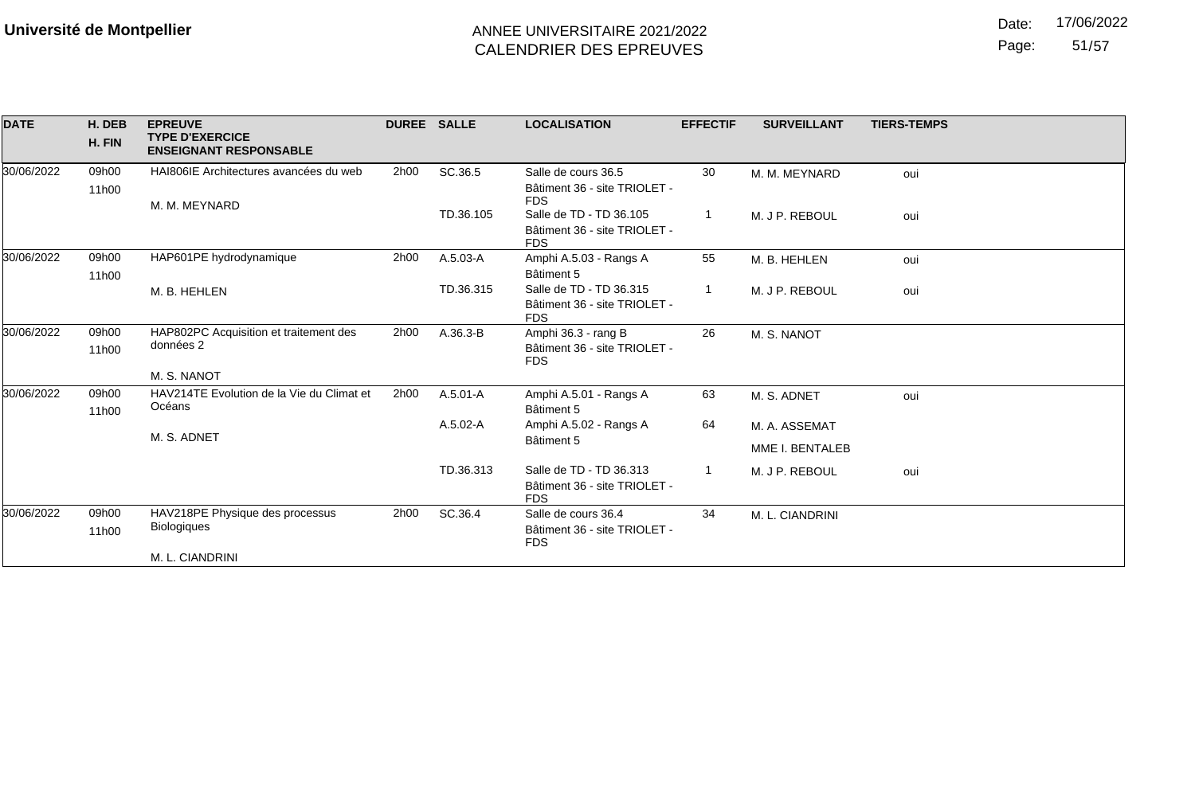**Université de Montpellier**

ANNEE UNIVERSITAIRE 2021/2022
CALENDRIER DES EPREUVES

Date: 17/06/2022

| DATE | H. DEB / H. FIN | EPREUVE / TYPE D'EXERCICE / ENSEIGNANT RESPONSABLE | DUREE | SALLE | LOCALISATION | EFFECTIF | SURVEILLANT | TIERS-TEMPS |
|---|---|---|---|---|---|---|---|---|
| 30/06/2022 | 09h00 / 11h00 | HAI806IE Architectures avancées du web / M. M. MEYNARD | 2h00 | SC.36.5 | Salle de cours 36.5 Bâtiment 36 - site TRIOLET - FDS | 30 | M. M. MEYNARD | oui |
| | | | | TD.36.105 | Salle de TD - TD 36.105 Bâtiment 36 - site TRIOLET - FDS | 1 | M. J P. REBOUL | oui |
| 30/06/2022 | 09h00 / 11h00 | HAP601PE hydrodynamique / M. B. HEHLEN | 2h00 | A.5.03-A | Amphi A.5.03 - Rangs A Bâtiment 5 | 55 | M. B. HEHLEN | oui |
| | | | | TD.36.315 | Salle de TD - TD 36.315 Bâtiment 36 - site TRIOLET - FDS | 1 | M. J P. REBOUL | oui |
| 30/06/2022 | 09h00 / 11h00 | HAP802PC Acquisition et traitement des données 2 / M. S. NANOT | 2h00 | A.36.3-B | Amphi 36.3 - rang B Bâtiment 36 - site TRIOLET - FDS | 26 | M. S. NANOT | |
| 30/06/2022 | 09h00 / 11h00 | HAV214TE Evolution de la Vie du Climat et Océans / M. S. ADNET | 2h00 | A.5.01-A | Amphi A.5.01 - Rangs A Bâtiment 5 | 63 | M. S. ADNET | oui |
| | | | | A.5.02-A | Amphi A.5.02 - Rangs A Bâtiment 5 | 64 | M. A. ASSEMAT<br>MME I. BENTALEB | |
| | | | | TD.36.313 | Salle de TD - TD 36.313 Bâtiment 36 - site TRIOLET - FDS | 1 | M. J P. REBOUL | oui |
| 30/06/2022 | 09h00 / 11h00 | HAV218PE Physique des processus Biologiques / M. L. CIANDRINI | 2h00 | SC.36.4 | Salle de cours 36.4 Bâtiment 36 - site TRIOLET - FDS | 34 | M. L. CIANDRINI | |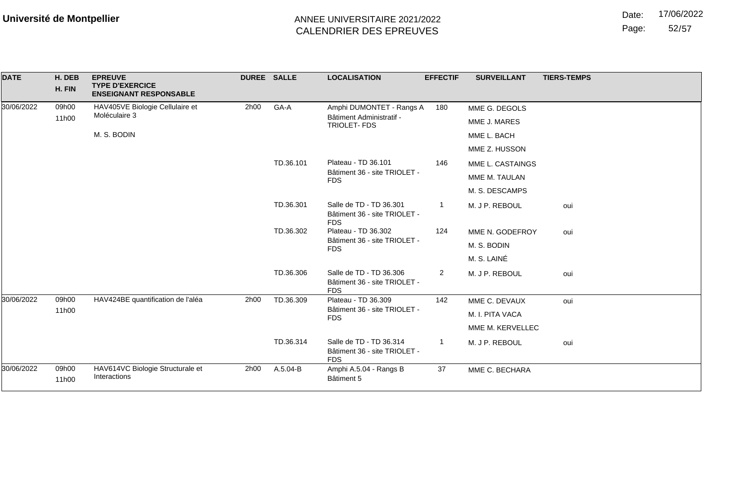**Université de Montpellier**

ANNEE UNIVERSITAIRE 2021/2022
CALENDRIER DES EPREUVES

Date: 17/06/2022

| DATE | H. DEB / H. FIN | EPREUVE / TYPE D'EXERCICE / ENSEIGNANT RESPONSABLE | DUREE | SALLE | LOCALISATION | EFFECTIF | SURVEILLANT | TIERS-TEMPS |
|---|---|---|---|---|---|---|---|---|
| 30/06/2022 | 09h00 11h00 | HAV405VE Biologie Cellulaire et Moléculaire 3 M. S. BODIN | 2h00 | GA-A | Amphi DUMONTET - Rangs A Bâtiment Administratif - TRIOLET- FDS | 180 | MME G. DEGOLS | |
| | | | | | | | MME J. MARES | |
| | | | | | | | MME L. BACH | |
| | | | | | | | MME Z. HUSSON | |
| | | | | TD.36.101 | Plateau - TD 36.101 Bâtiment 36 - site TRIOLET - FDS | 146 | MME L. CASTAINGS | |
| | | | | | | | MME M. TAULAN | |
| | | | | | | | M. S. DESCAMPS | |
| | | | | TD.36.301 | Salle de TD - TD 36.301 Bâtiment 36 - site TRIOLET - FDS | 1 | M. J P. REBOUL | oui |
| | | | | TD.36.302 | Plateau - TD 36.302 Bâtiment 36 - site TRIOLET - FDS | 124 | MME N. GODEFROY | oui |
| | | | | | | | M. S. BODIN | |
| | | | | | | | M. S. LAINÉ | |
| | | | | TD.36.306 | Salle de TD - TD 36.306 Bâtiment 36 - site TRIOLET - FDS | 2 | M. J P. REBOUL | oui |
| 30/06/2022 | 09h00 11h00 | HAV424BE quantification de l'aléa | 2h00 | TD.36.309 | Plateau - TD 36.309 Bâtiment 36 - site TRIOLET - FDS | 142 | MME C. DEVAUX | oui |
| | | | | | | | M. I. PITA VACA | |
| | | | | | | | MME M. KERVELLEC | |
| | | | | TD.36.314 | Salle de TD - TD 36.314 Bâtiment 36 - site TRIOLET - FDS | 1 | M. J P. REBOUL | oui |
| 30/06/2022 | 09h00 11h00 | HAV614VC Biologie Structurale et Interactions | 2h00 | A.5.04-B | Amphi A.5.04 - Rangs B Bâtiment 5 | 37 | MME C. BECHARA | |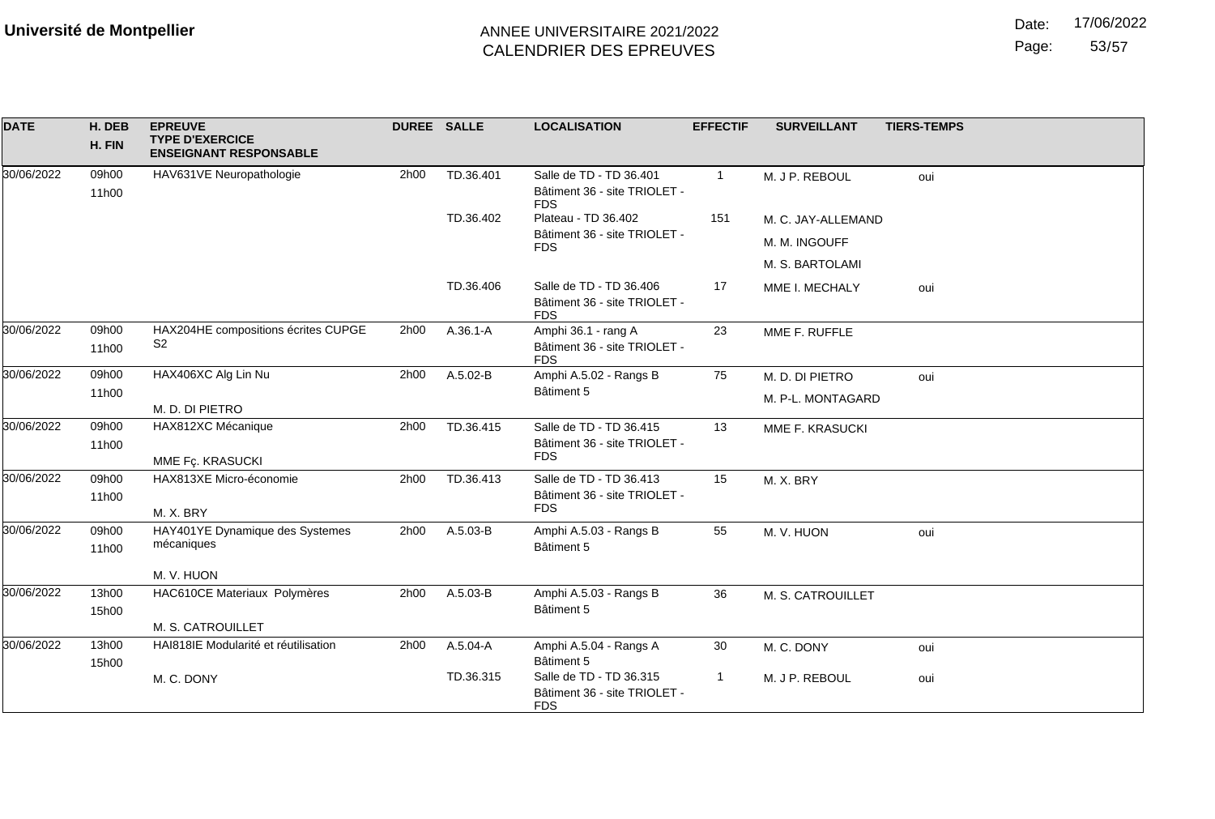**Université de Montpellier**

ANNEE UNIVERSITAIRE 2021/2022
CALENDRIER DES EPREUVES

Date: 17/06/2022

| DATE | H. DEB / H. FIN | EPREUVE / TYPE D'EXERCICE / ENSEIGNANT RESPONSABLE | DUREE | SALLE | LOCALISATION | EFFECTIF | SURVEILLANT | TIERS-TEMPS |
|---|---|---|---|---|---|---|---|---|
| 30/06/2022 | 09h00 11h00 | HAV631VE Neuropathologie | 2h00 | TD.36.401 | Salle de TD - TD 36.401 Bâtiment 36 - site TRIOLET - FDS | 1 | M. J P. REBOUL | oui |
| | | | | TD.36.402 | Plateau - TD 36.402 Bâtiment 36 - site TRIOLET - FDS | 151 | M. C. JAY-ALLEMAND | |
| | | | | | | | M. M. INGOUFF | |
| | | | | | | | M. S. BARTOLAMI | |
| | | | | TD.36.406 | Salle de TD - TD 36.406 Bâtiment 36 - site TRIOLET - FDS | 17 | MME I. MECHALY | oui |
| 30/06/2022 | 09h00 11h00 | HAX204HE compositions écrites CUPGE S2 | 2h00 | A.36.1-A | Amphi 36.1 - rang A Bâtiment 36 - site TRIOLET - FDS | 23 | MME F. RUFFLE | |
| 30/06/2022 | 09h00 11h00 | HAX406XC Alg Lin Nu<br>M. D. DI PIETRO | 2h00 | A.5.02-B | Amphi A.5.02 - Rangs B Bâtiment 5 | 75 | M. D. DI PIETRO | oui |
| | | | | | | | M. P-L. MONTAGARD | |
| 30/06/2022 | 09h00 11h00 | HAX812XC Mécanique<br>MME Fç. KRASUCKI | 2h00 | TD.36.415 | Salle de TD - TD 36.415 Bâtiment 36 - site TRIOLET - FDS | 13 | MME F. KRASUCKI | |
| 30/06/2022 | 09h00 11h00 | HAX813XE Micro-économie<br>M. X. BRY | 2h00 | TD.36.413 | Salle de TD - TD 36.413 Bâtiment 36 - site TRIOLET - FDS | 15 | M. X. BRY | |
| 30/06/2022 | 09h00 11h00 | HAY401YE Dynamique des Systemes mécaniques<br>M. V. HUON | 2h00 | A.5.03-B | Amphi A.5.03 - Rangs B Bâtiment 5 | 55 | M. V. HUON | oui |
| 30/06/2022 | 13h00 15h00 | HAC610CE Materiaux Polymères<br>M. S. CATROUILLET | 2h00 | A.5.03-B | Amphi A.5.03 - Rangs B Bâtiment 5 | 36 | M. S. CATROUILLET | |
| 30/06/2022 | 13h00 15h00 | HAI818IE Modularité et réutilisation<br>M. C. DONY | 2h00 | A.5.04-A | Amphi A.5.04 - Rangs A Bâtiment 5 | 30 | M. C. DONY | oui |
| | | | | TD.36.315 | Salle de TD - TD 36.315 Bâtiment 36 - site TRIOLET - FDS | 1 | M. J P. REBOUL | oui |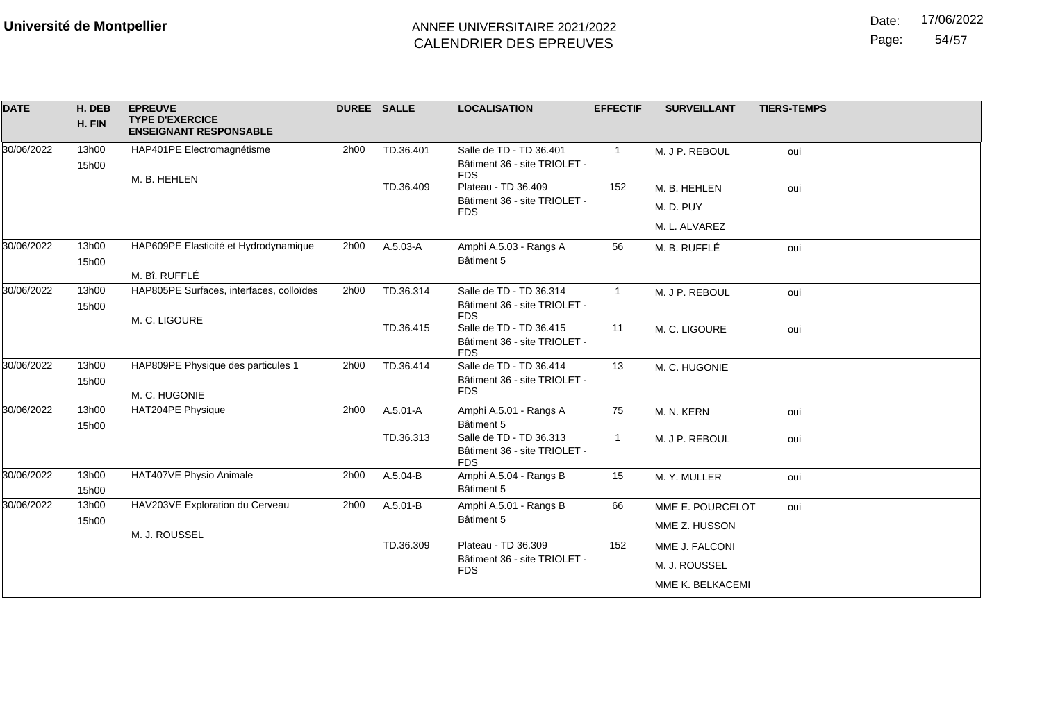**Université de Montpellier**

ANNEE UNIVERSITAIRE 2021/2022
CALENDRIER DES EPREUVES

Date: 17/06/2022

| DATE | H. DEB / H. FIN | EPREUVE / TYPE D'EXERCICE / ENSEIGNANT RESPONSABLE | DUREE | SALLE | LOCALISATION | EFFECTIF | SURVEILLANT | TIERS-TEMPS |
|---|---|---|---|---|---|---|---|---|
| 30/06/2022 | 13h00 15h00 | HAP401PE Electromagnétisme<br>M. B. HEHLEN | 2h00 | TD.36.401 | Salle de TD - TD 36.401<br>Bâtiment 36 - site TRIOLET - FDS | 1 | M. J P. REBOUL | oui |
| | | | | TD.36.409 | Plateau - TD 36.409<br>Bâtiment 36 - site TRIOLET - FDS | 152 | M. B. HEHLEN<br>M. D. PUY<br>M. L. ALVAREZ | oui |
| 30/06/2022 | 13h00 15h00 | HAP609PE Elasticité et Hydrodynamique<br>M. Bî. RUFFLÉ | 2h00 | A.5.03-A | Amphi A.5.03 - Rangs A<br>Bâtiment 5 | 56 | M. B. RUFFLÉ | oui |
| 30/06/2022 | 13h00 15h00 | HAP805PE Surfaces, interfaces, colloïdes<br>M. C. LIGOURE | 2h00 | TD.36.314 | Salle de TD - TD 36.314<br>Bâtiment 36 - site TRIOLET - FDS | 1 | M. J P. REBOUL | oui |
| | | | | TD.36.415 | Salle de TD - TD 36.415<br>Bâtiment 36 - site TRIOLET - FDS | 11 | M. C. LIGOURE | oui |
| 30/06/2022 | 13h00 15h00 | HAP809PE Physique des particules 1<br>M. C. HUGONIE | 2h00 | TD.36.414 | Salle de TD - TD 36.414<br>Bâtiment 36 - site TRIOLET - FDS | 13 | M. C. HUGONIE | |
| 30/06/2022 | 13h00 15h00 | HAT204PE Physique | 2h00 | A.5.01-A | Amphi A.5.01 - Rangs A<br>Bâtiment 5 | 75 | M. N. KERN | oui |
| | | | | TD.36.313 | Salle de TD - TD 36.313<br>Bâtiment 36 - site TRIOLET - FDS | 1 | M. J P. REBOUL | oui |
| 30/06/2022 | 13h00 15h00 | HAT407VE Physio Animale | 2h00 | A.5.04-B | Amphi A.5.04 - Rangs B<br>Bâtiment 5 | 15 | M. Y. MULLER | oui |
| 30/06/2022 | 13h00 15h00 | HAV203VE Exploration du Cerveau<br>M. J. ROUSSEL | 2h00 | A.5.01-B | Amphi A.5.01 - Rangs B<br>Bâtiment 5 | 66 | MME E. POURCELOT<br>MME Z. HUSSON | oui |
| | | | | TD.36.309 | Plateau - TD 36.309<br>Bâtiment 36 - site TRIOLET - FDS | 152 | MME J. FALCONI<br>M. J. ROUSSEL<br>MME K. BELKACEMI | |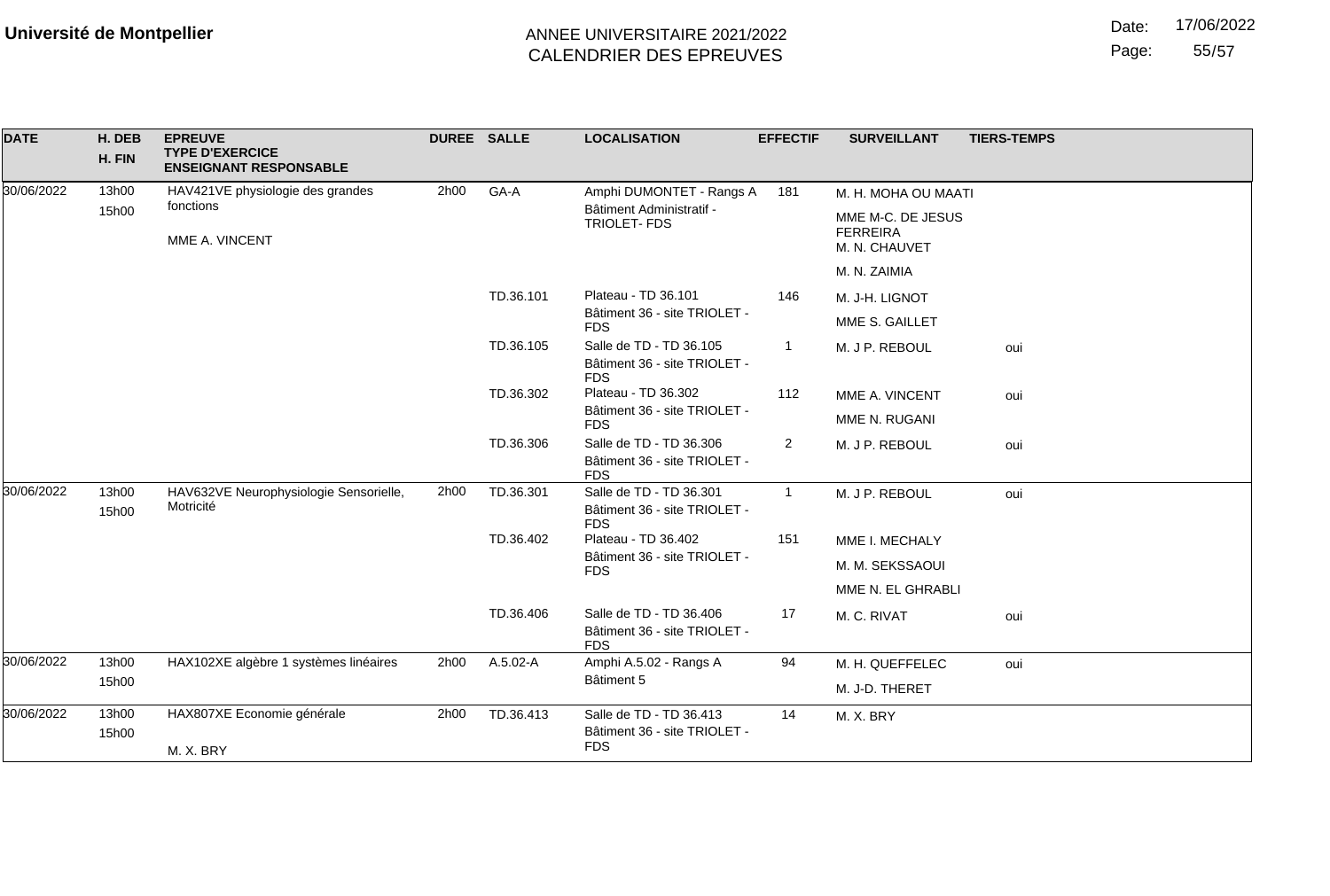**Université de Montpellier**

ANNEE UNIVERSITAIRE 2021/2022
CALENDRIER DES EPREUVES

Date: 17/06/2022

| DATE | H. DEB H. FIN | EPREUVE TYPE D'EXERCICE ENSEIGNANT RESPONSABLE | DUREE | SALLE | LOCALISATION | EFFECTIF | SURVEILLANT | TIERS-TEMPS |
|---|---|---|---|---|---|---|---|---|
| 30/06/2022 | 13h00 15h00 | HAV421VE physiologie des grandes fonctions MME A. VINCENT | 2h00 | GA-A | Amphi DUMONTET - Rangs A Bâtiment Administratif - TRIOLET- FDS | 181 | M. H. MOHA OU MAATI MME M-C. DE JESUS FERREIRA M. N. CHAUVET M. N. ZAIMIA | |
| | | | | TD.36.101 | Plateau - TD 36.101 Bâtiment 36 - site TRIOLET - FDS | 146 | M. J-H. LIGNOT MME S. GAILLET | |
| | | | | TD.36.105 | Salle de TD - TD 36.105 Bâtiment 36 - site TRIOLET - FDS | 1 | M. J P. REBOUL | oui |
| | | | | TD.36.302 | Plateau - TD 36.302 Bâtiment 36 - site TRIOLET - FDS | 112 | MME A. VINCENT MME N. RUGANI | oui |
| | | | | TD.36.306 | Salle de TD - TD 36.306 Bâtiment 36 - site TRIOLET - FDS | 2 | M. J P. REBOUL | oui |
| 30/06/2022 | 13h00 15h00 | HAV632VE Neurophysiologie Sensorielle, Motricité | 2h00 | TD.36.301 | Salle de TD - TD 36.301 Bâtiment 36 - site TRIOLET - FDS | 1 | M. J P. REBOUL | oui |
| | | | | TD.36.402 | Plateau - TD 36.402 Bâtiment 36 - site TRIOLET - FDS | 151 | MME I. MECHALY M. M. SEKSSAOUI MME N. EL GHRABLI | |
| | | | | TD.36.406 | Salle de TD - TD 36.406 Bâtiment 36 - site TRIOLET - FDS | 17 | M. C. RIVAT | oui |
| 30/06/2022 | 13h00 15h00 | HAX102XE algèbre 1 systèmes linéaires | 2h00 | A.5.02-A | Amphi A.5.02 - Rangs A Bâtiment 5 | 94 | M. H. QUEFFELEC M. J-D. THERET | oui |
| 30/06/2022 | 13h00 15h00 | HAX807XE Economie générale M. X. BRY | 2h00 | TD.36.413 | Salle de TD - TD 36.413 Bâtiment 36 - site TRIOLET - FDS | 14 | M. X. BRY | |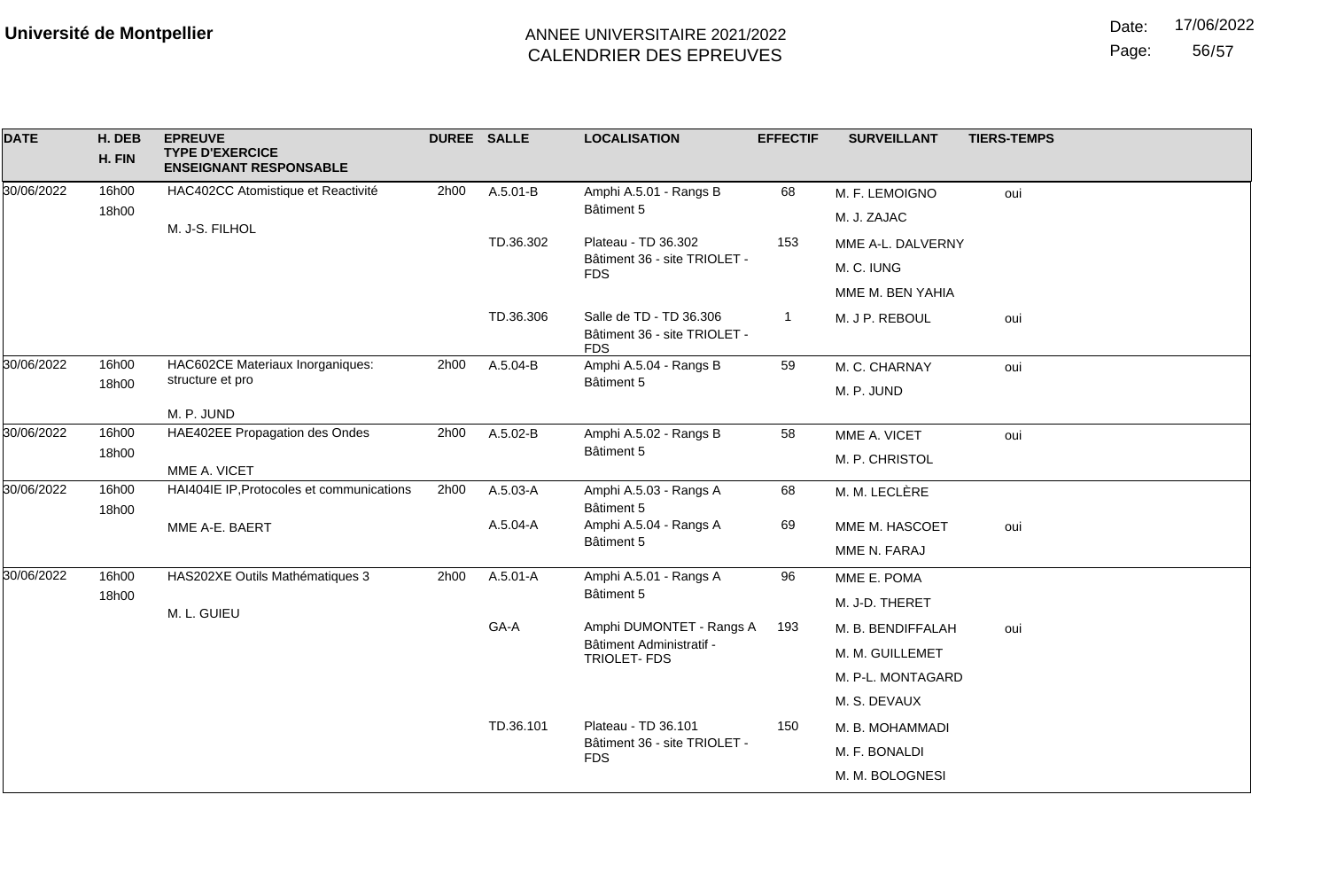**Université de Montpellier**

ANNEE UNIVERSITAIRE 2021/2022
CALENDRIER DES EPREUVES

Date: 17/06/2022

| DATE | H. DEB / H. FIN | EPREUVE / TYPE D'EXERCICE / ENSEIGNANT RESPONSABLE | DUREE | SALLE | LOCALISATION | EFFECTIF | SURVEILLANT | TIERS-TEMPS |
|---|---|---|---|---|---|---|---|---|
| 30/06/2022 | 16h00 / 18h00 | HAC402CC Atomistique et Reactivité<br>M. J-S. FILHOL | 2h00 | A.5.01-B | Amphi A.5.01 - Rangs B<br>Bâtiment 5 | 68 | M. F. LEMOIGNO<br>M. J. ZAJAC | oui |
| | | | | TD.36.302 | Plateau - TD 36.302<br>Bâtiment 36 - site TRIOLET - FDS | 153 | MME A-L. DALVERNY<br>M. C. IUNG<br>MME M. BEN YAHIA | |
| | | | | TD.36.306 | Salle de TD - TD 36.306<br>Bâtiment 36 - site TRIOLET - FDS | 1 | M. J P. REBOUL | oui |
| 30/06/2022 | 16h00 / 18h00 | HAC602CE Materiaux Inorganiques: structure et pro<br>M. P. JUND | 2h00 | A.5.04-B | Amphi A.5.04 - Rangs B<br>Bâtiment 5 | 59 | M. C. CHARNAY<br>M. P. JUND | oui |
| 30/06/2022 | 16h00 / 18h00 | HAE402EE Propagation des Ondes<br>MME A. VICET | 2h00 | A.5.02-B | Amphi A.5.02 - Rangs B<br>Bâtiment 5 | 58 | MME A. VICET<br>M. P. CHRISTOL | oui |
| 30/06/2022 | 16h00 / 18h00 | HAI404IE IP,Protocoles et communications<br>MME A-E. BAERT | 2h00 | A.5.03-A | Amphi A.5.03 - Rangs A<br>Bâtiment 5 | 68 | M. M. LECLÈRE | |
| | | | | A.5.04-A | Amphi A.5.04 - Rangs A<br>Bâtiment 5 | 69 | MME M. HASCOET<br>MME N. FARAJ | oui |
| 30/06/2022 | 16h00 / 18h00 | HAS202XE Outils Mathématiques 3<br>M. L. GUIEU | 2h00 | A.5.01-A | Amphi A.5.01 - Rangs A<br>Bâtiment 5 | 96 | MME E. POMA<br>M. J-D. THERET | |
| | | | | GA-A | Amphi DUMONTET - Rangs A<br>Bâtiment Administratif - TRIOLET- FDS | 193 | M. B. BENDIFFALAH<br>M. M. GUILLEMET<br>M. P-L. MONTAGARD<br>M. S. DEVAUX | oui |
| | | | | TD.36.101 | Plateau - TD 36.101<br>Bâtiment 36 - site TRIOLET - FDS | 150 | M. B. MOHAMMADI<br>M. F. BONALDI<br>M. M. BOLOGNESI | |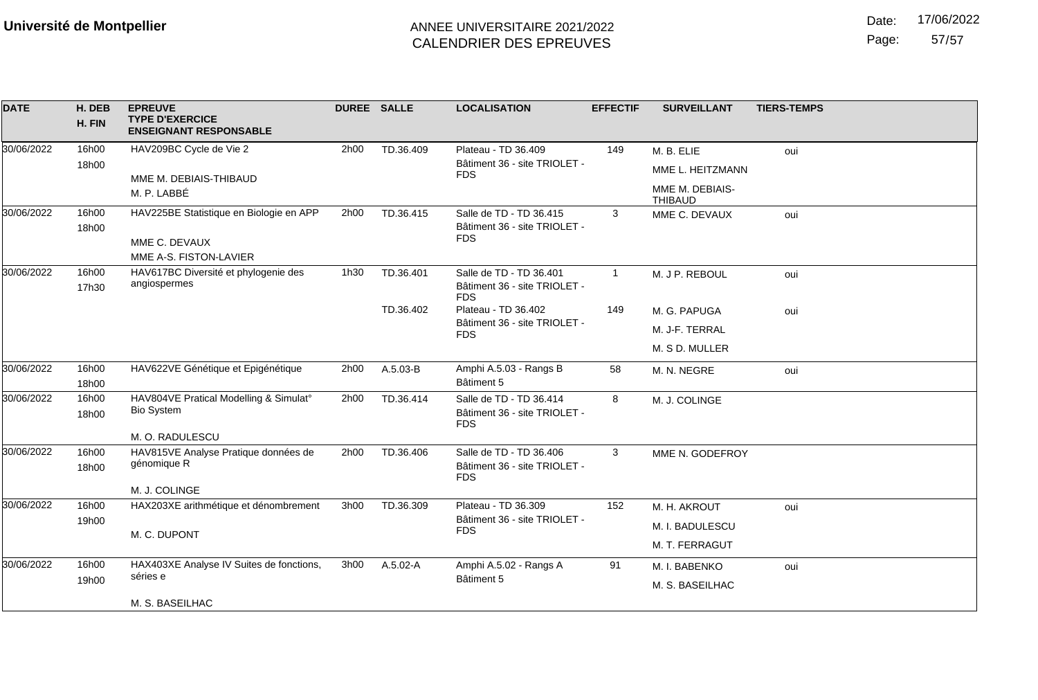**Université de Montpellier**

ANNEE UNIVERSITAIRE 2021/2022
CALENDRIER DES EPREUVES

Date: 17/06/2022

| DATE | H. DEB H. FIN | EPREUVE TYPE D'EXERCICE ENSEIGNANT RESPONSABLE | DUREE | SALLE | LOCALISATION | EFFECTIF | SURVEILLANT | TIERS-TEMPS |
|---|---|---|---|---|---|---|---|---|
| 30/06/2022 | 16h00 18h00 | HAV209BC Cycle de Vie 2<br>MME M. DEBIAIS-THIBAUD<br>M. P. LABBÉ | 2h00 | TD.36.409 | Plateau - TD 36.409 Bâtiment 36 - site TRIOLET - FDS | 149 | M. B. ELIE<br>MME L. HEITZMANN<br>MME M. DEBIAIS-THIBAUD | oui |
| 30/06/2022 | 16h00 18h00 | HAV225BE Statistique en Biologie en APP<br>MME C. DEVAUX<br>MME A-S. FISTON-LAVIER | 2h00 | TD.36.415 | Salle de TD - TD 36.415 Bâtiment 36 - site TRIOLET - FDS | 3 | MME C. DEVAUX | oui |
| 30/06/2022 | 16h00 17h30 | HAV617BC Diversité et phylogenie des angiospermes | 1h30 | TD.36.401 | Salle de TD - TD 36.401 Bâtiment 36 - site TRIOLET - FDS | 1 | M. J P. REBOUL | oui |
| | | | | TD.36.402 | Plateau - TD 36.402 Bâtiment 36 - site TRIOLET - FDS | 149 | M. G. PAPUGA<br>M. J-F. TERRAL<br>M. S D. MULLER | oui |
| 30/06/2022 | 16h00 18h00 | HAV622VE Génétique et Epigénétique | 2h00 | A.5.03-B | Amphi A.5.03 - Rangs B Bâtiment 5 | 58 | M. N. NEGRE | oui |
| 30/06/2022 | 16h00 18h00 | HAV804VE Pratical Modelling & Simulat° Bio System<br>M. O. RADULESCU | 2h00 | TD.36.414 | Salle de TD - TD 36.414 Bâtiment 36 - site TRIOLET - FDS | 8 | M. J. COLINGE | |
| 30/06/2022 | 16h00 18h00 | HAV815VE Analyse Pratique données de génomique R<br>M. J. COLINGE | 2h00 | TD.36.406 | Salle de TD - TD 36.406 Bâtiment 36 - site TRIOLET - FDS | 3 | MME N. GODEFROY | |
| 30/06/2022 | 16h00 19h00 | HAX203XE arithmétique et dénombrement<br>M. C. DUPONT | 3h00 | TD.36.309 | Plateau - TD 36.309 Bâtiment 36 - site TRIOLET - FDS | 152 | M. H. AKROUT<br>M. I. BADULESCU<br>M. T. FERRAGUT | oui |
| 30/06/2022 | 16h00 19h00 | HAX403XE Analyse IV Suites de fonctions, séries e<br>M. S. BASEILHAC | 3h00 | A.5.02-A | Amphi A.5.02 - Rangs A Bâtiment 5 | 91 | M. I. BABENKO<br>M. S. BASEILHAC | oui |